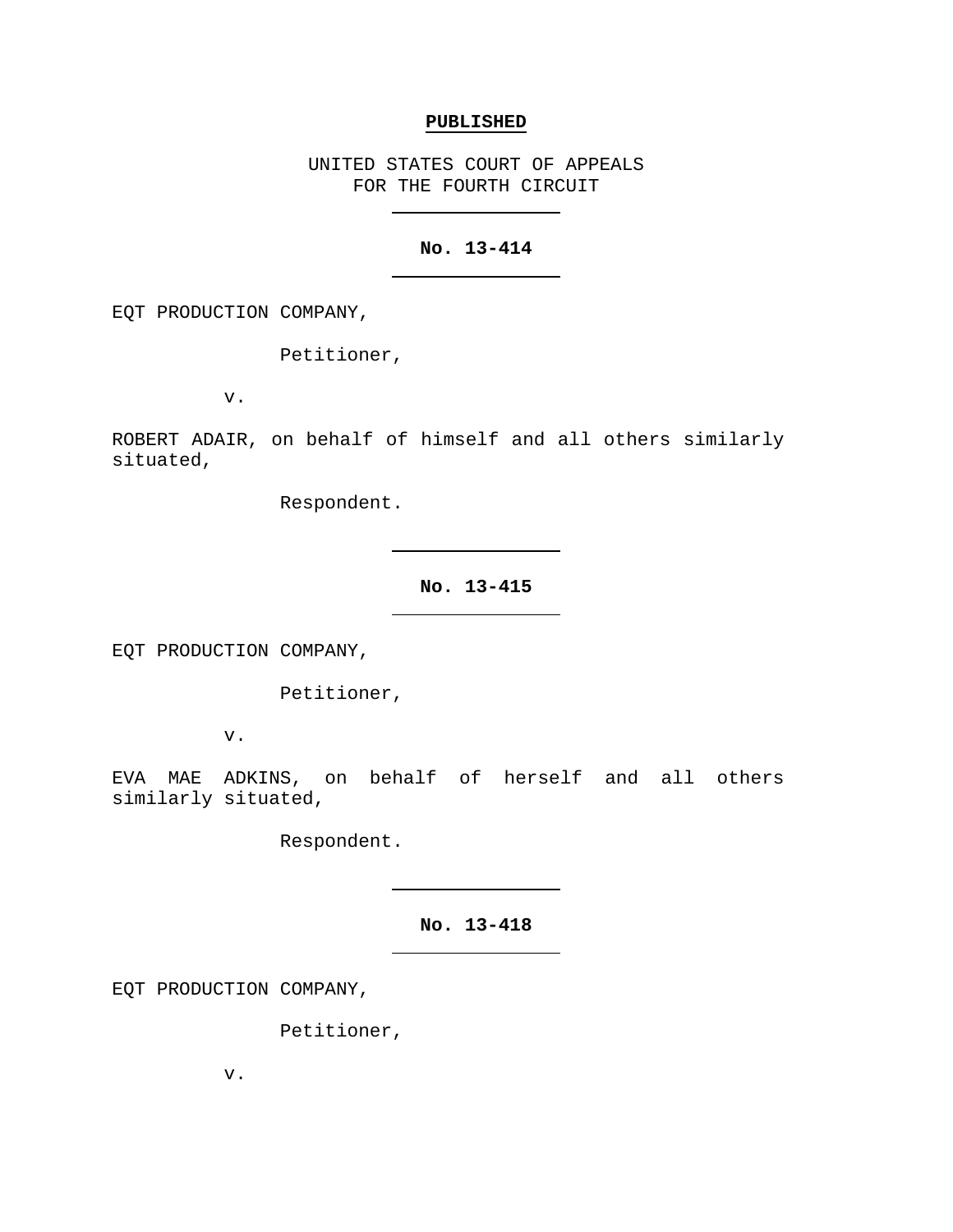**PUBLISHED**

UNITED STATES COURT OF APPEALS
FOR THE FOURTH CIRCUIT

---

**No. 13-414**

---

EQT PRODUCTION COMPANY,

Petitioner,

v.

ROBERT ADAIR, on behalf of himself and all others similarly situated,

Respondent.

---

**No. 13-415**

---

EQT PRODUCTION COMPANY,

Petitioner,

v.

EVA MAE ADKINS, on behalf of herself and all others similarly situated,

Respondent.

---

**No. 13-418**

---

EQT PRODUCTION COMPANY,

Petitioner,

v.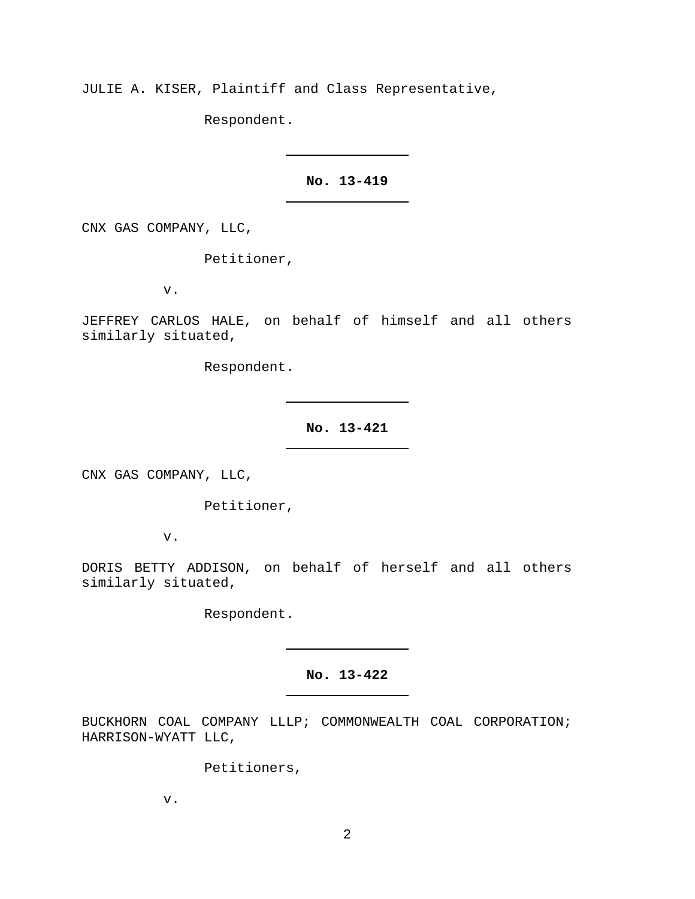JULIE A. KISER, Plaintiff and Class Representative,

Respondent.

---

**No. 13-419**

---

CNX GAS COMPANY, LLC,

Petitioner,

v.

JEFFREY CARLOS HALE, on behalf of himself and all others similarly situated,

Respondent.

---

**No. 13-421**

---

CNX GAS COMPANY, LLC,

Petitioner,

v.

DORIS BETTY ADDISON, on behalf of herself and all others similarly situated,

Respondent.

---

**No. 13-422**

---

BUCKHORN COAL COMPANY LLLP; COMMONWEALTH COAL CORPORATION; HARRISON-WYATT LLC,

Petitioners,

v.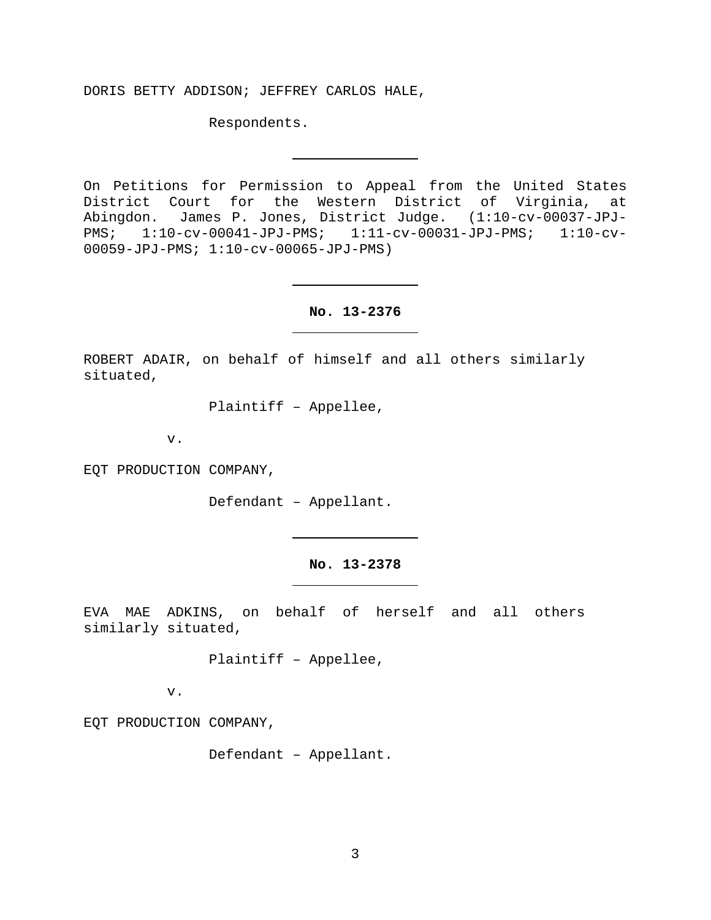DORIS BETTY ADDISON; JEFFREY CARLOS HALE,

Respondents.

---

On Petitions for Permission to Appeal from the United States District Court for the Western District of Virginia, at Abingdon. James P. Jones, District Judge. (1:10-cv-00037-JPJ-PMS; 1:10-cv-00041-JPJ-PMS; 1:11-cv-00031-JPJ-PMS; 1:10-cv-00059-JPJ-PMS; 1:10-cv-00065-JPJ-PMS)

---

**No. 13-2376**

---

ROBERT ADAIR, on behalf of himself and all others similarly situated,

Plaintiff – Appellee,

v.

EQT PRODUCTION COMPANY,

Defendant – Appellant.

---

**No. 13-2378**

---

EVA MAE ADKINS, on behalf of herself and all others similarly situated,

Plaintiff – Appellee,

v.

EQT PRODUCTION COMPANY,

Defendant – Appellant.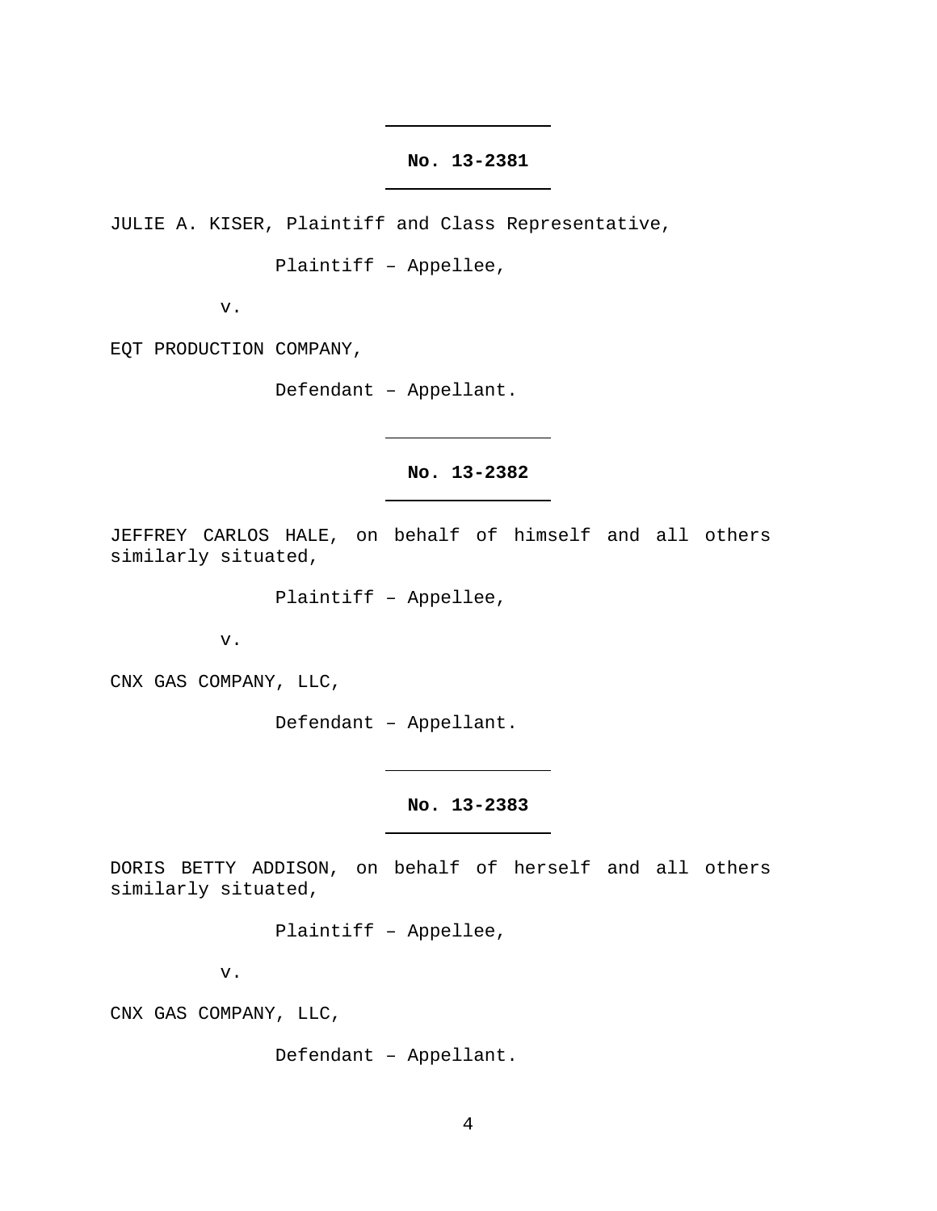**No. 13-2381**

JULIE A. KISER, Plaintiff and Class Representative,

Plaintiff – Appellee,

v.

EQT PRODUCTION COMPANY,

Defendant – Appellant.

**No. 13-2382**

JEFFREY CARLOS HALE, on behalf of himself and all others similarly situated,

Plaintiff – Appellee,

v.

CNX GAS COMPANY, LLC,

Defendant – Appellant.

**No. 13-2383**

DORIS BETTY ADDISON, on behalf of herself and all others similarly situated,

Plaintiff – Appellee,

v.

CNX GAS COMPANY, LLC,

Defendant – Appellant.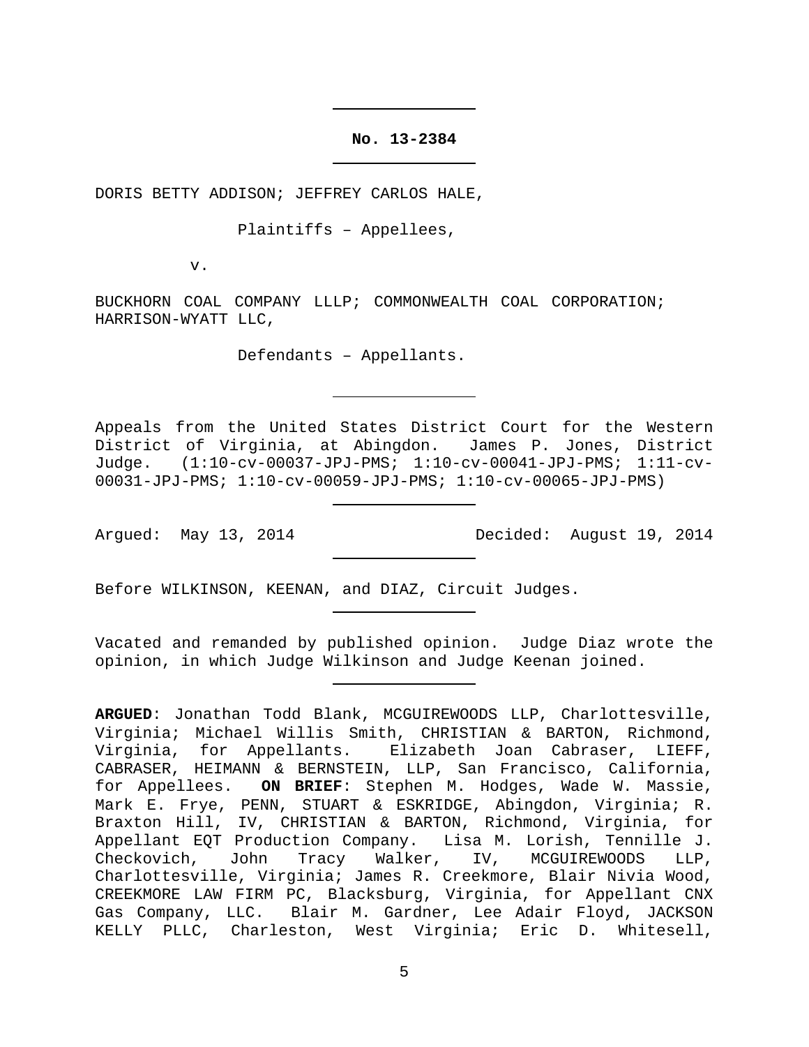**No. 13-2384**

DORIS BETTY ADDISON; JEFFREY CARLOS HALE,

Plaintiffs – Appellees,

v.

BUCKHORN COAL COMPANY LLLP; COMMONWEALTH COAL CORPORATION; HARRISON-WYATT LLC,

Defendants – Appellants.

Appeals from the United States District Court for the Western District of Virginia, at Abingdon. James P. Jones, District Judge. (1:10-cv-00037-JPJ-PMS; 1:10-cv-00041-JPJ-PMS; 1:11-cv-00031-JPJ-PMS; 1:10-cv-00059-JPJ-PMS; 1:10-cv-00065-JPJ-PMS)

Argued: May 13, 2014 Decided: August 19, 2014

Before WILKINSON, KEENAN, and DIAZ, Circuit Judges.

Vacated and remanded by published opinion. Judge Diaz wrote the opinion, in which Judge Wilkinson and Judge Keenan joined.

**ARGUED**: Jonathan Todd Blank, MCGUIREWOODS LLP, Charlottesville, Virginia; Michael Willis Smith, CHRISTIAN & BARTON, Richmond, Virginia, for Appellants. Elizabeth Joan Cabraser, LIEFF, CABRASER, HEIMANN & BERNSTEIN, LLP, San Francisco, California, for Appellees. **ON BRIEF**: Stephen M. Hodges, Wade W. Massie, Mark E. Frye, PENN, STUART & ESKRIDGE, Abingdon, Virginia; R. Braxton Hill, IV, CHRISTIAN & BARTON, Richmond, Virginia, for Appellant EQT Production Company. Lisa M. Lorish, Tennille J. Checkovich, John Tracy Walker, IV, MCGUIREWOODS LLP, Charlottesville, Virginia; James R. Creekmore, Blair Nivia Wood, CREEKMORE LAW FIRM PC, Blacksburg, Virginia, for Appellant CNX Gas Company, LLC. Blair M. Gardner, Lee Adair Floyd, JACKSON KELLY PLLC, Charleston, West Virginia; Eric D. Whitesell,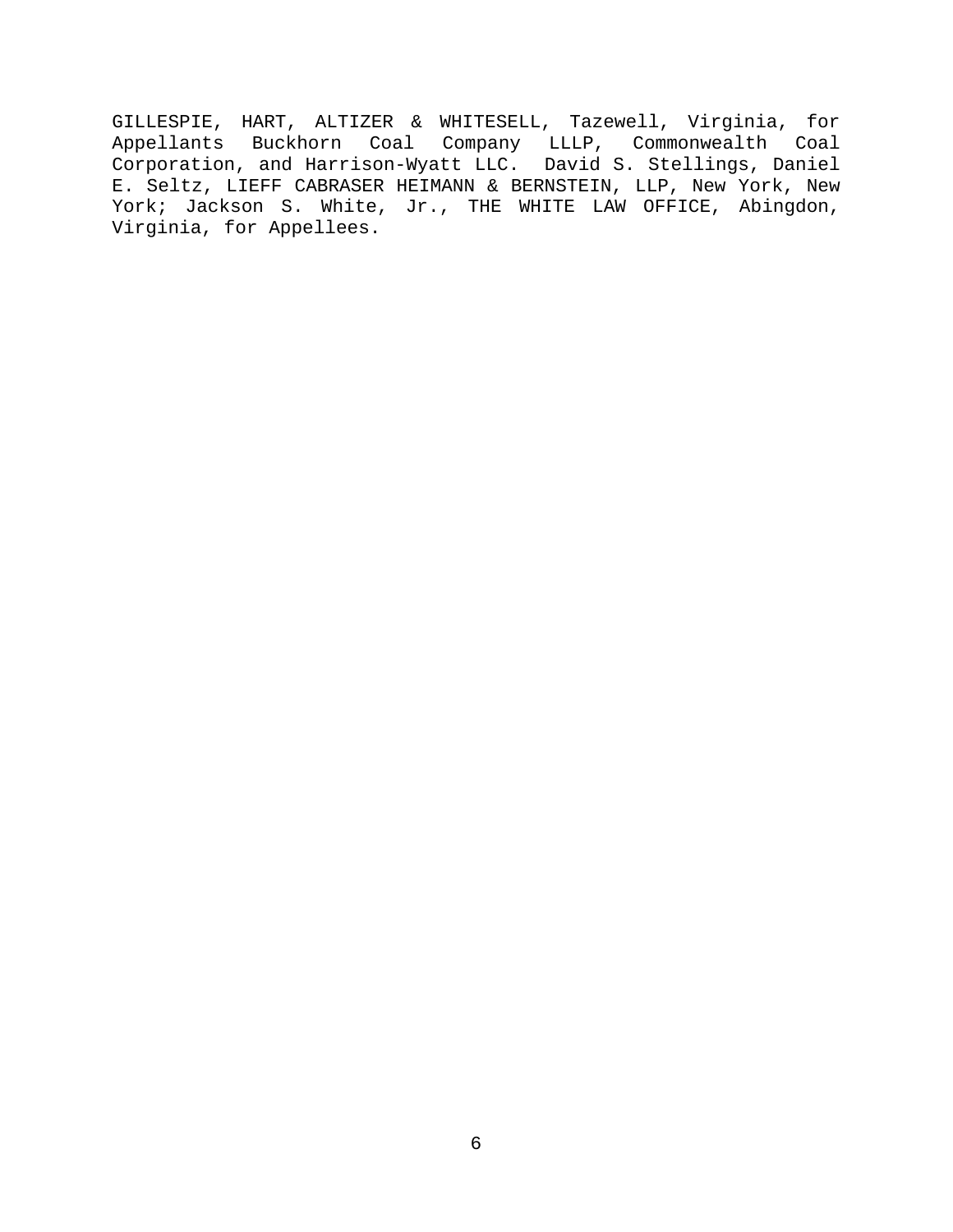GILLESPIE, HART, ALTIZER & WHITESELL, Tazewell, Virginia, for Appellants Buckhorn Coal Company LLLP, Commonwealth Coal Corporation, and Harrison-Wyatt LLC. David S. Stellings, Daniel E. Seltz, LIEFF CABRASER HEIMANN & BERNSTEIN, LLP, New York, New York; Jackson S. White, Jr., THE WHITE LAW OFFICE, Abingdon, Virginia, for Appellees.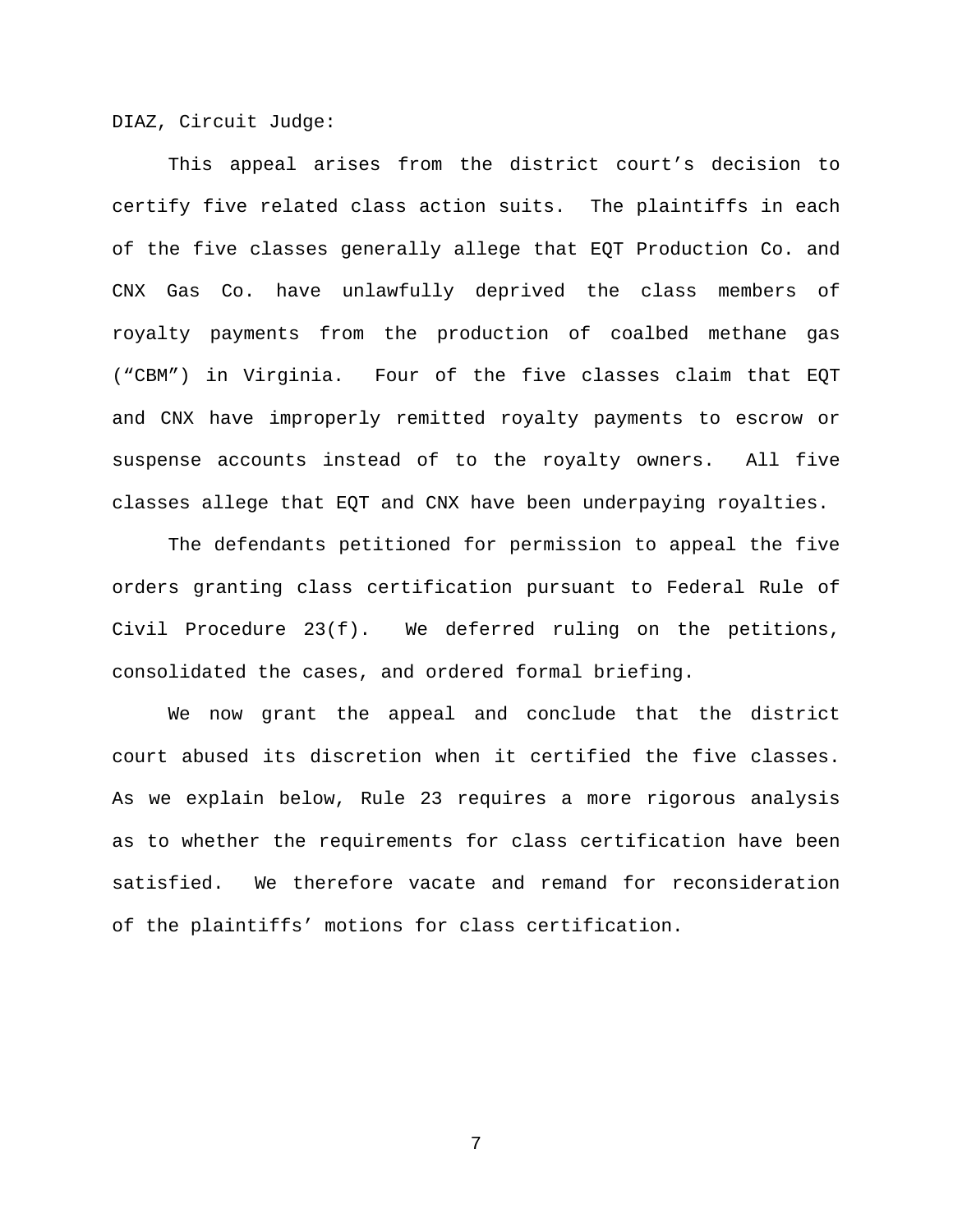DIAZ, Circuit Judge:

This appeal arises from the district court's decision to certify five related class action suits. The plaintiffs in each of the five classes generally allege that EQT Production Co. and CNX Gas Co. have unlawfully deprived the class members of royalty payments from the production of coalbed methane gas ("CBM") in Virginia. Four of the five classes claim that EQT and CNX have improperly remitted royalty payments to escrow or suspense accounts instead of to the royalty owners. All five classes allege that EQT and CNX have been underpaying royalties.

The defendants petitioned for permission to appeal the five orders granting class certification pursuant to Federal Rule of Civil Procedure 23(f). We deferred ruling on the petitions, consolidated the cases, and ordered formal briefing.

We now grant the appeal and conclude that the district court abused its discretion when it certified the five classes. As we explain below, Rule 23 requires a more rigorous analysis as to whether the requirements for class certification have been satisfied. We therefore vacate and remand for reconsideration of the plaintiffs' motions for class certification.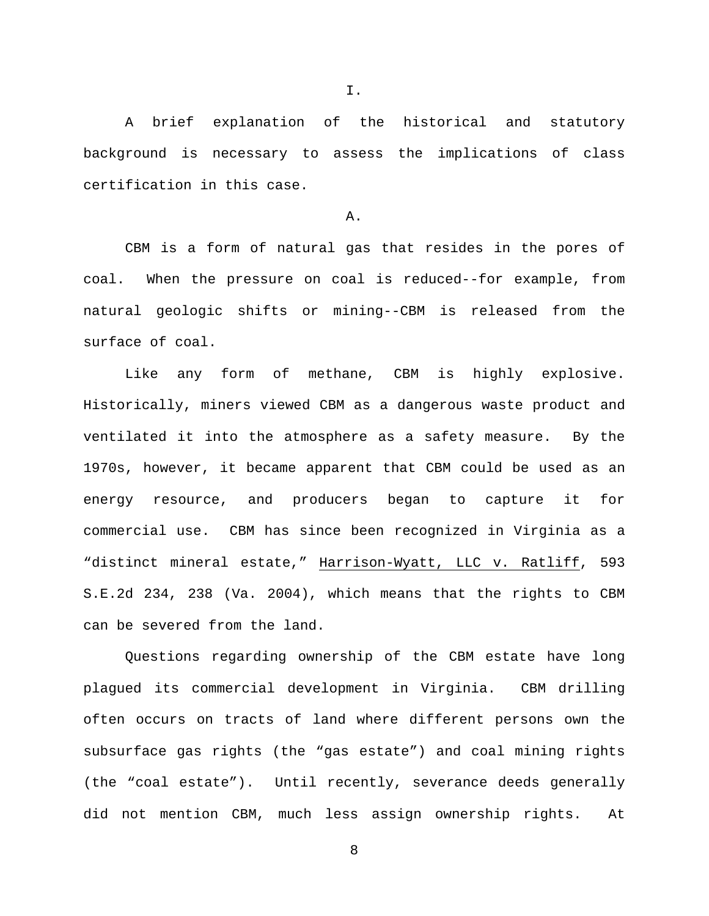I.

A brief explanation of the historical and statutory background is necessary to assess the implications of class certification in this case.

A.

CBM is a form of natural gas that resides in the pores of coal. When the pressure on coal is reduced--for example, from natural geologic shifts or mining--CBM is released from the surface of coal.

Like any form of methane, CBM is highly explosive. Historically, miners viewed CBM as a dangerous waste product and ventilated it into the atmosphere as a safety measure. By the 1970s, however, it became apparent that CBM could be used as an energy resource, and producers began to capture it for commercial use. CBM has since been recognized in Virginia as a "distinct mineral estate," Harrison-Wyatt, LLC v. Ratliff, 593 S.E.2d 234, 238 (Va. 2004), which means that the rights to CBM can be severed from the land.

Questions regarding ownership of the CBM estate have long plagued its commercial development in Virginia. CBM drilling often occurs on tracts of land where different persons own the subsurface gas rights (the "gas estate") and coal mining rights (the "coal estate"). Until recently, severance deeds generally did not mention CBM, much less assign ownership rights. At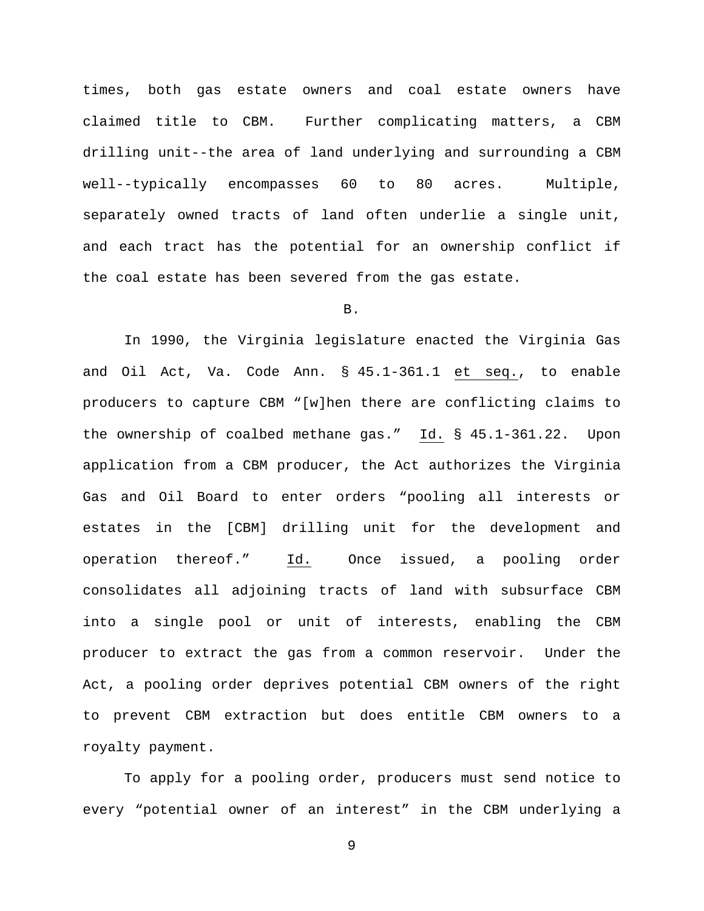times, both gas estate owners and coal estate owners have claimed title to CBM. Further complicating matters, a CBM drilling unit--the area of land underlying and surrounding a CBM well--typically encompasses 60 to 80 acres. Multiple, separately owned tracts of land often underlie a single unit, and each tract has the potential for an ownership conflict if the coal estate has been severed from the gas estate.

B.

In 1990, the Virginia legislature enacted the Virginia Gas and Oil Act, Va. Code Ann. § 45.1-361.1 et seq., to enable producers to capture CBM "[w]hen there are conflicting claims to the ownership of coalbed methane gas." Id. § 45.1-361.22. Upon application from a CBM producer, the Act authorizes the Virginia Gas and Oil Board to enter orders "pooling all interests or estates in the [CBM] drilling unit for the development and operation thereof." Id. Once issued, a pooling order consolidates all adjoining tracts of land with subsurface CBM into a single pool or unit of interests, enabling the CBM producer to extract the gas from a common reservoir. Under the Act, a pooling order deprives potential CBM owners of the right to prevent CBM extraction but does entitle CBM owners to a royalty payment.

To apply for a pooling order, producers must send notice to every "potential owner of an interest" in the CBM underlying a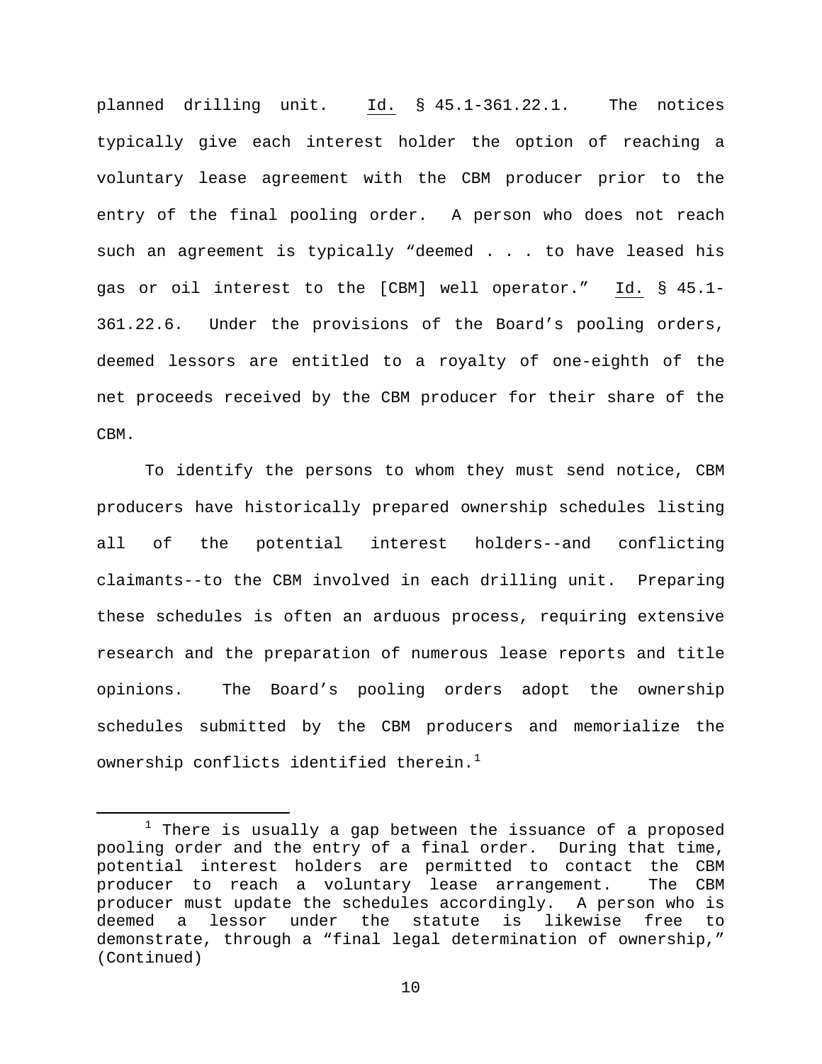planned drilling unit. *Id.* § 45.1-361.22.1. The notices typically give each interest holder the option of reaching a voluntary lease agreement with the CBM producer prior to the entry of the final pooling order. A person who does not reach such an agreement is typically "deemed . . . to have leased his gas or oil interest to the [CBM] well operator." *Id.* § 45.1-361.22.6. Under the provisions of the Board's pooling orders, deemed lessors are entitled to a royalty of one-eighth of the net proceeds received by the CBM producer for their share of the CBM.

To identify the persons to whom they must send notice, CBM producers have historically prepared ownership schedules listing all of the potential interest holders--and conflicting claimants--to the CBM involved in each drilling unit. Preparing these schedules is often an arduous process, requiring extensive research and the preparation of numerous lease reports and title opinions. The Board's pooling orders adopt the ownership schedules submitted by the CBM producers and memorialize the ownership conflicts identified therein.[1]

---

[1] There is usually a gap between the issuance of a proposed pooling order and the entry of a final order. During that time, potential interest holders are permitted to contact the CBM producer to reach a voluntary lease arrangement. The CBM producer must update the schedules accordingly. A person who is deemed a lessor under the statute is likewise free to demonstrate, through a "final legal determination of ownership," (Continued)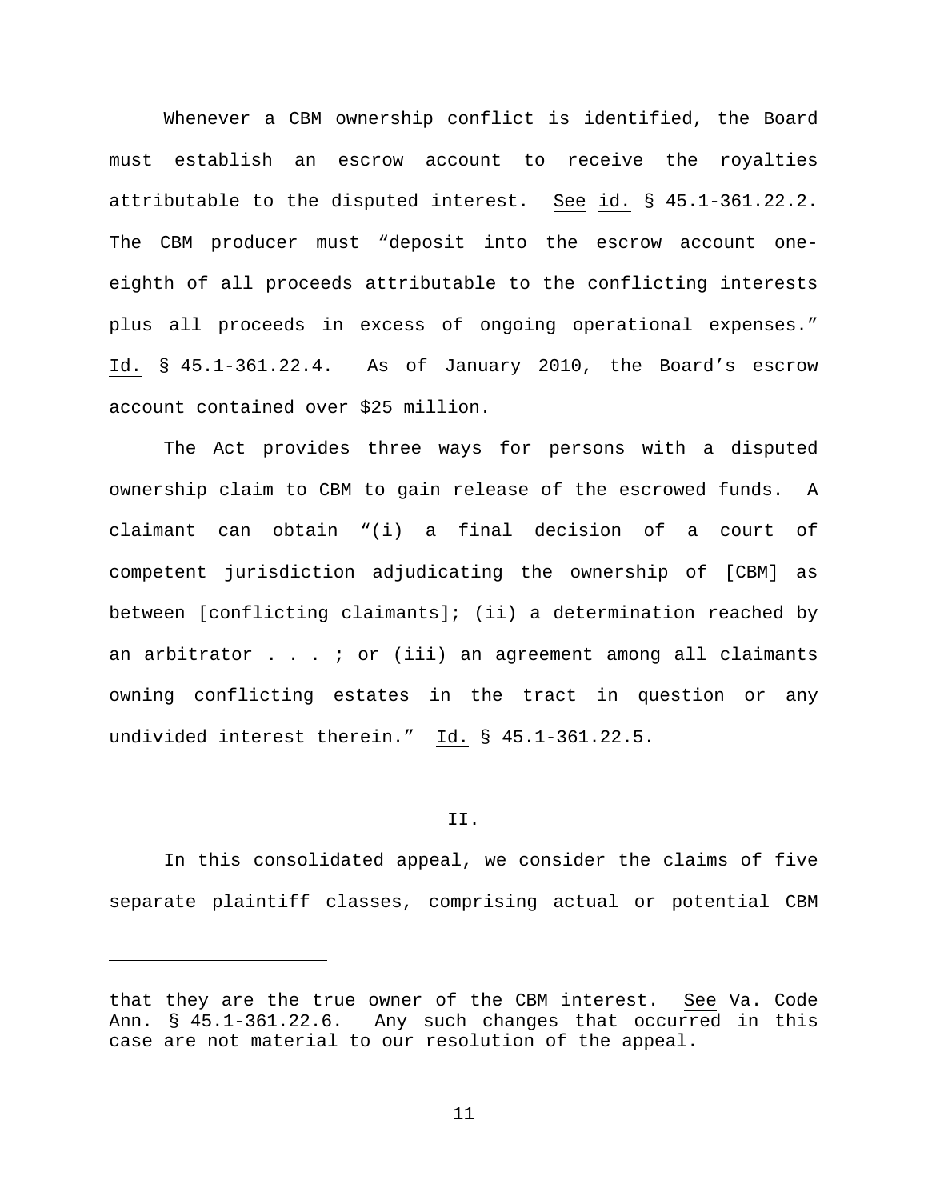Whenever a CBM ownership conflict is identified, the Board must establish an escrow account to receive the royalties attributable to the disputed interest. See id. § 45.1-361.22.2. The CBM producer must "deposit into the escrow account one-eighth of all proceeds attributable to the conflicting interests plus all proceeds in excess of ongoing operational expenses." Id. § 45.1-361.22.4. As of January 2010, the Board's escrow account contained over $25 million.

The Act provides three ways for persons with a disputed ownership claim to CBM to gain release of the escrowed funds. A claimant can obtain "(i) a final decision of a court of competent jurisdiction adjudicating the ownership of [CBM] as between [conflicting claimants]; (ii) a determination reached by an arbitrator . . . ; or (iii) an agreement among all claimants owning conflicting estates in the tract in question or any undivided interest therein." Id. § 45.1-361.22.5.

## II.

In this consolidated appeal, we consider the claims of five separate plaintiff classes, comprising actual or potential CBM

---

that they are the true owner of the CBM interest. See Va. Code Ann. § 45.1-361.22.6. Any such changes that occurred in this case are not material to our resolution of the appeal.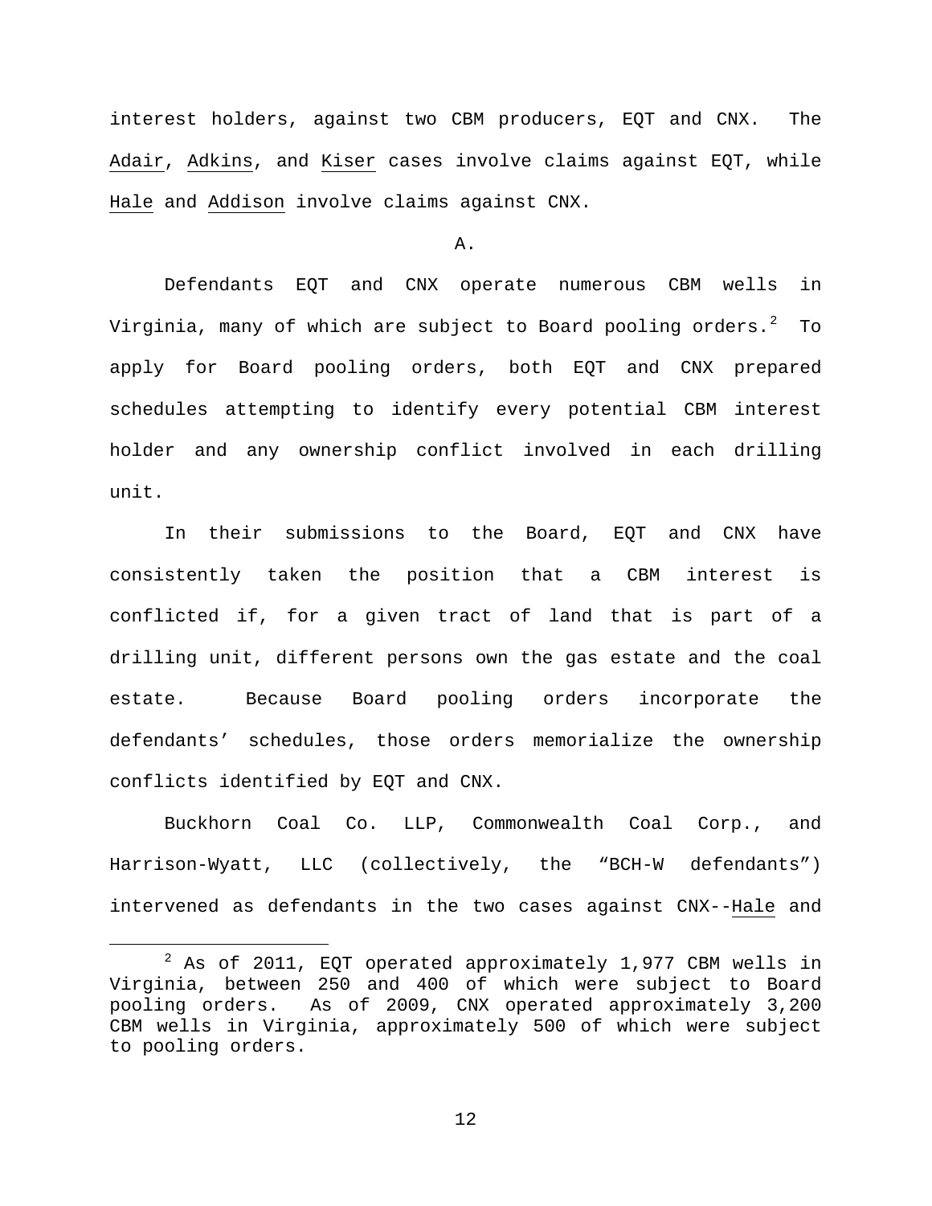interest holders, against two CBM producers, EQT and CNX. The Adair, Adkins, and Kiser cases involve claims against EQT, while Hale and Addison involve claims against CNX.

A.

Defendants EQT and CNX operate numerous CBM wells in Virginia, many of which are subject to Board pooling orders.[2] To apply for Board pooling orders, both EQT and CNX prepared schedules attempting to identify every potential CBM interest holder and any ownership conflict involved in each drilling unit.

In their submissions to the Board, EQT and CNX have consistently taken the position that a CBM interest is conflicted if, for a given tract of land that is part of a drilling unit, different persons own the gas estate and the coal estate. Because Board pooling orders incorporate the defendants' schedules, those orders memorialize the ownership conflicts identified by EQT and CNX.

Buckhorn Coal Co. LLP, Commonwealth Coal Corp., and Harrison-Wyatt, LLC (collectively, the "BCH-W defendants") intervened as defendants in the two cases against CNX--Hale and

[2] As of 2011, EQT operated approximately 1,977 CBM wells in Virginia, between 250 and 400 of which were subject to Board pooling orders. As of 2009, CNX operated approximately 3,200 CBM wells in Virginia, approximately 500 of which were subject to pooling orders.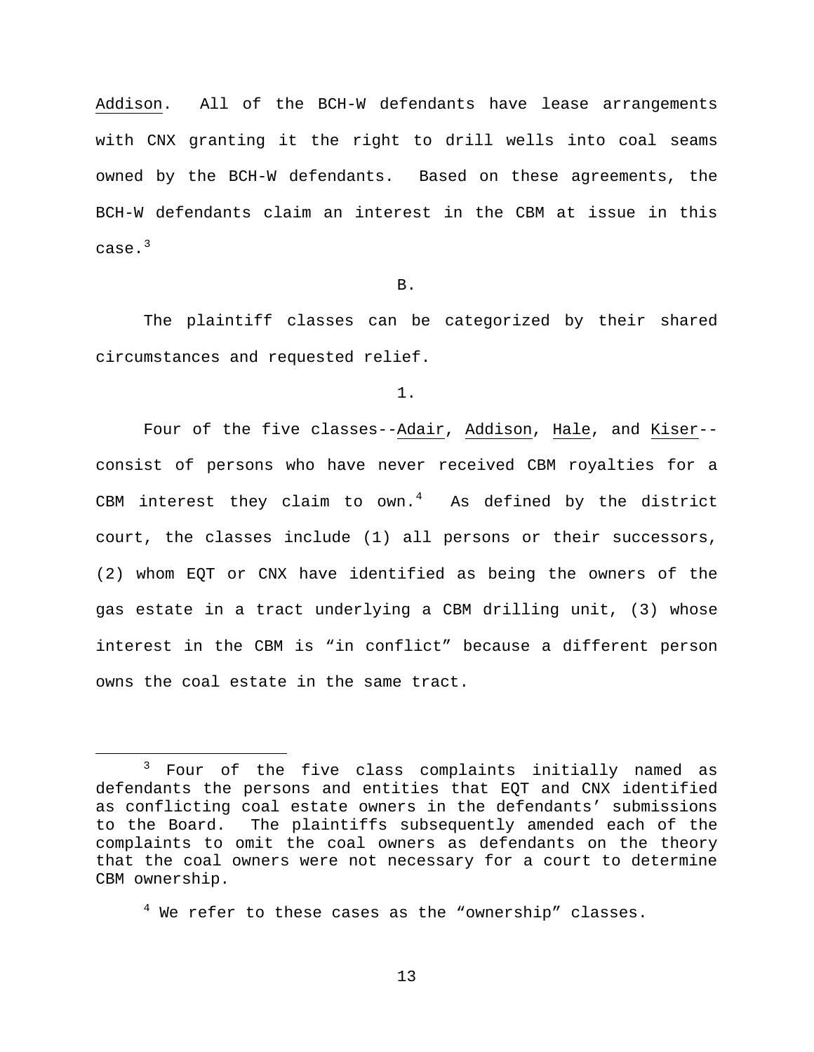Addison. All of the BCH-W defendants have lease arrangements with CNX granting it the right to drill wells into coal seams owned by the BCH-W defendants. Based on these agreements, the BCH-W defendants claim an interest in the CBM at issue in this case.[3]

B.

The plaintiff classes can be categorized by their shared circumstances and requested relief.

1.

Four of the five classes--Adair, Addison, Hale, and Kiser--consist of persons who have never received CBM royalties for a CBM interest they claim to own.[4] As defined by the district court, the classes include (1) all persons or their successors, (2) whom EQT or CNX have identified as being the owners of the gas estate in a tract underlying a CBM drilling unit, (3) whose interest in the CBM is "in conflict" because a different person owns the coal estate in the same tract.

---

[3] Four of the five class complaints initially named as defendants the persons and entities that EQT and CNX identified as conflicting coal estate owners in the defendants' submissions to the Board. The plaintiffs subsequently amended each of the complaints to omit the coal owners as defendants on the theory that the coal owners were not necessary for a court to determine CBM ownership.

[4] We refer to these cases as the "ownership" classes.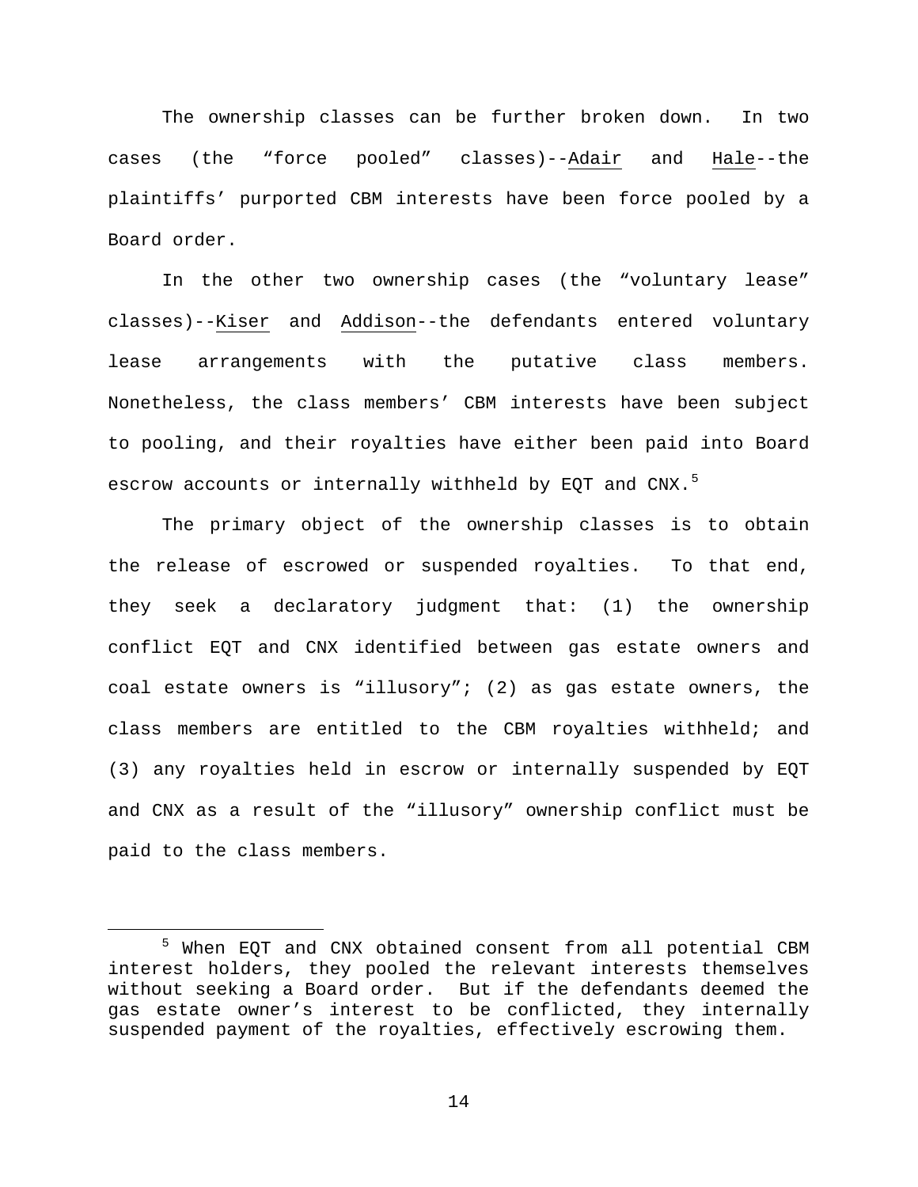The ownership classes can be further broken down. In two cases (the "force pooled" classes)--Adair and Hale--the plaintiffs' purported CBM interests have been force pooled by a Board order.

In the other two ownership cases (the "voluntary lease" classes)--Kiser and Addison--the defendants entered voluntary lease arrangements with the putative class members. Nonetheless, the class members' CBM interests have been subject to pooling, and their royalties have either been paid into Board escrow accounts or internally withheld by EQT and CNX.[5]

The primary object of the ownership classes is to obtain the release of escrowed or suspended royalties. To that end, they seek a declaratory judgment that: (1) the ownership conflict EQT and CNX identified between gas estate owners and coal estate owners is "illusory"; (2) as gas estate owners, the class members are entitled to the CBM royalties withheld; and (3) any royalties held in escrow or internally suspended by EQT and CNX as a result of the "illusory" ownership conflict must be paid to the class members.

---

[5] When EQT and CNX obtained consent from all potential CBM interest holders, they pooled the relevant interests themselves without seeking a Board order. But if the defendants deemed the gas estate owner's interest to be conflicted, they internally suspended payment of the royalties, effectively escrowing them.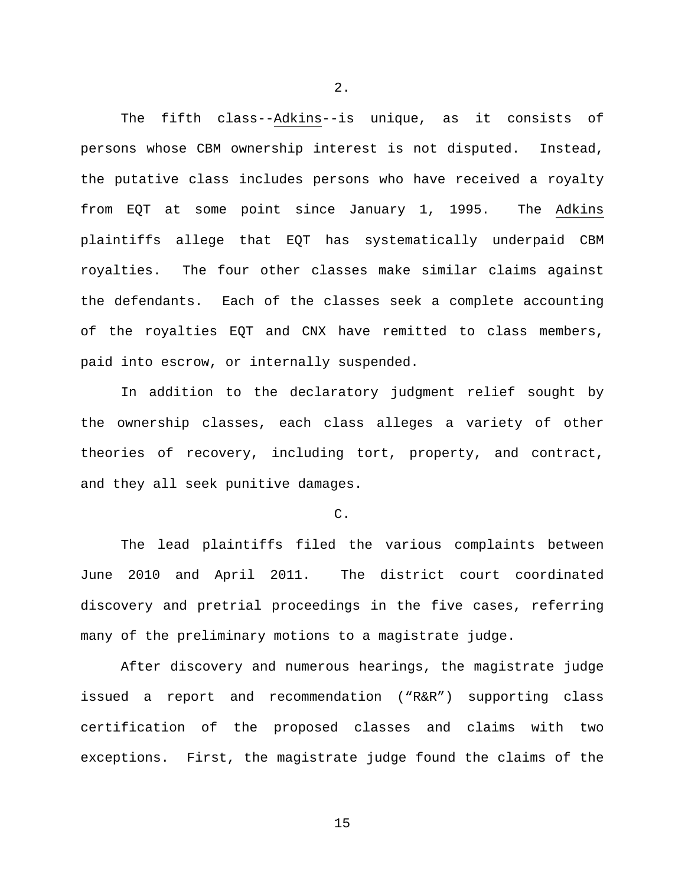2.

The fifth class--Adkins--is unique, as it consists of persons whose CBM ownership interest is not disputed. Instead, the putative class includes persons who have received a royalty from EQT at some point since January 1, 1995. The Adkins plaintiffs allege that EQT has systematically underpaid CBM royalties. The four other classes make similar claims against the defendants. Each of the classes seek a complete accounting of the royalties EQT and CNX have remitted to class members, paid into escrow, or internally suspended.

In addition to the declaratory judgment relief sought by the ownership classes, each class alleges a variety of other theories of recovery, including tort, property, and contract, and they all seek punitive damages.

C.

The lead plaintiffs filed the various complaints between June 2010 and April 2011. The district court coordinated discovery and pretrial proceedings in the five cases, referring many of the preliminary motions to a magistrate judge.

After discovery and numerous hearings, the magistrate judge issued a report and recommendation ("R&R") supporting class certification of the proposed classes and claims with two exceptions. First, the magistrate judge found the claims of the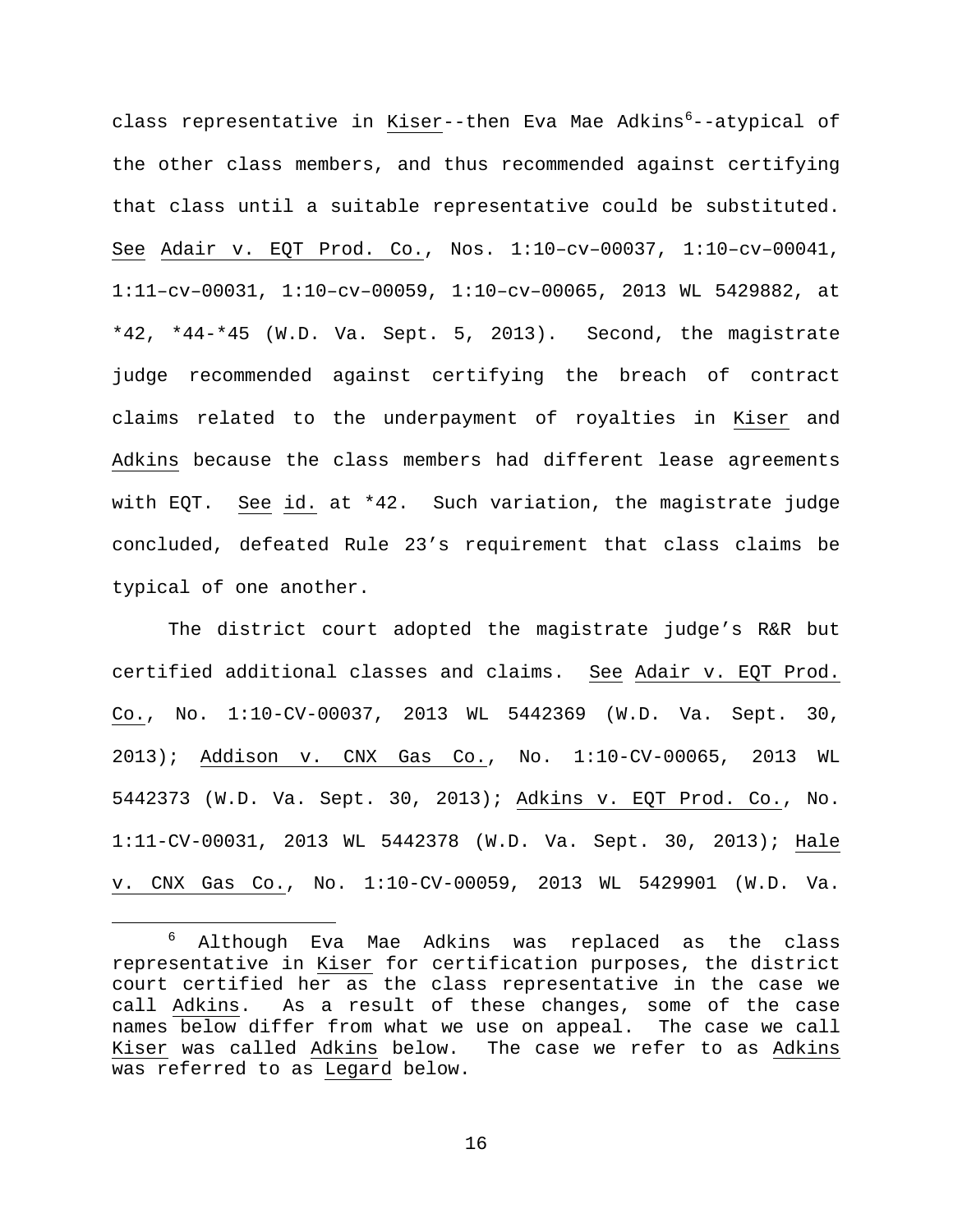class representative in Kiser--then Eva Mae Adkins[6]--atypical of the other class members, and thus recommended against certifying that class until a suitable representative could be substituted. See Adair v. EQT Prod. Co., Nos. 1:10–cv–00037, 1:10–cv–00041, 1:11–cv–00031, 1:10–cv–00059, 1:10–cv–00065, 2013 WL 5429882, at *42, *44-*45 (W.D. Va. Sept. 5, 2013). Second, the magistrate judge recommended against certifying the breach of contract claims related to the underpayment of royalties in Kiser and Adkins because the class members had different lease agreements with EQT. See id. at *42. Such variation, the magistrate judge concluded, defeated Rule 23's requirement that class claims be typical of one another.

The district court adopted the magistrate judge's R&R but certified additional classes and claims. See Adair v. EQT Prod. Co., No. 1:10-CV-00037, 2013 WL 5442369 (W.D. Va. Sept. 30, 2013); Addison v. CNX Gas Co., No. 1:10-CV-00065, 2013 WL 5442373 (W.D. Va. Sept. 30, 2013); Adkins v. EQT Prod. Co., No. 1:11-CV-00031, 2013 WL 5442378 (W.D. Va. Sept. 30, 2013); Hale v. CNX Gas Co., No. 1:10-CV-00059, 2013 WL 5429901 (W.D. Va.

[6] Although Eva Mae Adkins was replaced as the class representative in Kiser for certification purposes, the district court certified her as the class representative in the case we call Adkins. As a result of these changes, some of the case names below differ from what we use on appeal. The case we call Kiser was called Adkins below. The case we refer to as Adkins was referred to as Legard below.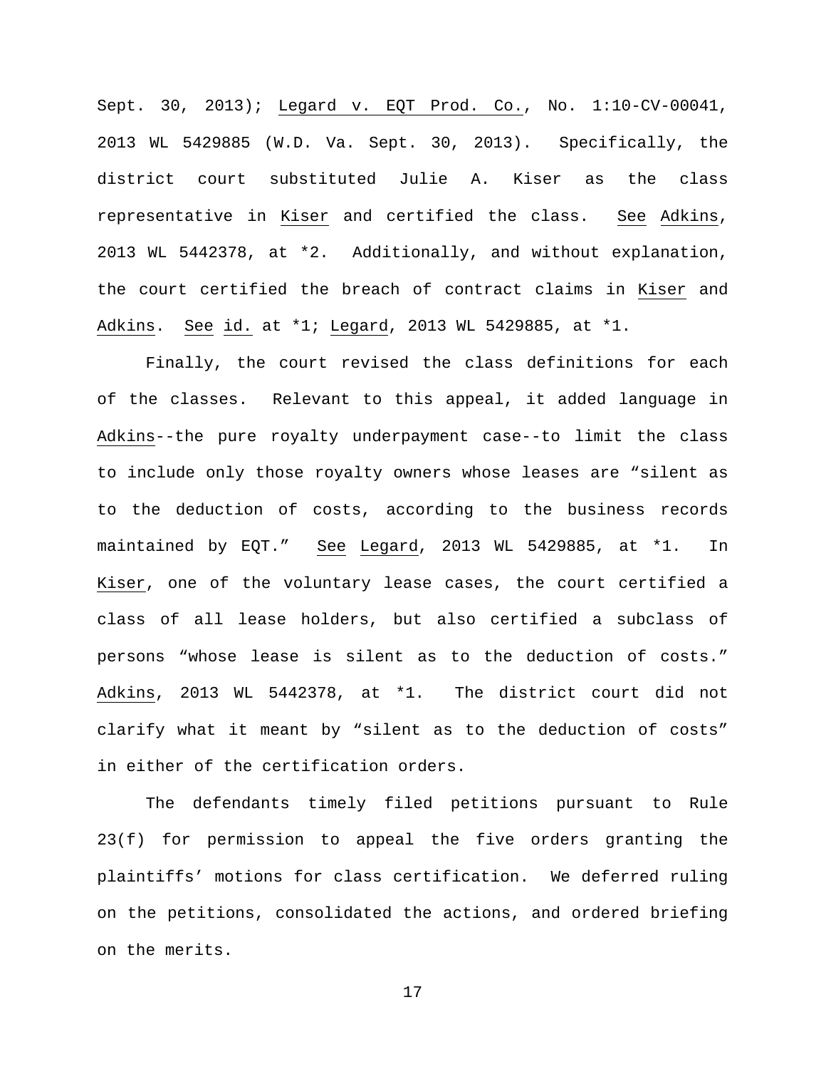Sept. 30, 2013); Legard v. EQT Prod. Co., No. 1:10-CV-00041, 2013 WL 5429885 (W.D. Va. Sept. 30, 2013). Specifically, the district court substituted Julie A. Kiser as the class representative in Kiser and certified the class. See Adkins, 2013 WL 5442378, at *2. Additionally, and without explanation, the court certified the breach of contract claims in Kiser and Adkins. See id. at *1; Legard, 2013 WL 5429885, at *1.

Finally, the court revised the class definitions for each of the classes. Relevant to this appeal, it added language in Adkins--the pure royalty underpayment case--to limit the class to include only those royalty owners whose leases are "silent as to the deduction of costs, according to the business records maintained by EQT." See Legard, 2013 WL 5429885, at *1. In Kiser, one of the voluntary lease cases, the court certified a class of all lease holders, but also certified a subclass of persons "whose lease is silent as to the deduction of costs." Adkins, 2013 WL 5442378, at *1. The district court did not clarify what it meant by "silent as to the deduction of costs" in either of the certification orders.

The defendants timely filed petitions pursuant to Rule 23(f) for permission to appeal the five orders granting the plaintiffs' motions for class certification. We deferred ruling on the petitions, consolidated the actions, and ordered briefing on the merits.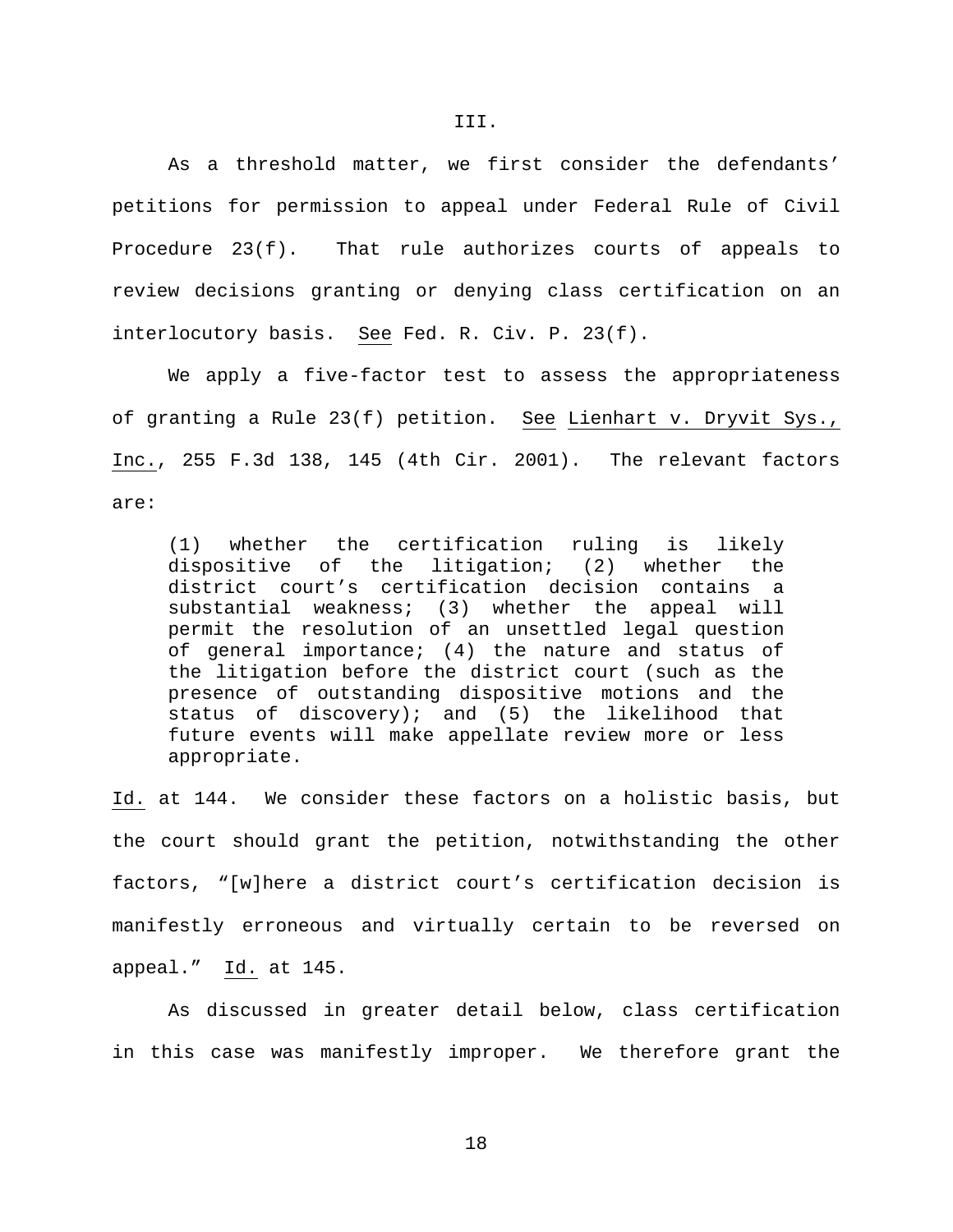III.

As a threshold matter, we first consider the defendants' petitions for permission to appeal under Federal Rule of Civil Procedure 23(f). That rule authorizes courts of appeals to review decisions granting or denying class certification on an interlocutory basis. _See_ Fed. R. Civ. P. 23(f).

We apply a five-factor test to assess the appropriateness of granting a Rule 23(f) petition. _See_ _Lienhart v. Dryvit Sys., Inc._, 255 F.3d 138, 145 (4th Cir. 2001). The relevant factors are:

> (1) whether the certification ruling is likely dispositive of the litigation; (2) whether the district court's certification decision contains a substantial weakness; (3) whether the appeal will permit the resolution of an unsettled legal question of general importance; (4) the nature and status of the litigation before the district court (such as the presence of outstanding dispositive motions and the status of discovery); and (5) the likelihood that future events will make appellate review more or less appropriate.

_Id._ at 144. We consider these factors on a holistic basis, but the court should grant the petition, notwithstanding the other factors, "[w]here a district court's certification decision is manifestly erroneous and virtually certain to be reversed on appeal." _Id._ at 145.

As discussed in greater detail below, class certification in this case was manifestly improper. We therefore grant the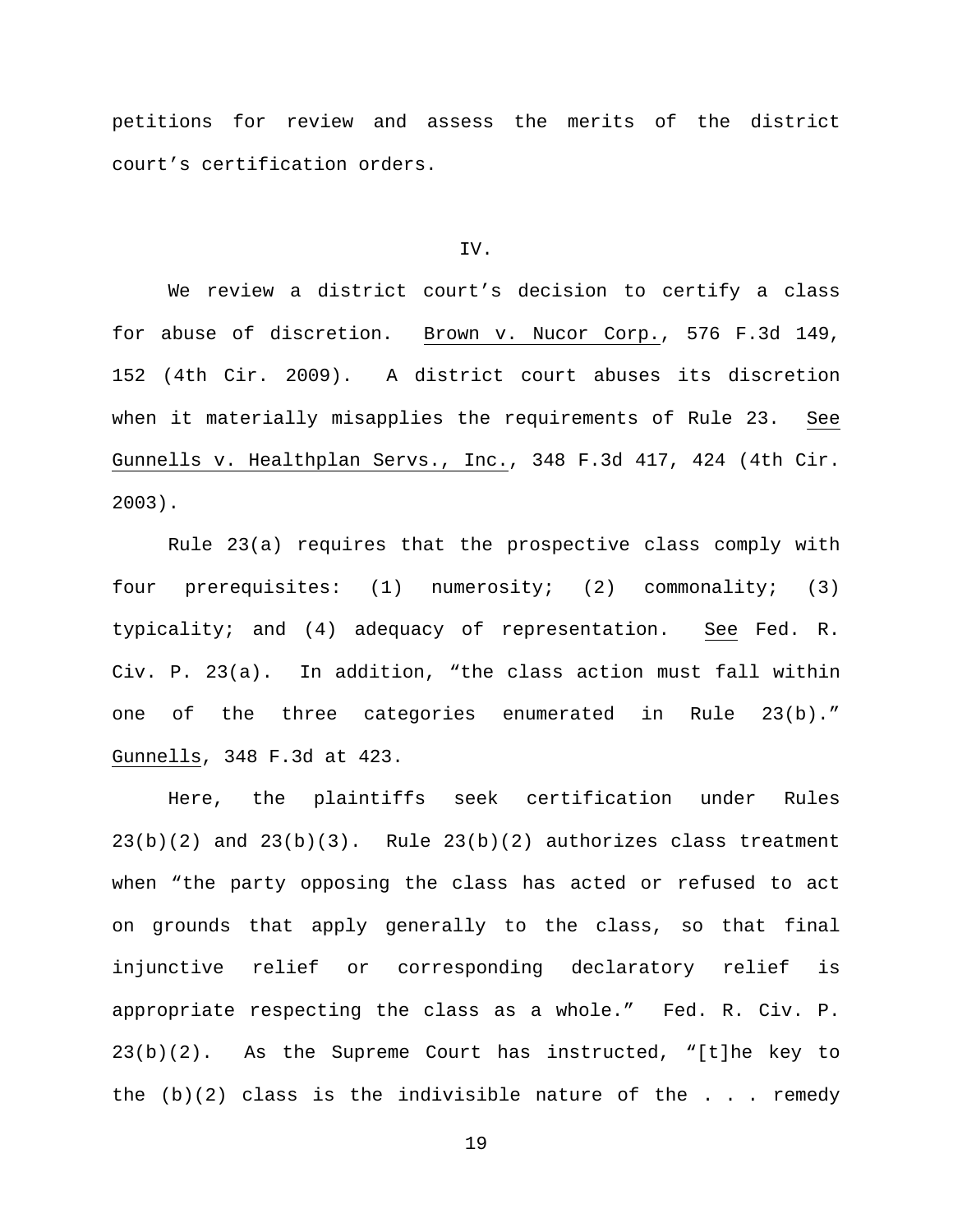petitions for review and assess the merits of the district court's certification orders.

IV.

We review a district court's decision to certify a class for abuse of discretion. Brown v. Nucor Corp., 576 F.3d 149, 152 (4th Cir. 2009). A district court abuses its discretion when it materially misapplies the requirements of Rule 23. See Gunnells v. Healthplan Servs., Inc., 348 F.3d 417, 424 (4th Cir. 2003).

Rule 23(a) requires that the prospective class comply with four prerequisites: (1) numerosity; (2) commonality; (3) typicality; and (4) adequacy of representation. See Fed. R. Civ. P. 23(a). In addition, "the class action must fall within one of the three categories enumerated in Rule 23(b)." Gunnells, 348 F.3d at 423.

Here, the plaintiffs seek certification under Rules 23(b)(2) and 23(b)(3). Rule 23(b)(2) authorizes class treatment when "the party opposing the class has acted or refused to act on grounds that apply generally to the class, so that final injunctive relief or corresponding declaratory relief is appropriate respecting the class as a whole." Fed. R. Civ. P. 23(b)(2). As the Supreme Court has instructed, "[t]he key to the (b)(2) class is the indivisible nature of the . . . remedy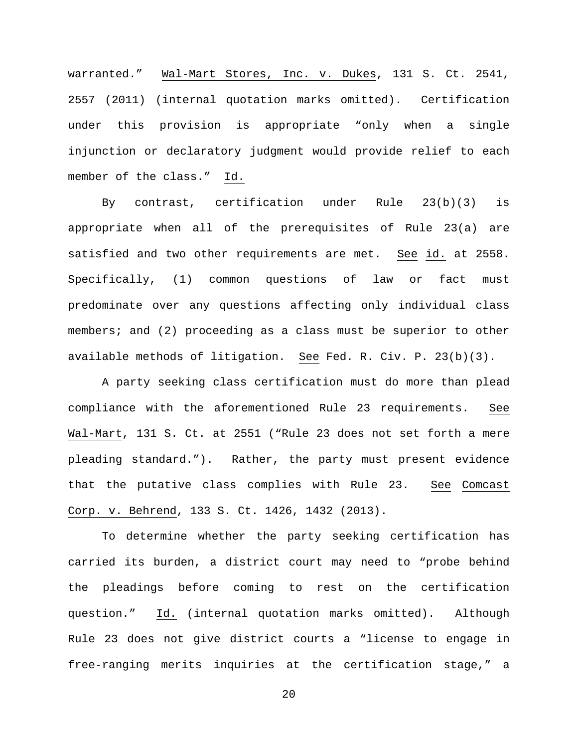warranted." Wal-Mart Stores, Inc. v. Dukes, 131 S. Ct. 2541, 2557 (2011) (internal quotation marks omitted). Certification under this provision is appropriate "only when a single injunction or declaratory judgment would provide relief to each member of the class." Id.

By contrast, certification under Rule 23(b)(3) is appropriate when all of the prerequisites of Rule 23(a) are satisfied and two other requirements are met. See id. at 2558. Specifically, (1) common questions of law or fact must predominate over any questions affecting only individual class members; and (2) proceeding as a class must be superior to other available methods of litigation. See Fed. R. Civ. P. 23(b)(3).

A party seeking class certification must do more than plead compliance with the aforementioned Rule 23 requirements. See Wal-Mart, 131 S. Ct. at 2551 ("Rule 23 does not set forth a mere pleading standard."). Rather, the party must present evidence that the putative class complies with Rule 23. See Comcast Corp. v. Behrend, 133 S. Ct. 1426, 1432 (2013).

To determine whether the party seeking certification has carried its burden, a district court may need to "probe behind the pleadings before coming to rest on the certification question." Id. (internal quotation marks omitted). Although Rule 23 does not give district courts a "license to engage in free-ranging merits inquiries at the certification stage," a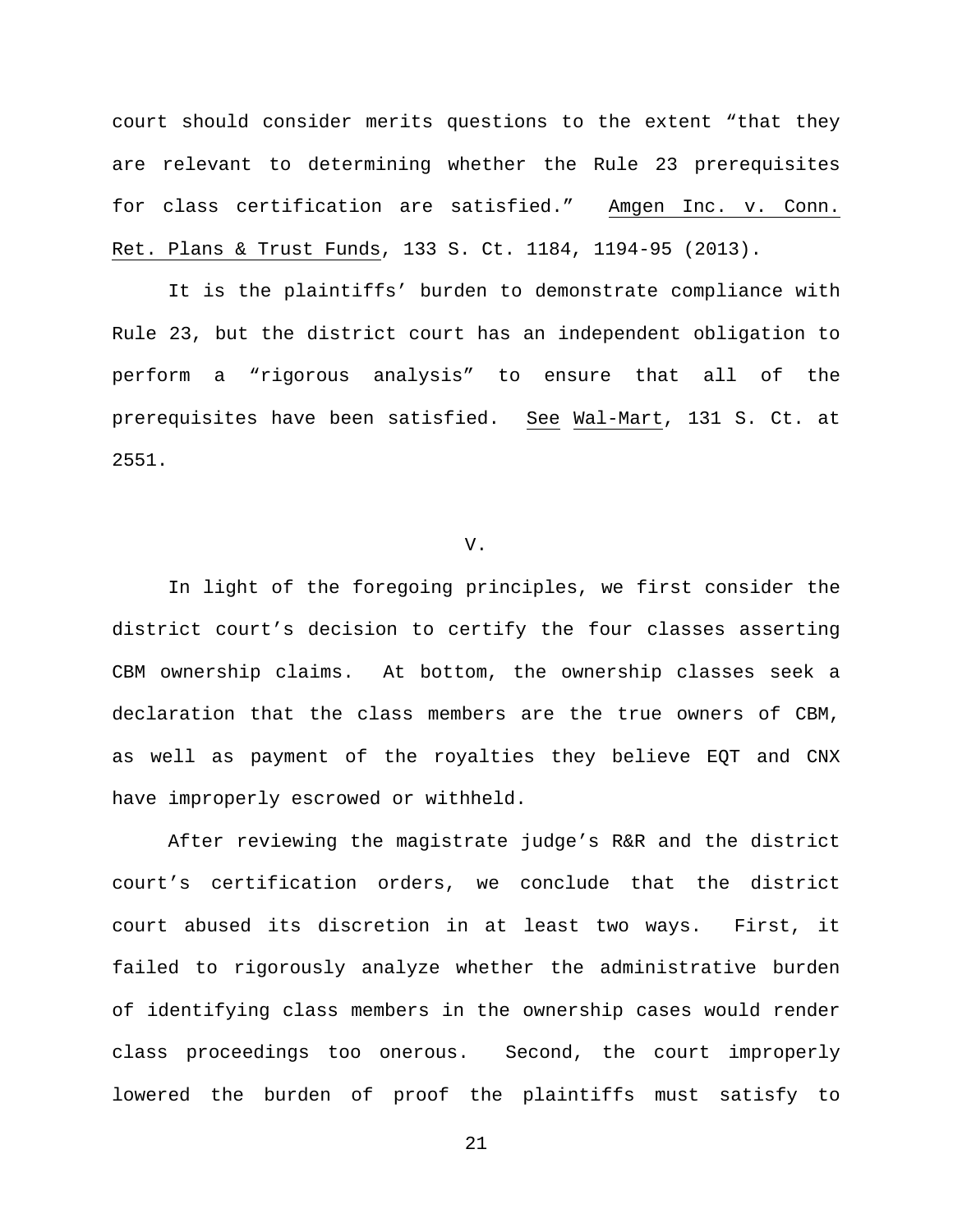court should consider merits questions to the extent "that they are relevant to determining whether the Rule 23 prerequisites for class certification are satisfied." Amgen Inc. v. Conn. Ret. Plans & Trust Funds, 133 S. Ct. 1184, 1194-95 (2013).

It is the plaintiffs' burden to demonstrate compliance with Rule 23, but the district court has an independent obligation to perform a "rigorous analysis" to ensure that all of the prerequisites have been satisfied. See Wal-Mart, 131 S. Ct. at 2551.

## V.

In light of the foregoing principles, we first consider the district court's decision to certify the four classes asserting CBM ownership claims. At bottom, the ownership classes seek a declaration that the class members are the true owners of CBM, as well as payment of the royalties they believe EQT and CNX have improperly escrowed or withheld.

After reviewing the magistrate judge's R&R and the district court's certification orders, we conclude that the district court abused its discretion in at least two ways. First, it failed to rigorously analyze whether the administrative burden of identifying class members in the ownership cases would render class proceedings too onerous. Second, the court improperly lowered the burden of proof the plaintiffs must satisfy to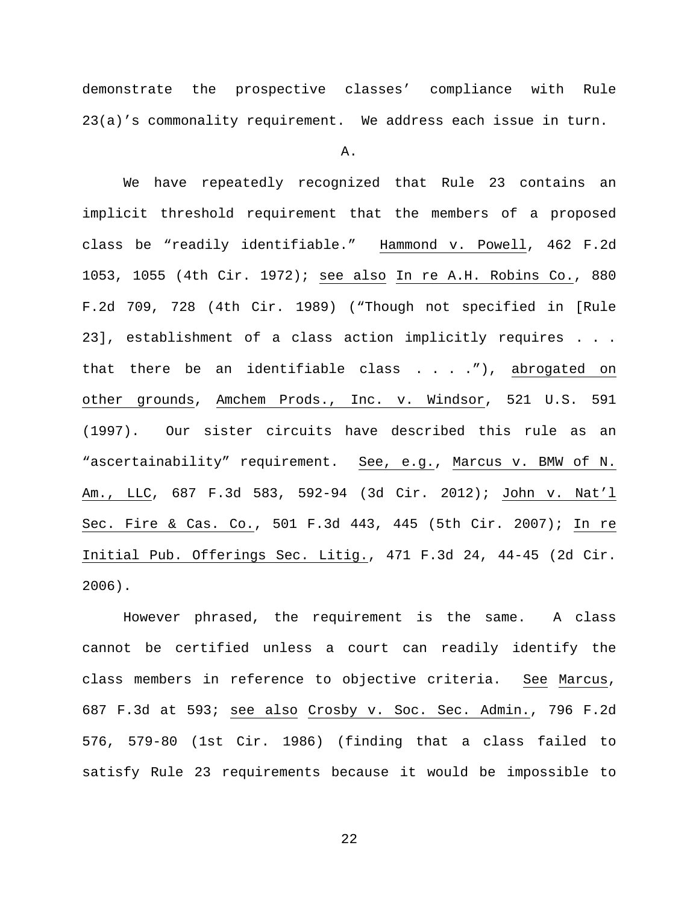demonstrate the prospective classes' compliance with Rule 23(a)'s commonality requirement. We address each issue in turn.

A.

We have repeatedly recognized that Rule 23 contains an implicit threshold requirement that the members of a proposed class be "readily identifiable." Hammond v. Powell, 462 F.2d 1053, 1055 (4th Cir. 1972); see also In re A.H. Robins Co., 880 F.2d 709, 728 (4th Cir. 1989) ("Though not specified in [Rule 23], establishment of a class action implicitly requires . . . that there be an identifiable class . . . ."), abrogated on other grounds, Amchem Prods., Inc. v. Windsor, 521 U.S. 591 (1997). Our sister circuits have described this rule as an "ascertainability" requirement. See, e.g., Marcus v. BMW of N. Am., LLC, 687 F.3d 583, 592-94 (3d Cir. 2012); John v. Nat'l Sec. Fire & Cas. Co., 501 F.3d 443, 445 (5th Cir. 2007); In re Initial Pub. Offerings Sec. Litig., 471 F.3d 24, 44-45 (2d Cir. 2006).

However phrased, the requirement is the same. A class cannot be certified unless a court can readily identify the class members in reference to objective criteria. See Marcus, 687 F.3d at 593; see also Crosby v. Soc. Sec. Admin., 796 F.2d 576, 579-80 (1st Cir. 1986) (finding that a class failed to satisfy Rule 23 requirements because it would be impossible to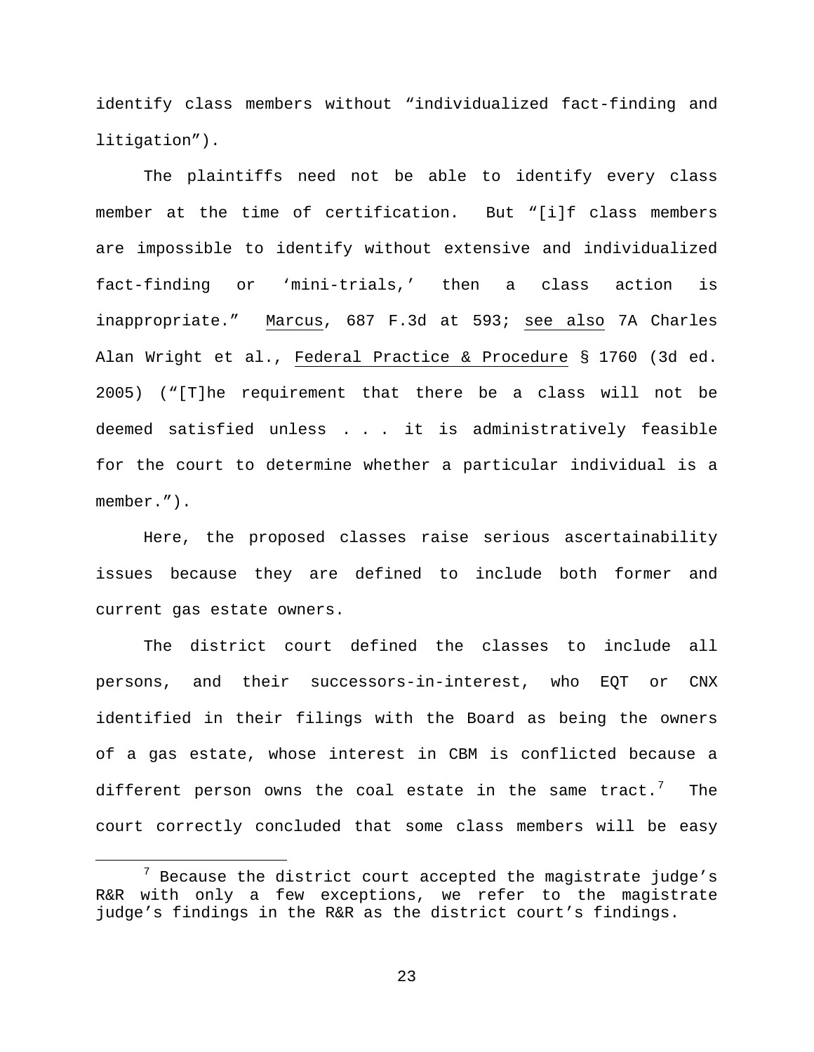identify class members without "individualized fact-finding and litigation").

The plaintiffs need not be able to identify every class member at the time of certification. But "[i]f class members are impossible to identify without extensive and individualized fact-finding or 'mini-trials,' then a class action is inappropriate." Marcus, 687 F.3d at 593; see also 7A Charles Alan Wright et al., Federal Practice & Procedure § 1760 (3d ed. 2005) ("[T]he requirement that there be a class will not be deemed satisfied unless . . . it is administratively feasible for the court to determine whether a particular individual is a member.").

Here, the proposed classes raise serious ascertainability issues because they are defined to include both former and current gas estate owners.

The district court defined the classes to include all persons, and their successors-in-interest, who EQT or CNX identified in their filings with the Board as being the owners of a gas estate, whose interest in CBM is conflicted because a different person owns the coal estate in the same tract.[7] The court correctly concluded that some class members will be easy

[7] Because the district court accepted the magistrate judge's R&R with only a few exceptions, we refer to the magistrate judge's findings in the R&R as the district court's findings.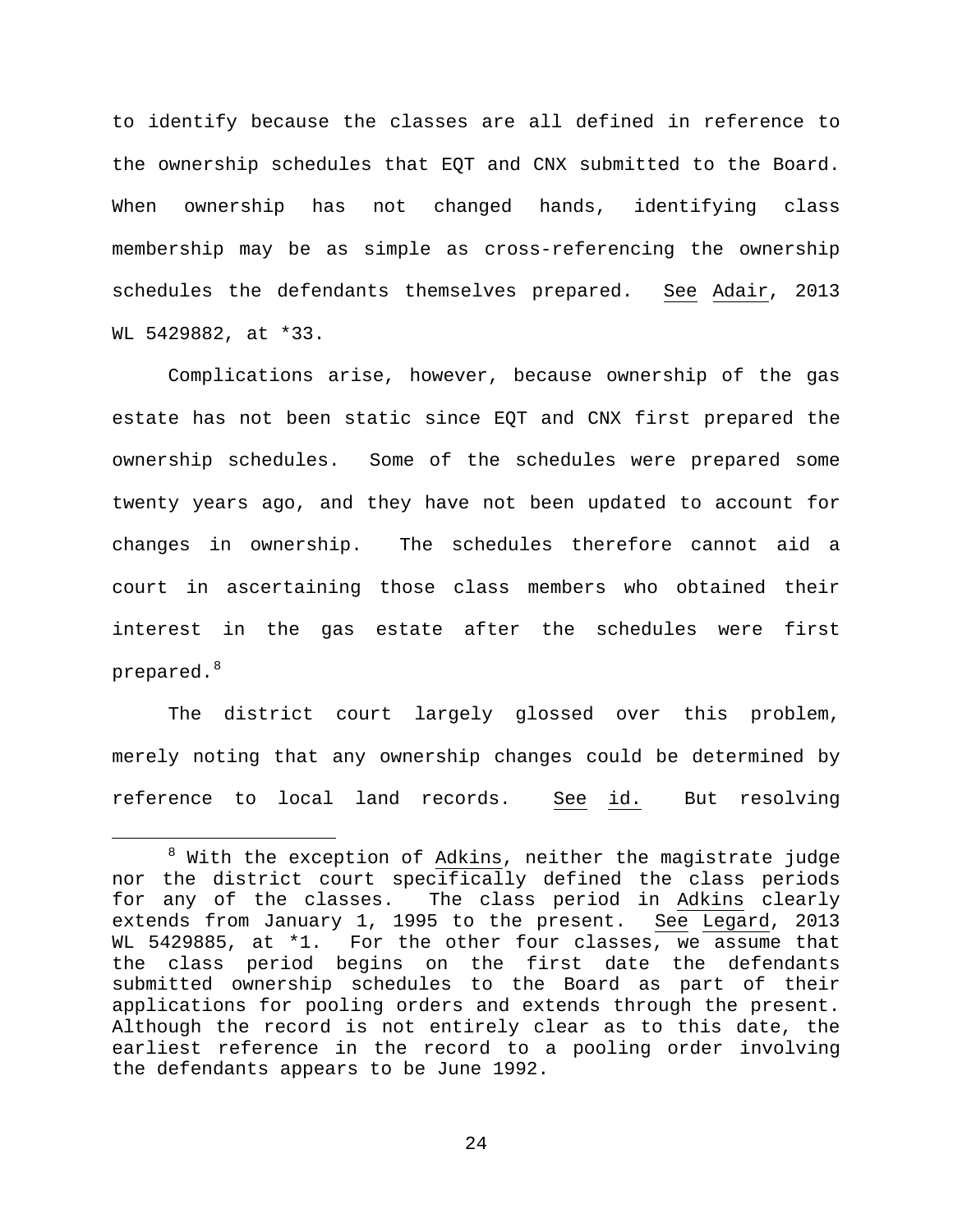to identify because the classes are all defined in reference to the ownership schedules that EQT and CNX submitted to the Board. When ownership has not changed hands, identifying class membership may be as simple as cross-referencing the ownership schedules the defendants themselves prepared. See Adair, 2013 WL 5429882, at *33.

Complications arise, however, because ownership of the gas estate has not been static since EQT and CNX first prepared the ownership schedules. Some of the schedules were prepared some twenty years ago, and they have not been updated to account for changes in ownership. The schedules therefore cannot aid a court in ascertaining those class members who obtained their interest in the gas estate after the schedules were first prepared.[8]

The district court largely glossed over this problem, merely noting that any ownership changes could be determined by reference to local land records. See id. But resolving

[8] With the exception of Adkins, neither the magistrate judge nor the district court specifically defined the class periods for any of the classes. The class period in Adkins clearly extends from January 1, 1995 to the present. See Legard, 2013 WL 5429885, at *1. For the other four classes, we assume that the class period begins on the first date the defendants submitted ownership schedules to the Board as part of their applications for pooling orders and extends through the present. Although the record is not entirely clear as to this date, the earliest reference in the record to a pooling order involving the defendants appears to be June 1992.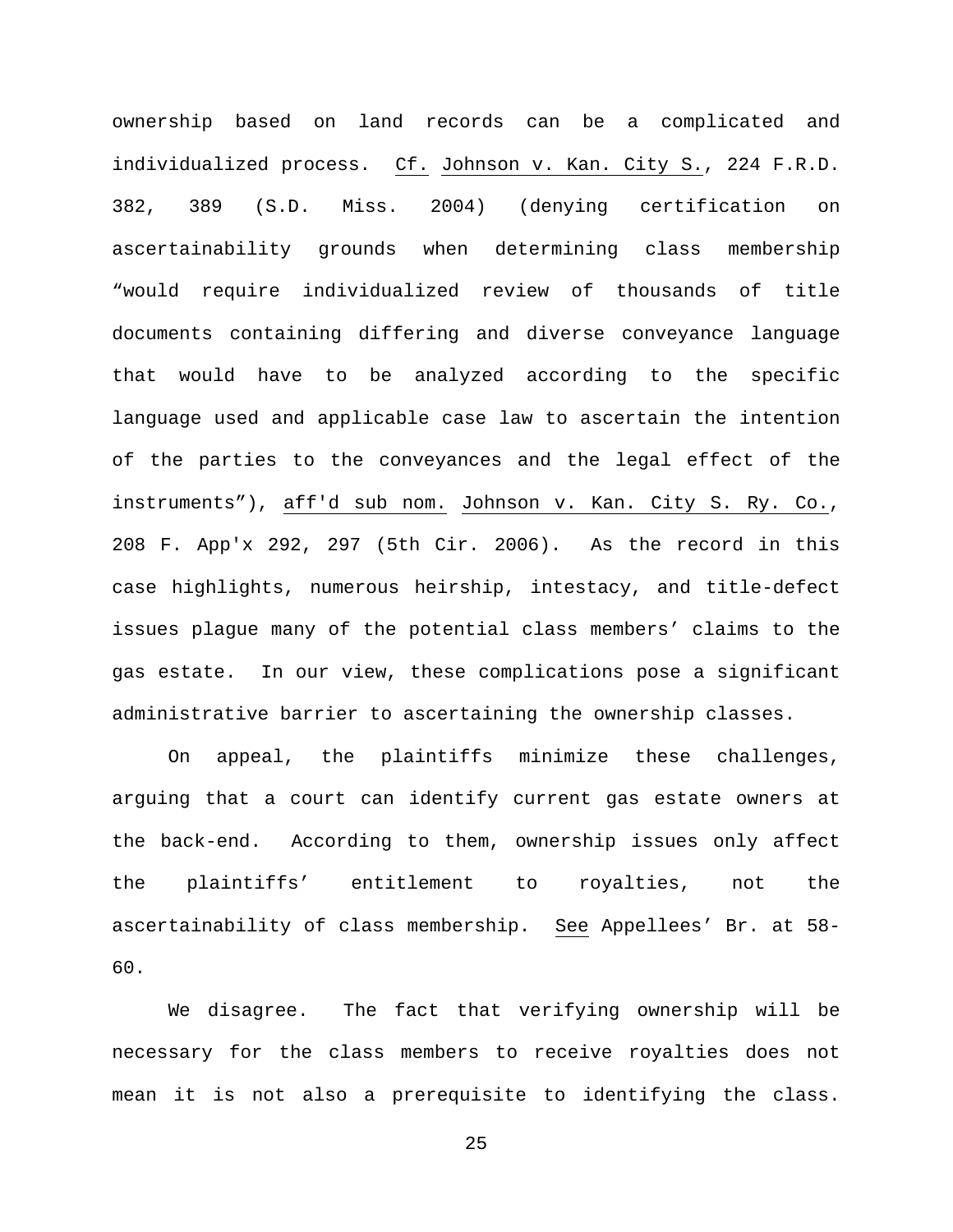ownership based on land records can be a complicated and individualized process. Cf. Johnson v. Kan. City S., 224 F.R.D. 382, 389 (S.D. Miss. 2004) (denying certification on ascertainability grounds when determining class membership "would require individualized review of thousands of title documents containing differing and diverse conveyance language that would have to be analyzed according to the specific language used and applicable case law to ascertain the intention of the parties to the conveyances and the legal effect of the instruments"), aff'd sub nom. Johnson v. Kan. City S. Ry. Co., 208 F. App'x 292, 297 (5th Cir. 2006). As the record in this case highlights, numerous heirship, intestacy, and title-defect issues plague many of the potential class members' claims to the gas estate. In our view, these complications pose a significant administrative barrier to ascertaining the ownership classes.

On appeal, the plaintiffs minimize these challenges, arguing that a court can identify current gas estate owners at the back-end. According to them, ownership issues only affect the plaintiffs' entitlement to royalties, not the ascertainability of class membership. See Appellees' Br. at 58-60.

We disagree. The fact that verifying ownership will be necessary for the class members to receive royalties does not mean it is not also a prerequisite to identifying the class.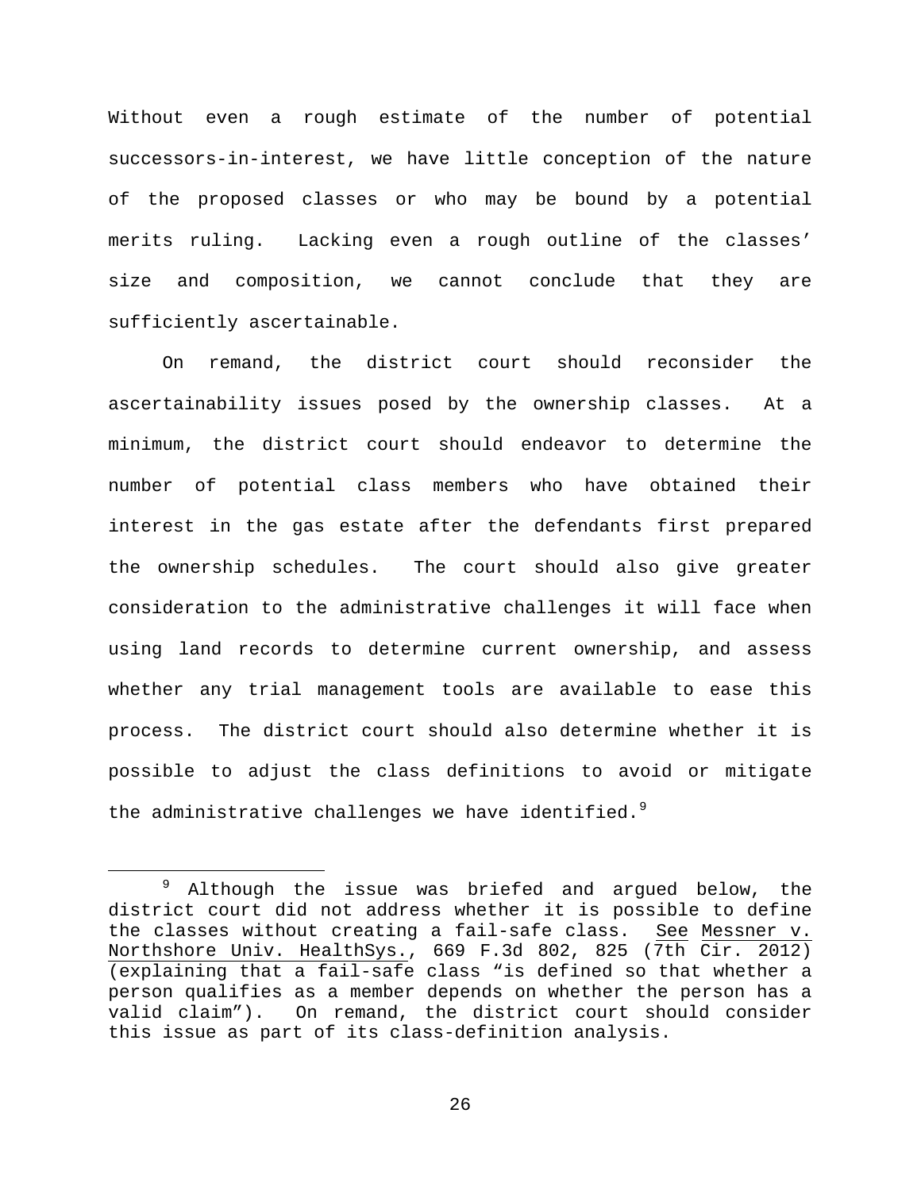Without even a rough estimate of the number of potential successors-in-interest, we have little conception of the nature of the proposed classes or who may be bound by a potential merits ruling. Lacking even a rough outline of the classes' size and composition, we cannot conclude that they are sufficiently ascertainable.

On remand, the district court should reconsider the ascertainability issues posed by the ownership classes. At a minimum, the district court should endeavor to determine the number of potential class members who have obtained their interest in the gas estate after the defendants first prepared the ownership schedules. The court should also give greater consideration to the administrative challenges it will face when using land records to determine current ownership, and assess whether any trial management tools are available to ease this process. The district court should also determine whether it is possible to adjust the class definitions to avoid or mitigate the administrative challenges we have identified.[9]

---

[9] Although the issue was briefed and argued below, the district court did not address whether it is possible to define the classes without creating a fail-safe class. See Messner v. Northshore Univ. HealthSys., 669 F.3d 802, 825 (7th Cir. 2012) (explaining that a fail-safe class "is defined so that whether a person qualifies as a member depends on whether the person has a valid claim"). On remand, the district court should consider this issue as part of its class-definition analysis.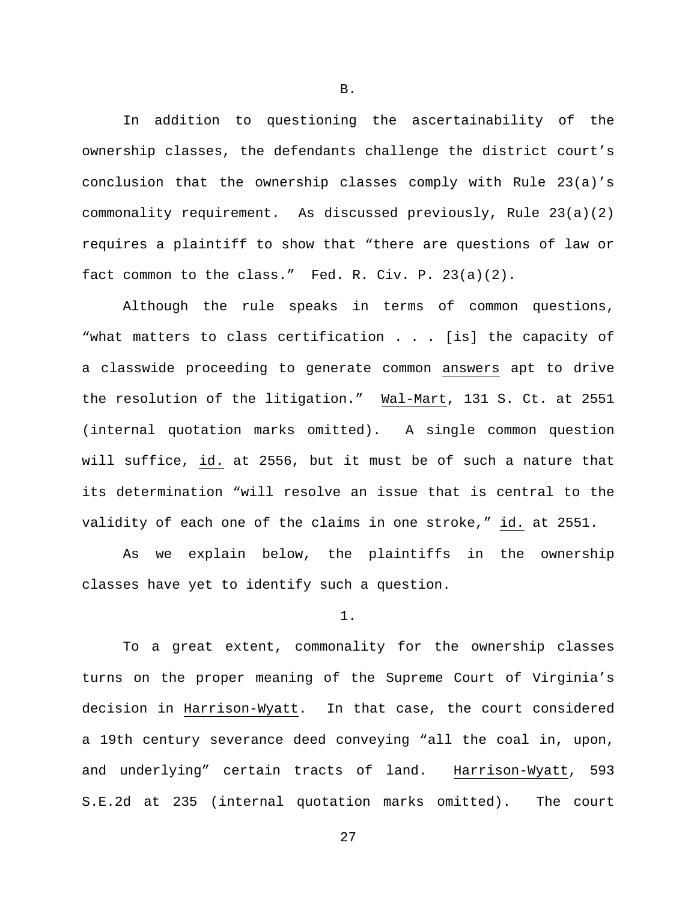B.

In addition to questioning the ascertainability of the ownership classes, the defendants challenge the district court's conclusion that the ownership classes comply with Rule 23(a)'s commonality requirement. As discussed previously, Rule 23(a)(2) requires a plaintiff to show that "there are questions of law or fact common to the class." Fed. R. Civ. P. 23(a)(2).

Although the rule speaks in terms of common questions, "what matters to class certification . . . [is] the capacity of a classwide proceeding to generate common answers apt to drive the resolution of the litigation." Wal-Mart, 131 S. Ct. at 2551 (internal quotation marks omitted). A single common question will suffice, id. at 2556, but it must be of such a nature that its determination "will resolve an issue that is central to the validity of each one of the claims in one stroke," id. at 2551.

As we explain below, the plaintiffs in the ownership classes have yet to identify such a question.

1.

To a great extent, commonality for the ownership classes turns on the proper meaning of the Supreme Court of Virginia's decision in Harrison-Wyatt. In that case, the court considered a 19th century severance deed conveying "all the coal in, upon, and underlying" certain tracts of land. Harrison-Wyatt, 593 S.E.2d at 235 (internal quotation marks omitted). The court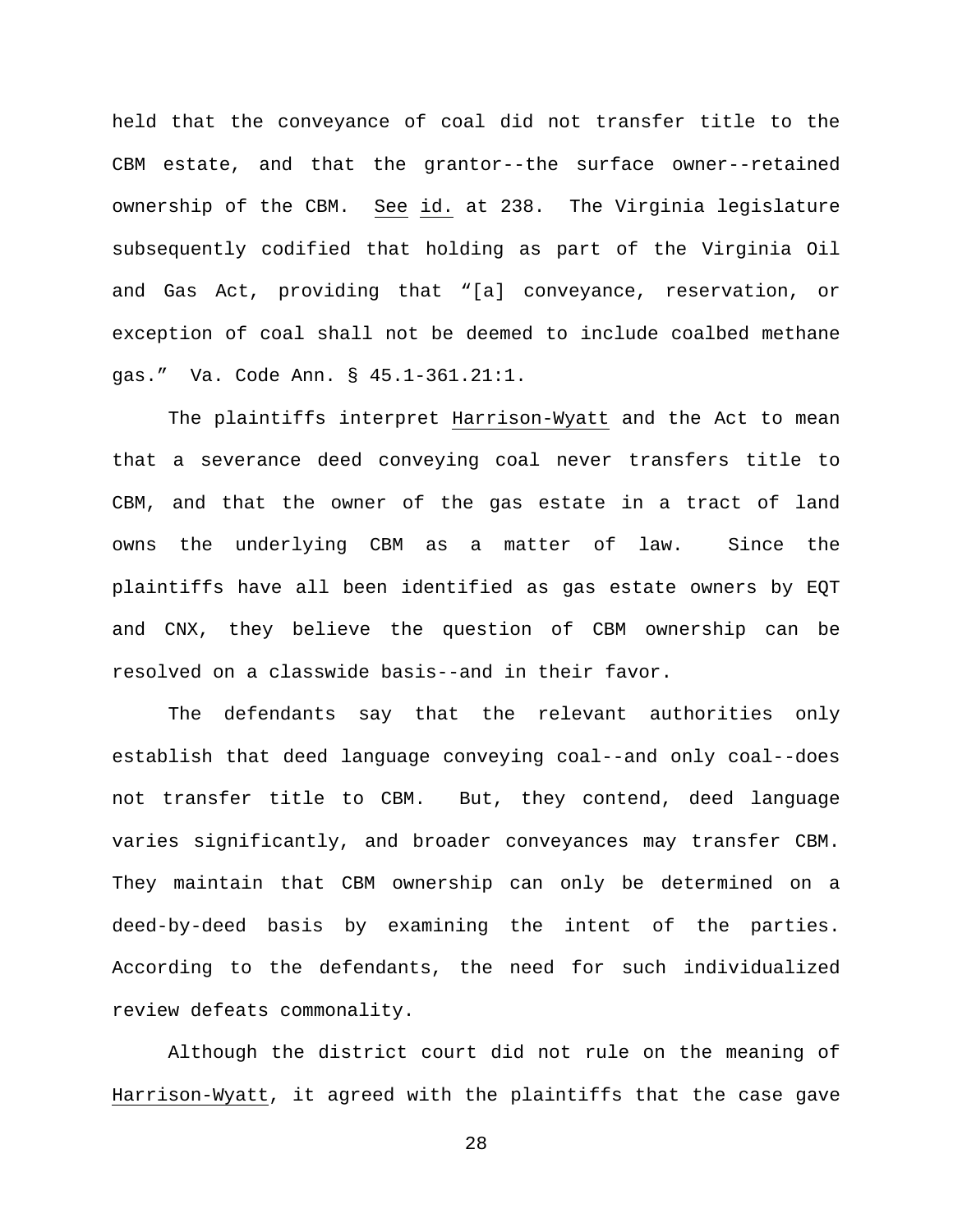held that the conveyance of coal did not transfer title to the CBM estate, and that the grantor--the surface owner--retained ownership of the CBM. _See id._ at 238. The Virginia legislature subsequently codified that holding as part of the Virginia Oil and Gas Act, providing that "[a] conveyance, reservation, or exception of coal shall not be deemed to include coalbed methane gas." Va. Code Ann. § 45.1-361.21:1.

The plaintiffs interpret _Harrison-Wyatt_ and the Act to mean that a severance deed conveying coal never transfers title to CBM, and that the owner of the gas estate in a tract of land owns the underlying CBM as a matter of law. Since the plaintiffs have all been identified as gas estate owners by EQT and CNX, they believe the question of CBM ownership can be resolved on a classwide basis--and in their favor.

The defendants say that the relevant authorities only establish that deed language conveying coal--and only coal--does not transfer title to CBM. But, they contend, deed language varies significantly, and broader conveyances may transfer CBM. They maintain that CBM ownership can only be determined on a deed-by-deed basis by examining the intent of the parties. According to the defendants, the need for such individualized review defeats commonality.

Although the district court did not rule on the meaning of _Harrison-Wyatt_, it agreed with the plaintiffs that the case gave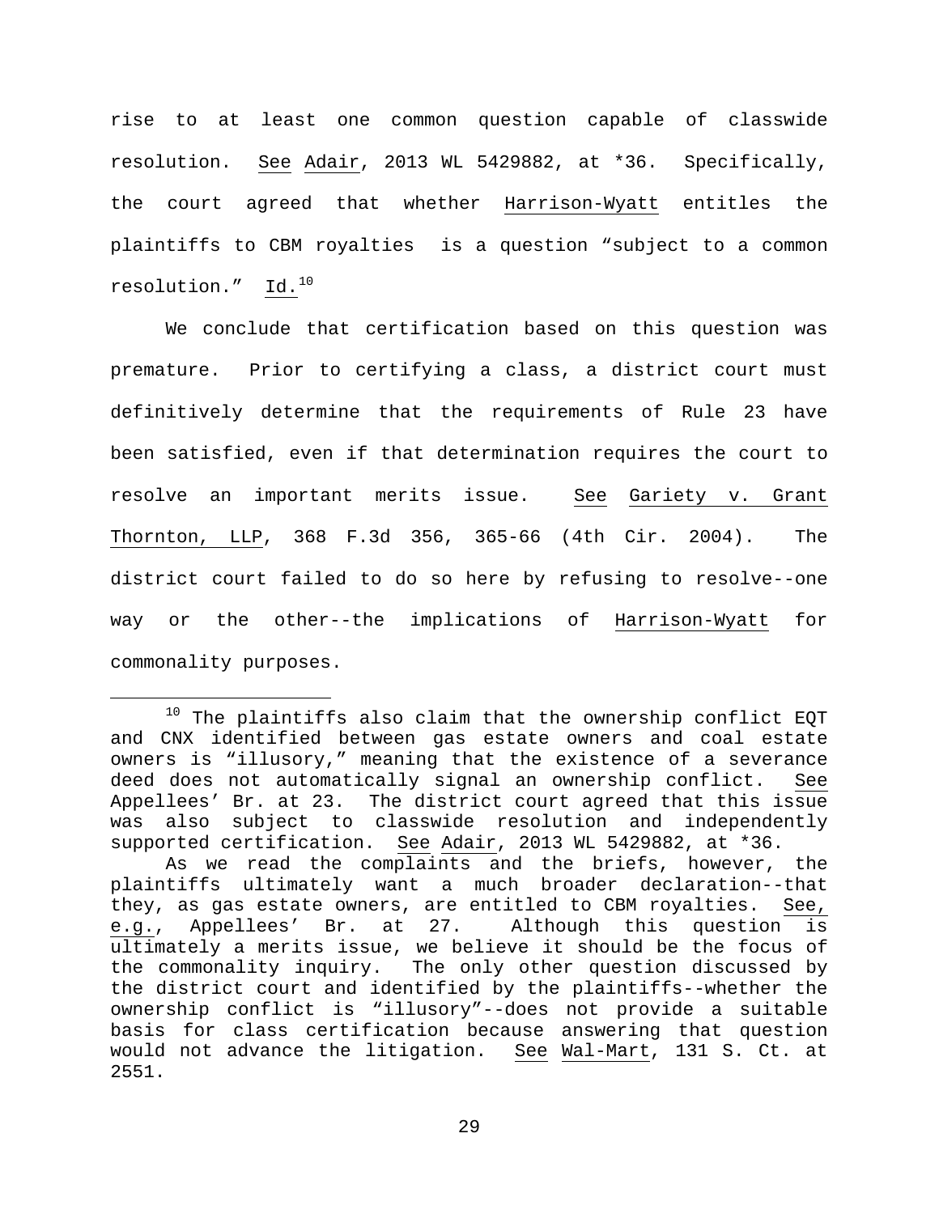rise to at least one common question capable of classwide resolution. See Adair, 2013 WL 5429882, at *36. Specifically, the court agreed that whether Harrison-Wyatt entitles the plaintiffs to CBM royalties is a question "subject to a common resolution." Id.[10]

We conclude that certification based on this question was premature. Prior to certifying a class, a district court must definitively determine that the requirements of Rule 23 have been satisfied, even if that determination requires the court to resolve an important merits issue. See Gariety v. Grant Thornton, LLP, 368 F.3d 356, 365-66 (4th Cir. 2004). The district court failed to do so here by refusing to resolve--one way or the other--the implications of Harrison-Wyatt for commonality purposes.

---

[10] The plaintiffs also claim that the ownership conflict EQT and CNX identified between gas estate owners and coal estate owners is "illusory," meaning that the existence of a severance deed does not automatically signal an ownership conflict. See Appellees' Br. at 23. The district court agreed that this issue was also subject to classwide resolution and independently supported certification. See Adair, 2013 WL 5429882, at *36.

As we read the complaints and the briefs, however, the plaintiffs ultimately want a much broader declaration--that they, as gas estate owners, are entitled to CBM royalties. See, e.g., Appellees' Br. at 27. Although this question is ultimately a merits issue, we believe it should be the focus of the commonality inquiry. The only other question discussed by the district court and identified by the plaintiffs--whether the ownership conflict is "illusory"--does not provide a suitable basis for class certification because answering that question would not advance the litigation. See Wal-Mart, 131 S. Ct. at 2551.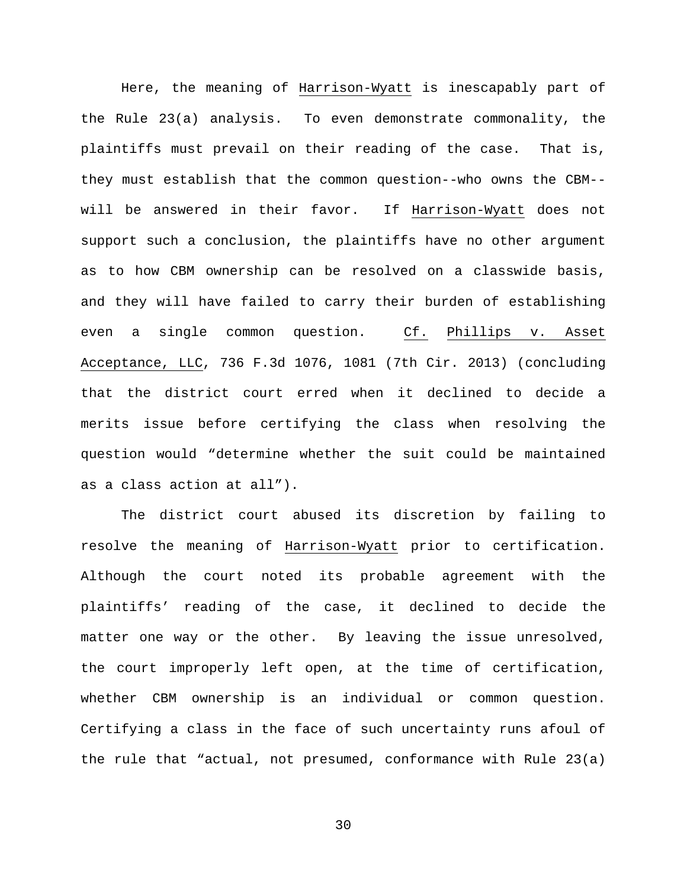Here, the meaning of Harrison-Wyatt is inescapably part of the Rule 23(a) analysis. To even demonstrate commonality, the plaintiffs must prevail on their reading of the case. That is, they must establish that the common question--who owns the CBM--will be answered in their favor. If Harrison-Wyatt does not support such a conclusion, the plaintiffs have no other argument as to how CBM ownership can be resolved on a classwide basis, and they will have failed to carry their burden of establishing even a single common question. Cf. Phillips v. Asset Acceptance, LLC, 736 F.3d 1076, 1081 (7th Cir. 2013) (concluding that the district court erred when it declined to decide a merits issue before certifying the class when resolving the question would "determine whether the suit could be maintained as a class action at all").

The district court abused its discretion by failing to resolve the meaning of Harrison-Wyatt prior to certification. Although the court noted its probable agreement with the plaintiffs' reading of the case, it declined to decide the matter one way or the other. By leaving the issue unresolved, the court improperly left open, at the time of certification, whether CBM ownership is an individual or common question. Certifying a class in the face of such uncertainty runs afoul of the rule that "actual, not presumed, conformance with Rule 23(a)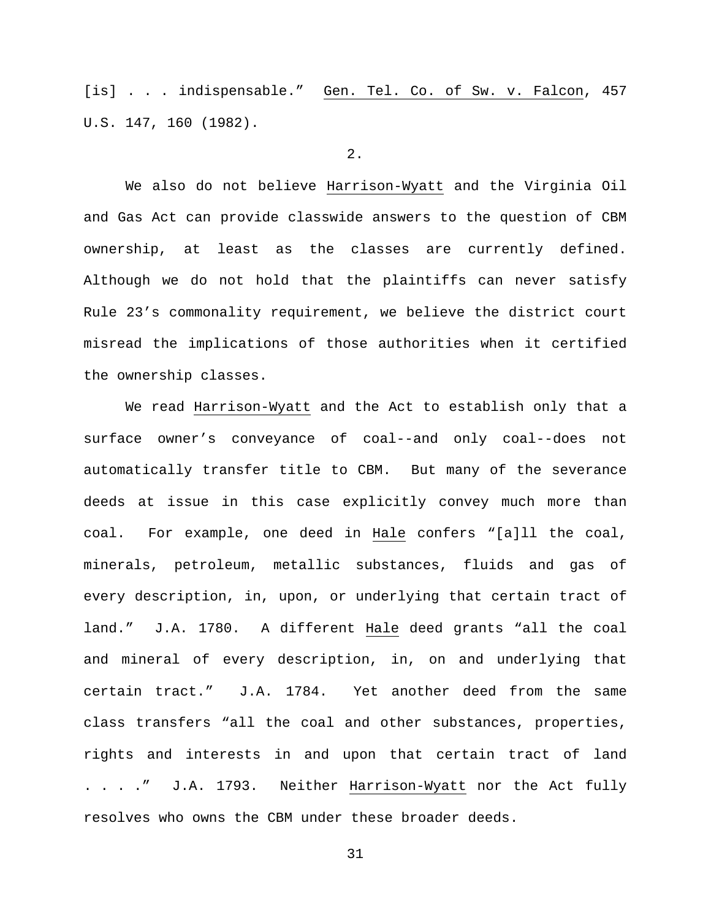[is] . . . indispensable." Gen. Tel. Co. of Sw. v. Falcon, 457 U.S. 147, 160 (1982).

2.

We also do not believe Harrison-Wyatt and the Virginia Oil and Gas Act can provide classwide answers to the question of CBM ownership, at least as the classes are currently defined. Although we do not hold that the plaintiffs can never satisfy Rule 23's commonality requirement, we believe the district court misread the implications of those authorities when it certified the ownership classes.

We read Harrison-Wyatt and the Act to establish only that a surface owner's conveyance of coal--and only coal--does not automatically transfer title to CBM. But many of the severance deeds at issue in this case explicitly convey much more than coal. For example, one deed in Hale confers "[a]ll the coal, minerals, petroleum, metallic substances, fluids and gas of every description, in, upon, or underlying that certain tract of land." J.A. 1780. A different Hale deed grants "all the coal and mineral of every description, in, on and underlying that certain tract." J.A. 1784. Yet another deed from the same class transfers "all the coal and other substances, properties, rights and interests in and upon that certain tract of land . . . ." J.A. 1793. Neither Harrison-Wyatt nor the Act fully resolves who owns the CBM under these broader deeds.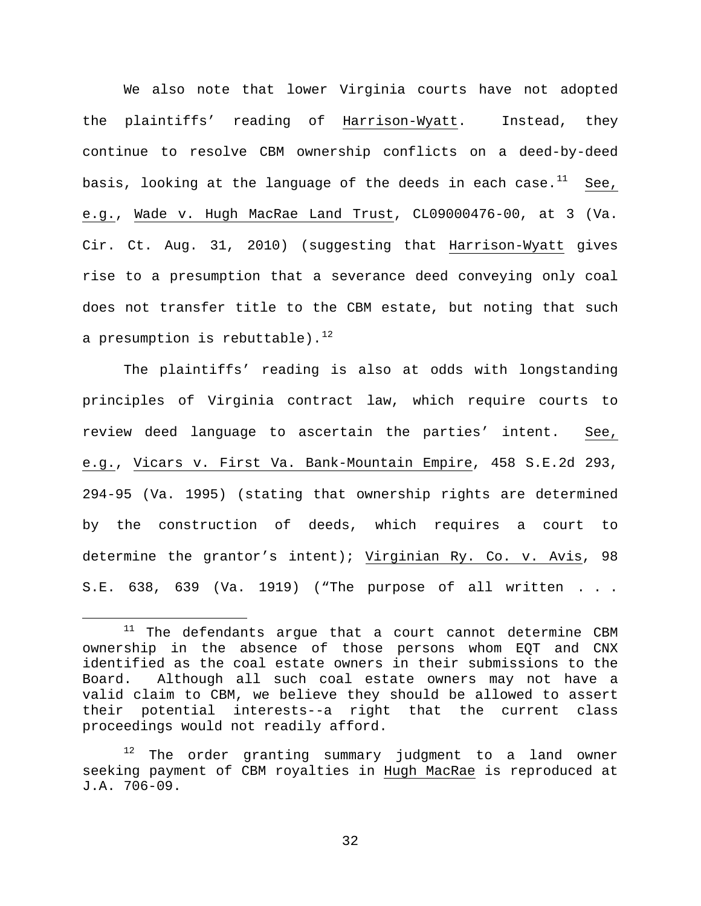We also note that lower Virginia courts have not adopted the plaintiffs' reading of Harrison-Wyatt. Instead, they continue to resolve CBM ownership conflicts on a deed-by-deed basis, looking at the language of the deeds in each case.[11] See, e.g., Wade v. Hugh MacRae Land Trust, CL09000476-00, at 3 (Va. Cir. Ct. Aug. 31, 2010) (suggesting that Harrison-Wyatt gives rise to a presumption that a severance deed conveying only coal does not transfer title to the CBM estate, but noting that such a presumption is rebuttable).[12]

The plaintiffs' reading is also at odds with longstanding principles of Virginia contract law, which require courts to review deed language to ascertain the parties' intent. See, e.g., Vicars v. First Va. Bank-Mountain Empire, 458 S.E.2d 293, 294-95 (Va. 1995) (stating that ownership rights are determined by the construction of deeds, which requires a court to determine the grantor's intent); Virginian Ry. Co. v. Avis, 98 S.E. 638, 639 (Va. 1919) ("The purpose of all written . . .

---

[11] The defendants argue that a court cannot determine CBM ownership in the absence of those persons whom EQT and CNX identified as the coal estate owners in their submissions to the Board. Although all such coal estate owners may not have a valid claim to CBM, we believe they should be allowed to assert their potential interests--a right that the current class proceedings would not readily afford.

[12] The order granting summary judgment to a land owner seeking payment of CBM royalties in Hugh MacRae is reproduced at J.A. 706-09.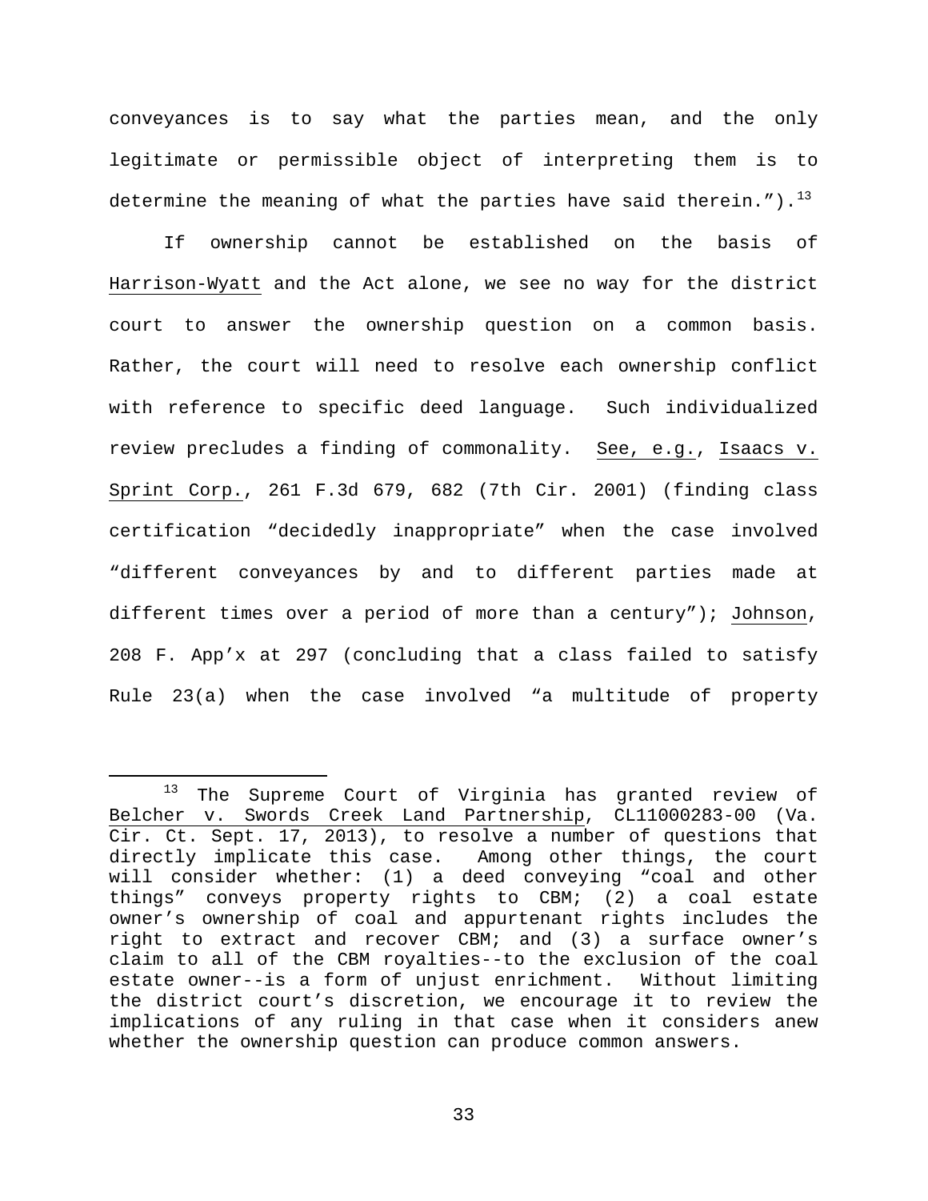conveyances is to say what the parties mean, and the only legitimate or permissible object of interpreting them is to determine the meaning of what the parties have said therein.").[13]

If ownership cannot be established on the basis of Harrison-Wyatt and the Act alone, we see no way for the district court to answer the ownership question on a common basis. Rather, the court will need to resolve each ownership conflict with reference to specific deed language. Such individualized review precludes a finding of commonality. See, e.g., Isaacs v. Sprint Corp., 261 F.3d 679, 682 (7th Cir. 2001) (finding class certification "decidedly inappropriate" when the case involved "different conveyances by and to different parties made at different times over a period of more than a century"); Johnson, 208 F. App'x at 297 (concluding that a class failed to satisfy Rule 23(a) when the case involved "a multitude of property

---

[13] The Supreme Court of Virginia has granted review of Belcher v. Swords Creek Land Partnership, CL11000283-00 (Va. Cir. Ct. Sept. 17, 2013), to resolve a number of questions that directly implicate this case. Among other things, the court will consider whether: (1) a deed conveying "coal and other things" conveys property rights to CBM; (2) a coal estate owner's ownership of coal and appurtenant rights includes the right to extract and recover CBM; and (3) a surface owner's claim to all of the CBM royalties--to the exclusion of the coal estate owner--is a form of unjust enrichment. Without limiting the district court's discretion, we encourage it to review the implications of any ruling in that case when it considers anew whether the ownership question can produce common answers.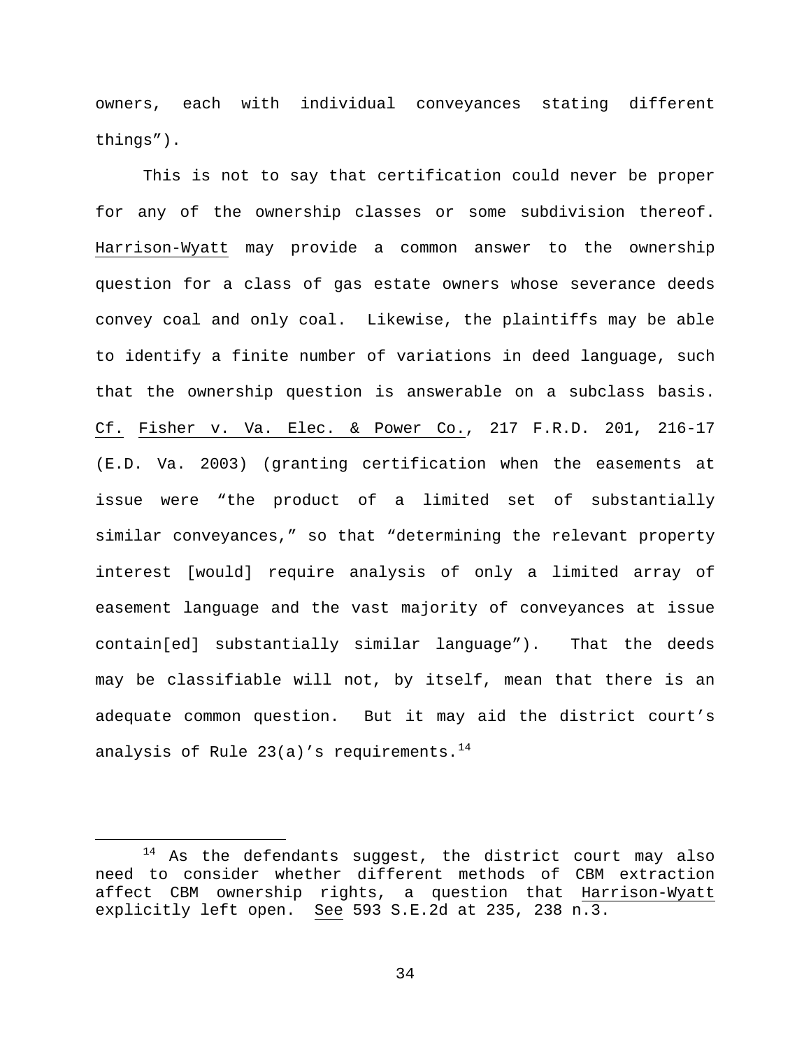owners, each with individual conveyances stating different things").

This is not to say that certification could never be proper for any of the ownership classes or some subdivision thereof. Harrison-Wyatt may provide a common answer to the ownership question for a class of gas estate owners whose severance deeds convey coal and only coal. Likewise, the plaintiffs may be able to identify a finite number of variations in deed language, such that the ownership question is answerable on a subclass basis. Cf. Fisher v. Va. Elec. & Power Co., 217 F.R.D. 201, 216-17 (E.D. Va. 2003) (granting certification when the easements at issue were "the product of a limited set of substantially similar conveyances," so that "determining the relevant property interest [would] require analysis of only a limited array of easement language and the vast majority of conveyances at issue contain[ed] substantially similar language"). That the deeds may be classifiable will not, by itself, mean that there is an adequate common question. But it may aid the district court's analysis of Rule 23(a)'s requirements.[14]

---

[14] As the defendants suggest, the district court may also need to consider whether different methods of CBM extraction affect CBM ownership rights, a question that Harrison-Wyatt explicitly left open. See 593 S.E.2d at 235, 238 n.3.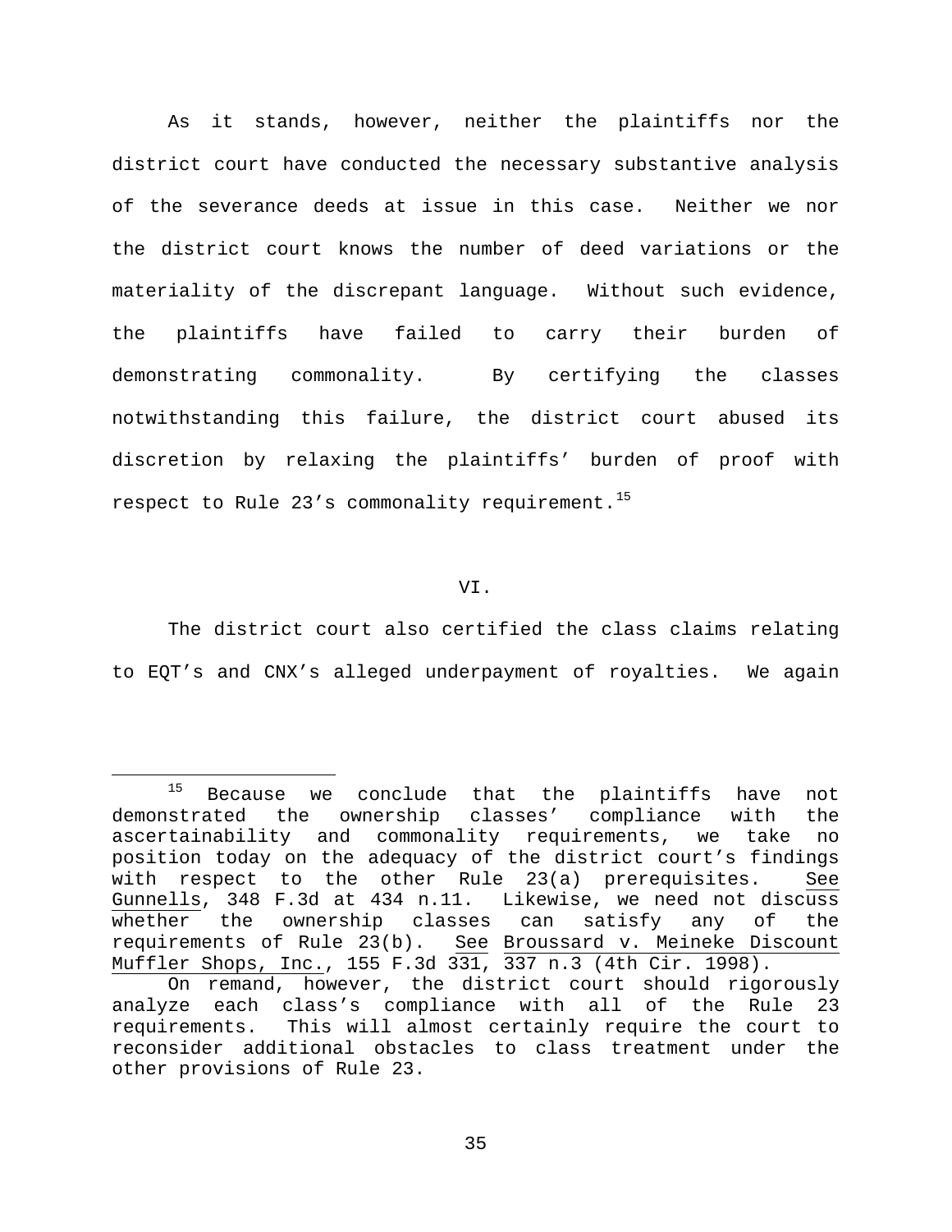As it stands, however, neither the plaintiffs nor the district court have conducted the necessary substantive analysis of the severance deeds at issue in this case. Neither we nor the district court knows the number of deed variations or the materiality of the discrepant language. Without such evidence, the plaintiffs have failed to carry their burden of demonstrating commonality. By certifying the classes notwithstanding this failure, the district court abused its discretion by relaxing the plaintiffs' burden of proof with respect to Rule 23's commonality requirement.[15]

## VI.

The district court also certified the class claims relating to EQT's and CNX's alleged underpayment of royalties. We again

---

[15] Because we conclude that the plaintiffs have not demonstrated the ownership classes' compliance with the ascertainability and commonality requirements, we take no position today on the adequacy of the district court's findings with respect to the other Rule 23(a) prerequisites. <u>See</u> <u>Gunnells</u>, 348 F.3d at 434 n.11. Likewise, we need not discuss whether the ownership classes can satisfy any of the requirements of Rule 23(b). <u>See</u> <u>Broussard v. Meineke Discount Muffler Shops, Inc.</u>, 155 F.3d 331, 337 n.3 (4th Cir. 1998).

On remand, however, the district court should rigorously analyze each class's compliance with all of the Rule 23 requirements. This will almost certainly require the court to reconsider additional obstacles to class treatment under the other provisions of Rule 23.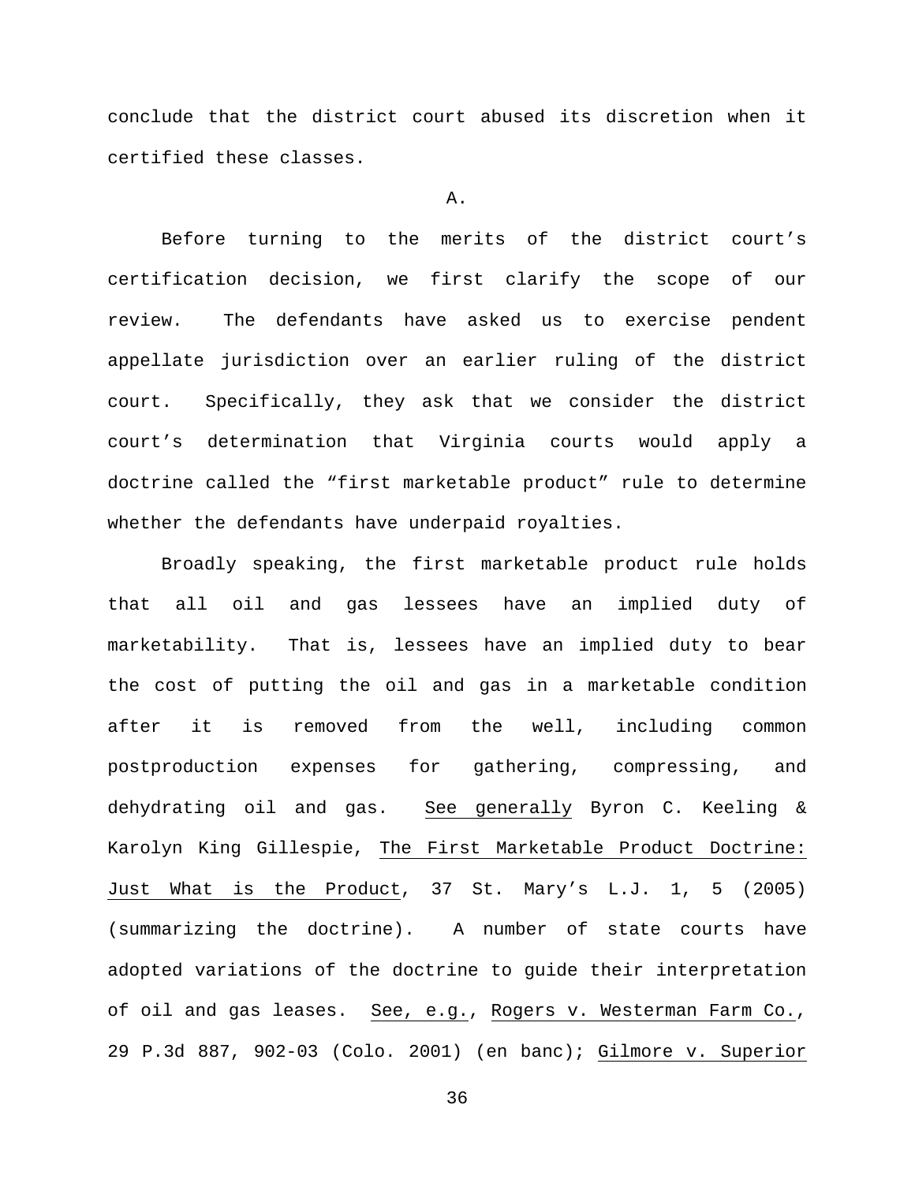conclude that the district court abused its discretion when it certified these classes.

A.

Before turning to the merits of the district court's certification decision, we first clarify the scope of our review. The defendants have asked us to exercise pendent appellate jurisdiction over an earlier ruling of the district court. Specifically, they ask that we consider the district court's determination that Virginia courts would apply a doctrine called the "first marketable product" rule to determine whether the defendants have underpaid royalties.

Broadly speaking, the first marketable product rule holds that all oil and gas lessees have an implied duty of marketability. That is, lessees have an implied duty to bear the cost of putting the oil and gas in a marketable condition after it is removed from the well, including common postproduction expenses for gathering, compressing, and dehydrating oil and gas. See generally Byron C. Keeling & Karolyn King Gillespie, The First Marketable Product Doctrine: Just What is the Product, 37 St. Mary's L.J. 1, 5 (2005) (summarizing the doctrine). A number of state courts have adopted variations of the doctrine to guide their interpretation of oil and gas leases. See, e.g., Rogers v. Westerman Farm Co., 29 P.3d 887, 902-03 (Colo. 2001) (en banc); Gilmore v. Superior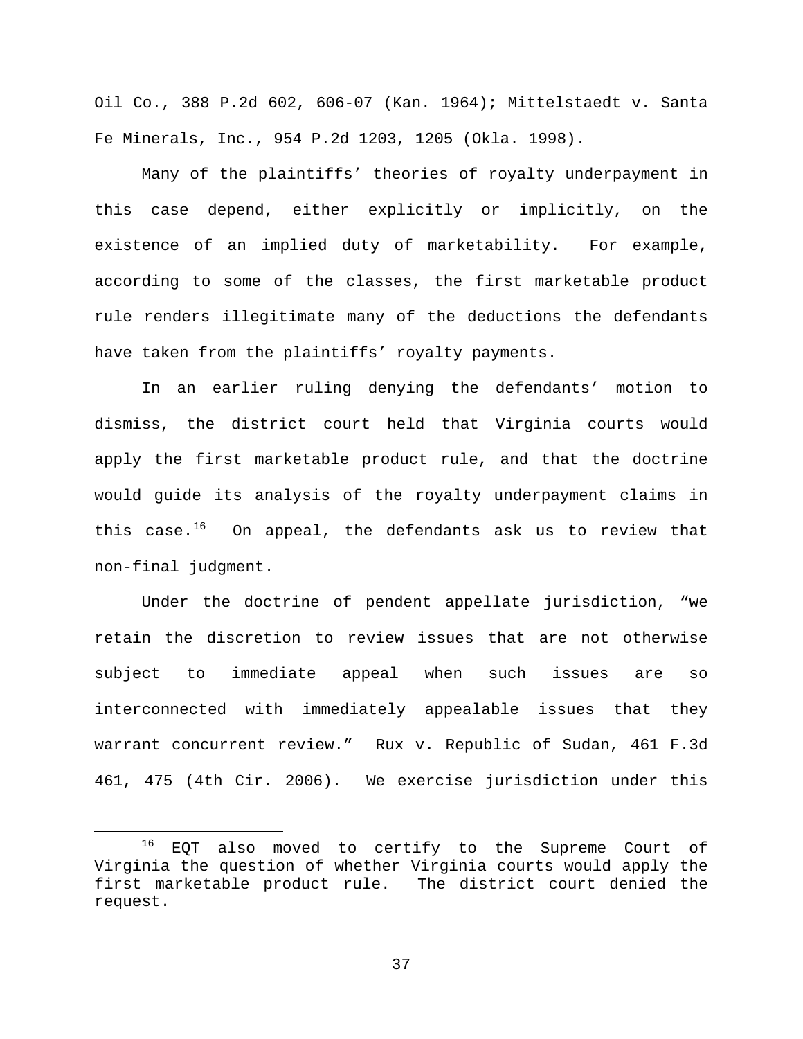Oil Co., 388 P.2d 602, 606-07 (Kan. 1964); Mittelstaedt v. Santa Fe Minerals, Inc., 954 P.2d 1203, 1205 (Okla. 1998).

Many of the plaintiffs' theories of royalty underpayment in this case depend, either explicitly or implicitly, on the existence of an implied duty of marketability. For example, according to some of the classes, the first marketable product rule renders illegitimate many of the deductions the defendants have taken from the plaintiffs' royalty payments.

In an earlier ruling denying the defendants' motion to dismiss, the district court held that Virginia courts would apply the first marketable product rule, and that the doctrine would guide its analysis of the royalty underpayment claims in this case.[16] On appeal, the defendants ask us to review that non-final judgment.

Under the doctrine of pendent appellate jurisdiction, "we retain the discretion to review issues that are not otherwise subject to immediate appeal when such issues are so interconnected with immediately appealable issues that they warrant concurrent review." Rux v. Republic of Sudan, 461 F.3d 461, 475 (4th Cir. 2006). We exercise jurisdiction under this

---

[16] EQT also moved to certify to the Supreme Court of Virginia the question of whether Virginia courts would apply the first marketable product rule. The district court denied the request.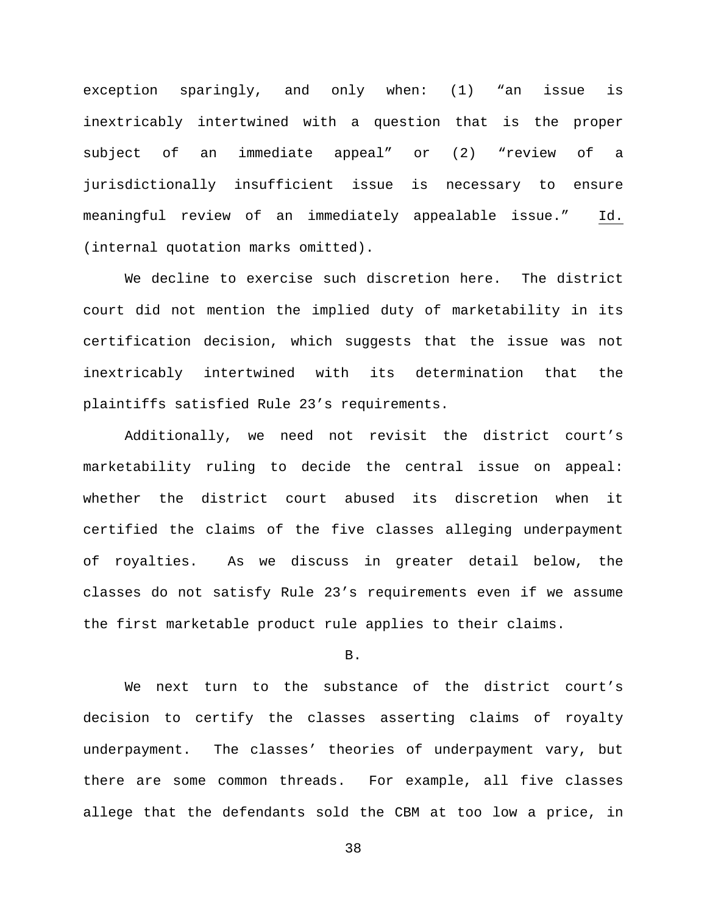exception sparingly, and only when: (1) “an issue is inextricably intertwined with a question that is the proper subject of an immediate appeal” or (2) “review of a jurisdictionally insufficient issue is necessary to ensure meaningful review of an immediately appealable issue.” Id. (internal quotation marks omitted).

We decline to exercise such discretion here. The district court did not mention the implied duty of marketability in its certification decision, which suggests that the issue was not inextricably intertwined with its determination that the plaintiffs satisfied Rule 23’s requirements.

Additionally, we need not revisit the district court’s marketability ruling to decide the central issue on appeal: whether the district court abused its discretion when it certified the claims of the five classes alleging underpayment of royalties. As we discuss in greater detail below, the classes do not satisfy Rule 23’s requirements even if we assume the first marketable product rule applies to their claims.

### B.

We next turn to the substance of the district court’s decision to certify the classes asserting claims of royalty underpayment. The classes’ theories of underpayment vary, but there are some common threads. For example, all five classes allege that the defendants sold the CBM at too low a price, in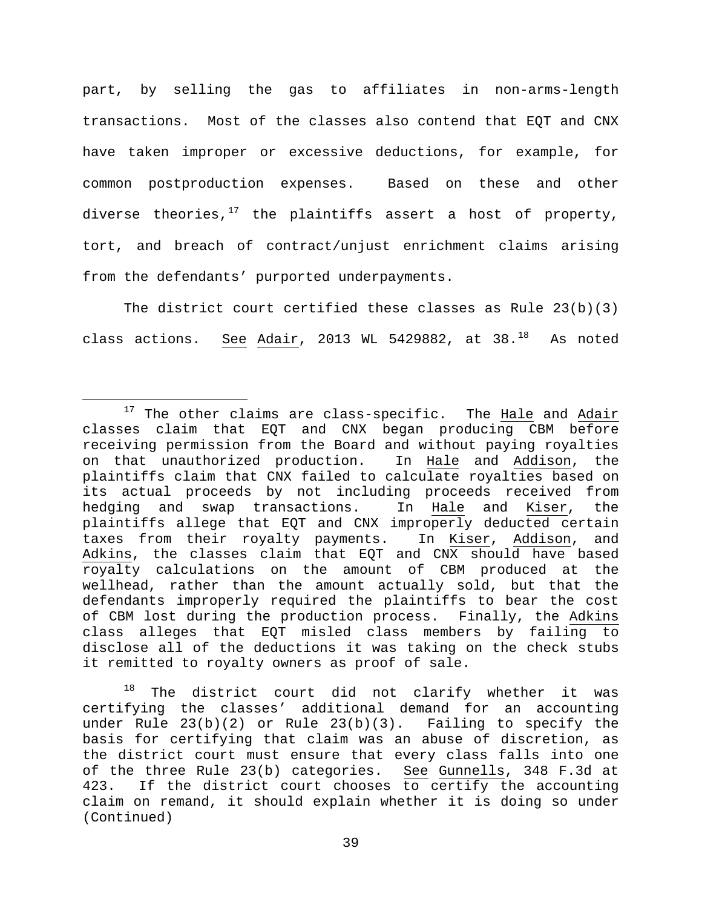part, by selling the gas to affiliates in non-arms-length transactions. Most of the classes also contend that EQT and CNX have taken improper or excessive deductions, for example, for common postproduction expenses. Based on these and other diverse theories,[17] the plaintiffs assert a host of property, tort, and breach of contract/unjust enrichment claims arising from the defendants' purported underpayments.

The district court certified these classes as Rule 23(b)(3) class actions. See Adair, 2013 WL 5429882, at 38.[18] As noted

---

[17] The other claims are class-specific. The Hale and Adair classes claim that EQT and CNX began producing CBM before receiving permission from the Board and without paying royalties on that unauthorized production. In Hale and Addison, the plaintiffs claim that CNX failed to calculate royalties based on its actual proceeds by not including proceeds received from hedging and swap transactions. In Hale and Kiser, the plaintiffs allege that EQT and CNX improperly deducted certain taxes from their royalty payments. In Kiser, Addison, and Adkins, the classes claim that EQT and CNX should have based royalty calculations on the amount of CBM produced at the wellhead, rather than the amount actually sold, but that the defendants improperly required the plaintiffs to bear the cost of CBM lost during the production process. Finally, the Adkins class alleges that EQT misled class members by failing to disclose all of the deductions it was taking on the check stubs it remitted to royalty owners as proof of sale.

[18] The district court did not clarify whether it was certifying the classes' additional demand for an accounting under Rule 23(b)(2) or Rule 23(b)(3). Failing to specify the basis for certifying that claim was an abuse of discretion, as the district court must ensure that every class falls into one of the three Rule 23(b) categories. See Gunnells, 348 F.3d at 423. If the district court chooses to certify the accounting claim on remand, it should explain whether it is doing so under (Continued)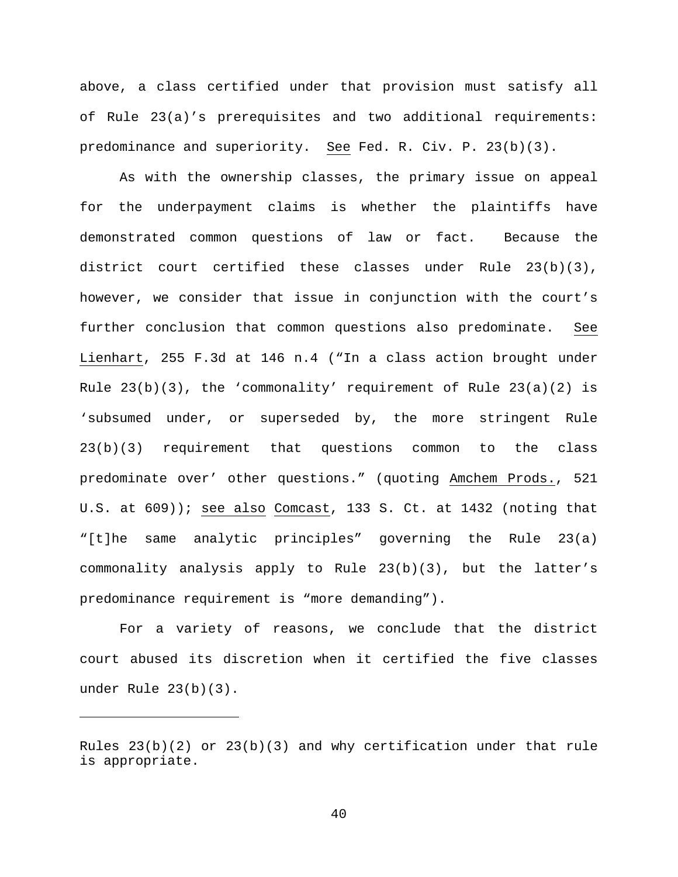above, a class certified under that provision must satisfy all of Rule 23(a)'s prerequisites and two additional requirements: predominance and superiority. See Fed. R. Civ. P. 23(b)(3).

As with the ownership classes, the primary issue on appeal for the underpayment claims is whether the plaintiffs have demonstrated common questions of law or fact. Because the district court certified these classes under Rule 23(b)(3), however, we consider that issue in conjunction with the court's further conclusion that common questions also predominate. See Lienhart, 255 F.3d at 146 n.4 ("In a class action brought under Rule 23(b)(3), the 'commonality' requirement of Rule 23(a)(2) is 'subsumed under, or superseded by, the more stringent Rule 23(b)(3) requirement that questions common to the class predominate over' other questions." (quoting Amchem Prods., 521 U.S. at 609)); see also Comcast, 133 S. Ct. at 1432 (noting that "[t]he same analytic principles" governing the Rule 23(a) commonality analysis apply to Rule 23(b)(3), but the latter's predominance requirement is "more demanding").

For a variety of reasons, we conclude that the district court abused its discretion when it certified the five classes under Rule 23(b)(3).

---

Rules 23(b)(2) or 23(b)(3) and why certification under that rule is appropriate.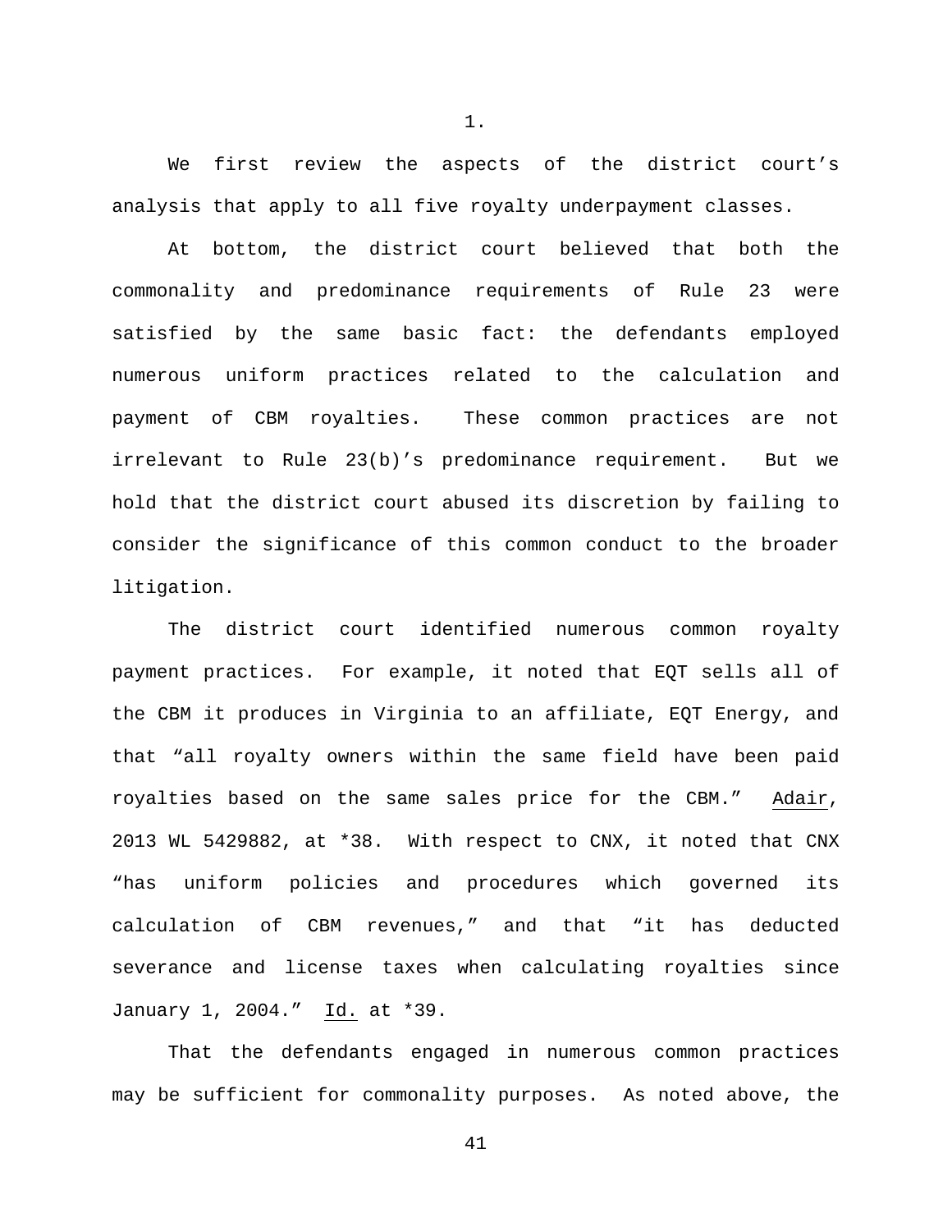1.

We first review the aspects of the district court's analysis that apply to all five royalty underpayment classes.

At bottom, the district court believed that both the commonality and predominance requirements of Rule 23 were satisfied by the same basic fact: the defendants employed numerous uniform practices related to the calculation and payment of CBM royalties. These common practices are not irrelevant to Rule 23(b)'s predominance requirement. But we hold that the district court abused its discretion by failing to consider the significance of this common conduct to the broader litigation.

The district court identified numerous common royalty payment practices. For example, it noted that EQT sells all of the CBM it produces in Virginia to an affiliate, EQT Energy, and that "all royalty owners within the same field have been paid royalties based on the same sales price for the CBM." Adair, 2013 WL 5429882, at *38. With respect to CNX, it noted that CNX "has uniform policies and procedures which governed its calculation of CBM revenues," and that "it has deducted severance and license taxes when calculating royalties since January 1, 2004." Id. at *39.

That the defendants engaged in numerous common practices may be sufficient for commonality purposes. As noted above, the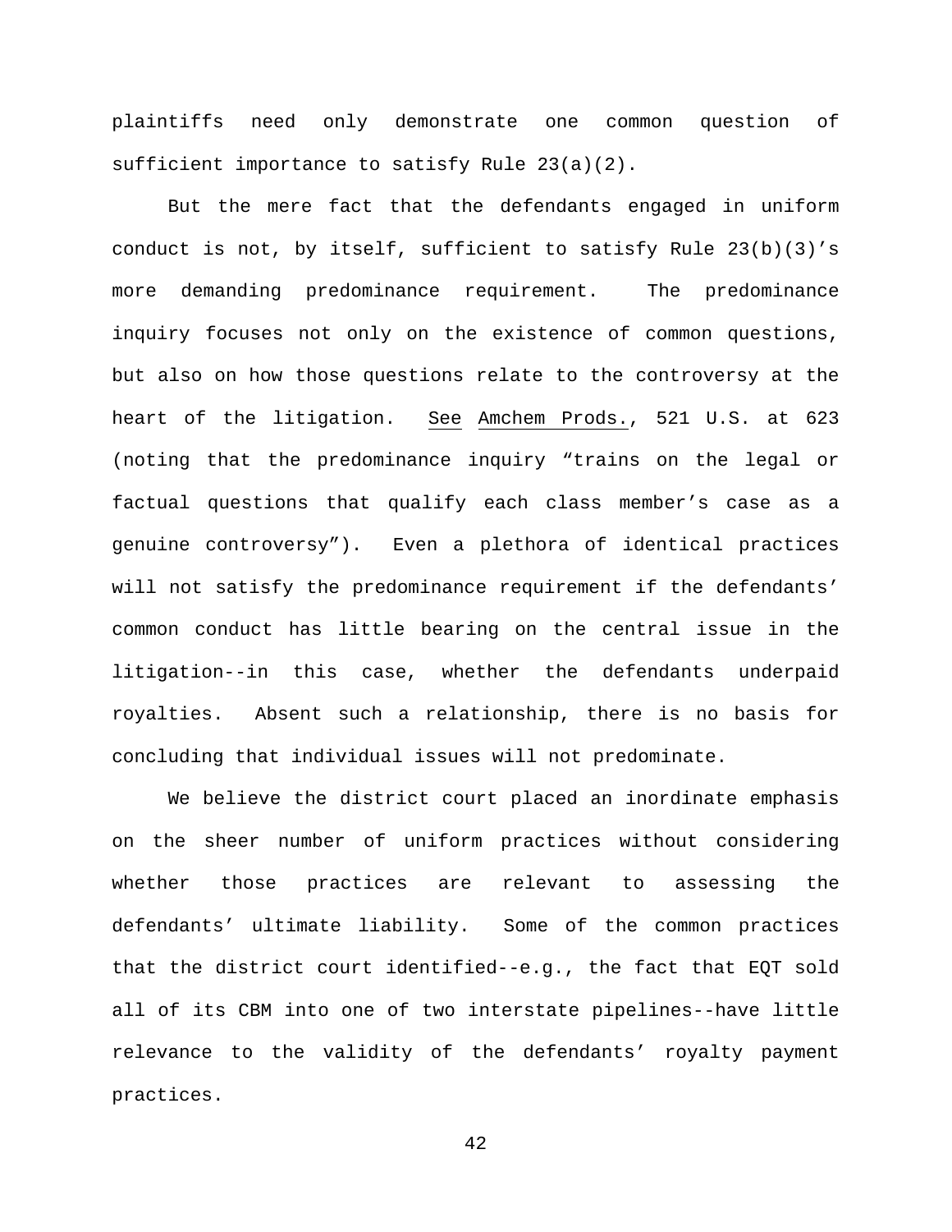plaintiffs need only demonstrate one common question of sufficient importance to satisfy Rule 23(a)(2).

But the mere fact that the defendants engaged in uniform conduct is not, by itself, sufficient to satisfy Rule 23(b)(3)'s more demanding predominance requirement. The predominance inquiry focuses not only on the existence of common questions, but also on how those questions relate to the controversy at the heart of the litigation. See Amchem Prods., 521 U.S. at 623 (noting that the predominance inquiry "trains on the legal or factual questions that qualify each class member's case as a genuine controversy"). Even a plethora of identical practices will not satisfy the predominance requirement if the defendants' common conduct has little bearing on the central issue in the litigation--in this case, whether the defendants underpaid royalties. Absent such a relationship, there is no basis for concluding that individual issues will not predominate.

We believe the district court placed an inordinate emphasis on the sheer number of uniform practices without considering whether those practices are relevant to assessing the defendants' ultimate liability. Some of the common practices that the district court identified--e.g., the fact that EQT sold all of its CBM into one of two interstate pipelines--have little relevance to the validity of the defendants' royalty payment practices.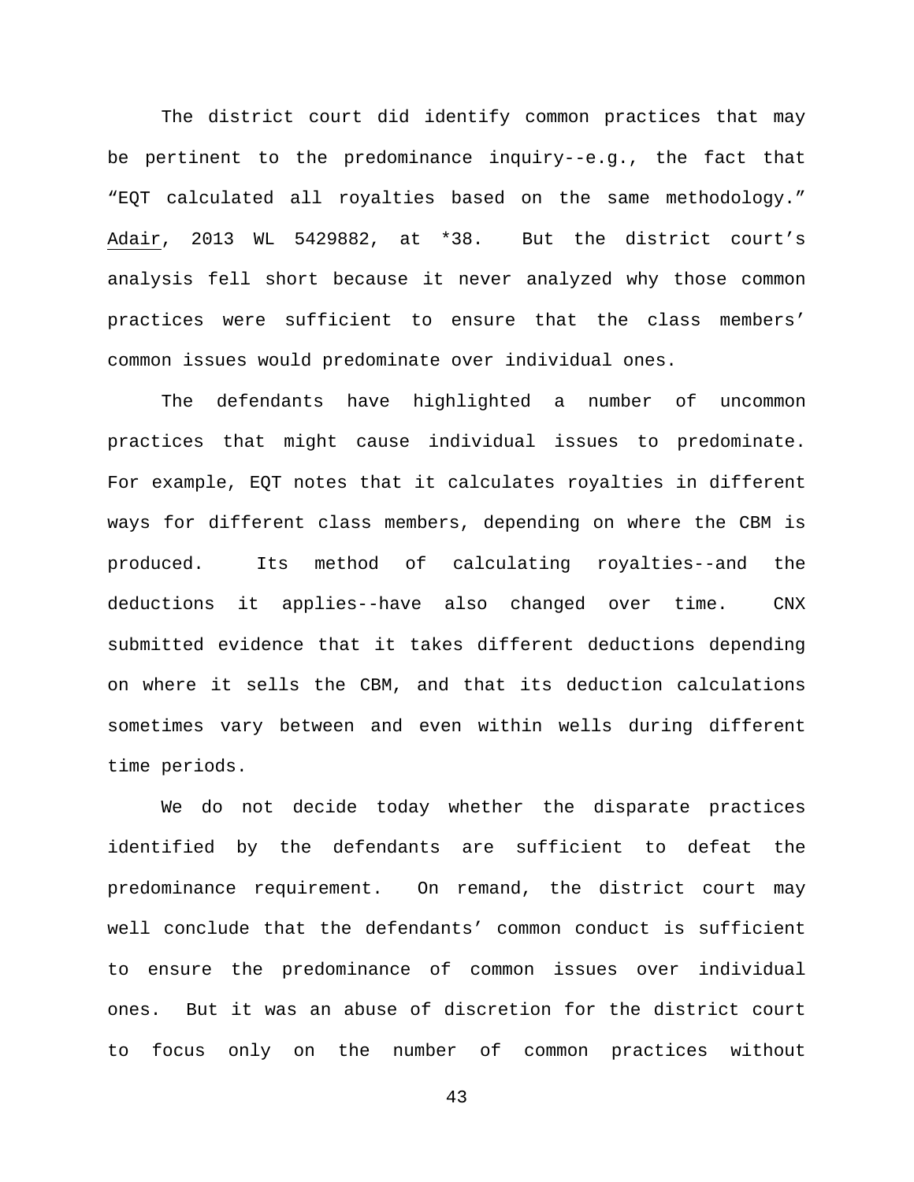The district court did identify common practices that may be pertinent to the predominance inquiry--e.g., the fact that "EQT calculated all royalties based on the same methodology." Adair, 2013 WL 5429882, at *38. But the district court's analysis fell short because it never analyzed why those common practices were sufficient to ensure that the class members' common issues would predominate over individual ones.

The defendants have highlighted a number of uncommon practices that might cause individual issues to predominate. For example, EQT notes that it calculates royalties in different ways for different class members, depending on where the CBM is produced. Its method of calculating royalties--and the deductions it applies--have also changed over time. CNX submitted evidence that it takes different deductions depending on where it sells the CBM, and that its deduction calculations sometimes vary between and even within wells during different time periods.

We do not decide today whether the disparate practices identified by the defendants are sufficient to defeat the predominance requirement. On remand, the district court may well conclude that the defendants' common conduct is sufficient to ensure the predominance of common issues over individual ones. But it was an abuse of discretion for the district court to focus only on the number of common practices without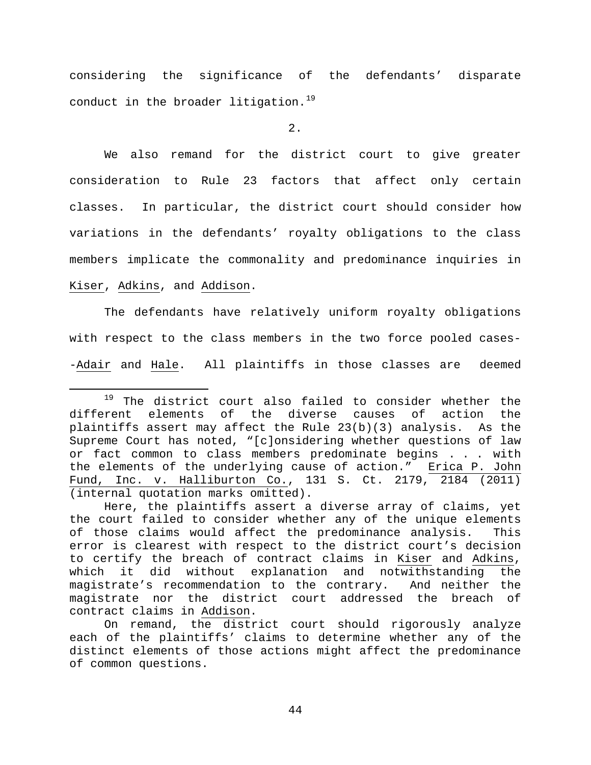considering the significance of the defendants' disparate conduct in the broader litigation.[19]

2.

We also remand for the district court to give greater consideration to Rule 23 factors that affect only certain classes. In particular, the district court should consider how variations in the defendants' royalty obligations to the class members implicate the commonality and predominance inquiries in Kiser, Adkins, and Addison.

The defendants have relatively uniform royalty obligations with respect to the class members in the two force pooled cases--Adair and Hale. All plaintiffs in those classes are deemed

---

[19] The district court also failed to consider whether the different elements of the diverse causes of action the plaintiffs assert may affect the Rule 23(b)(3) analysis. As the Supreme Court has noted, "[c]onsidering whether questions of law or fact common to class members predominate begins . . . with the elements of the underlying cause of action." Erica P. John Fund, Inc. v. Halliburton Co., 131 S. Ct. 2179, 2184 (2011) (internal quotation marks omitted).

Here, the plaintiffs assert a diverse array of claims, yet the court failed to consider whether any of the unique elements of those claims would affect the predominance analysis. This error is clearest with respect to the district court's decision to certify the breach of contract claims in Kiser and Adkins, which it did without explanation and notwithstanding the magistrate's recommendation to the contrary. And neither the magistrate nor the district court addressed the breach of contract claims in Addison.

On remand, the district court should rigorously analyze each of the plaintiffs' claims to determine whether any of the distinct elements of those actions might affect the predominance of common questions.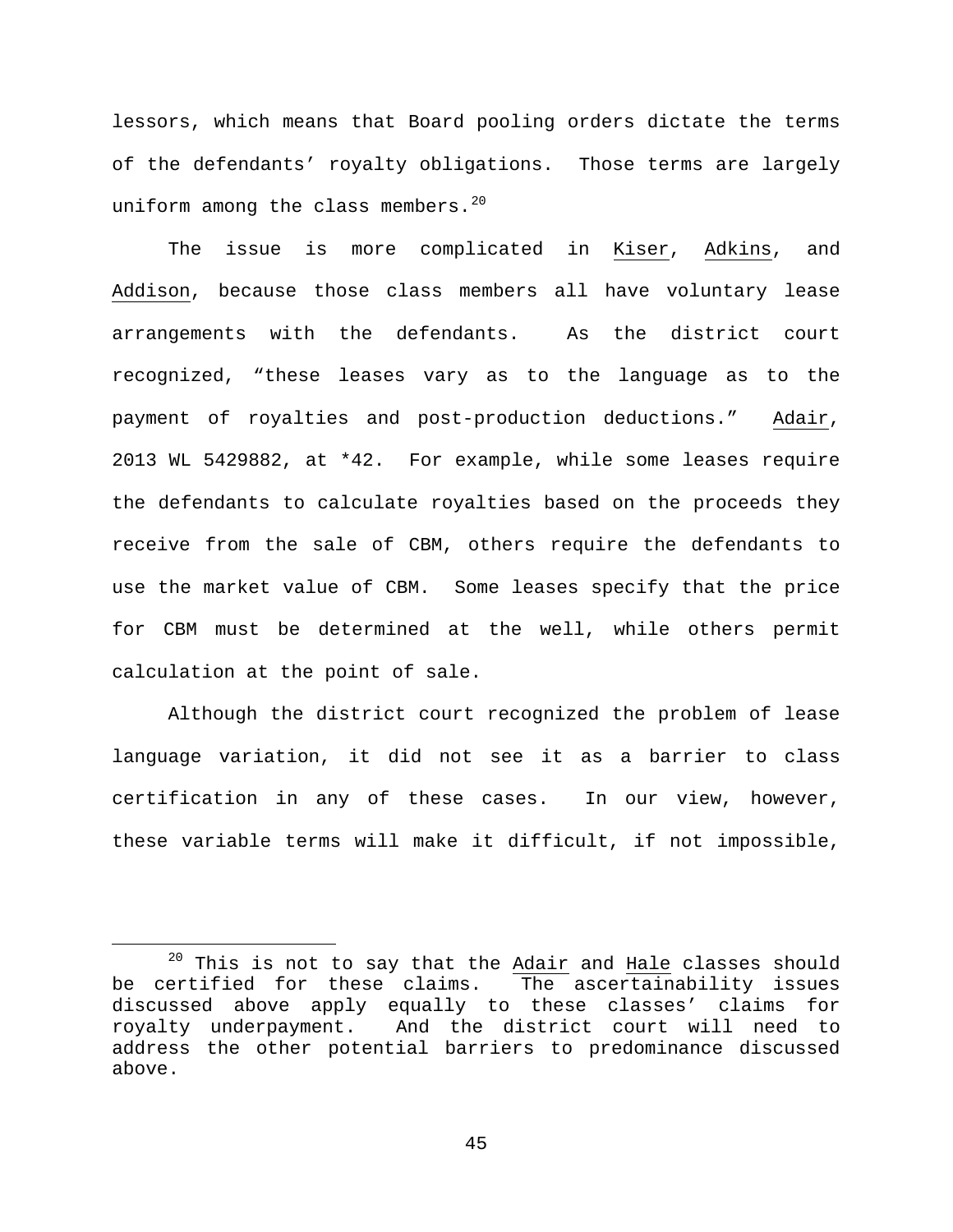lessors, which means that Board pooling orders dictate the terms of the defendants' royalty obligations. Those terms are largely uniform among the class members.[20]

The issue is more complicated in Kiser, Adkins, and Addison, because those class members all have voluntary lease arrangements with the defendants. As the district court recognized, "these leases vary as to the language as to the payment of royalties and post-production deductions." Adair, 2013 WL 5429882, at *42. For example, while some leases require the defendants to calculate royalties based on the proceeds they receive from the sale of CBM, others require the defendants to use the market value of CBM. Some leases specify that the price for CBM must be determined at the well, while others permit calculation at the point of sale.

Although the district court recognized the problem of lease language variation, it did not see it as a barrier to class certification in any of these cases. In our view, however, these variable terms will make it difficult, if not impossible,

---

[20] This is not to say that the Adair and Hale classes should be certified for these claims. The ascertainability issues discussed above apply equally to these classes' claims for royalty underpayment. And the district court will need to address the other potential barriers to predominance discussed above.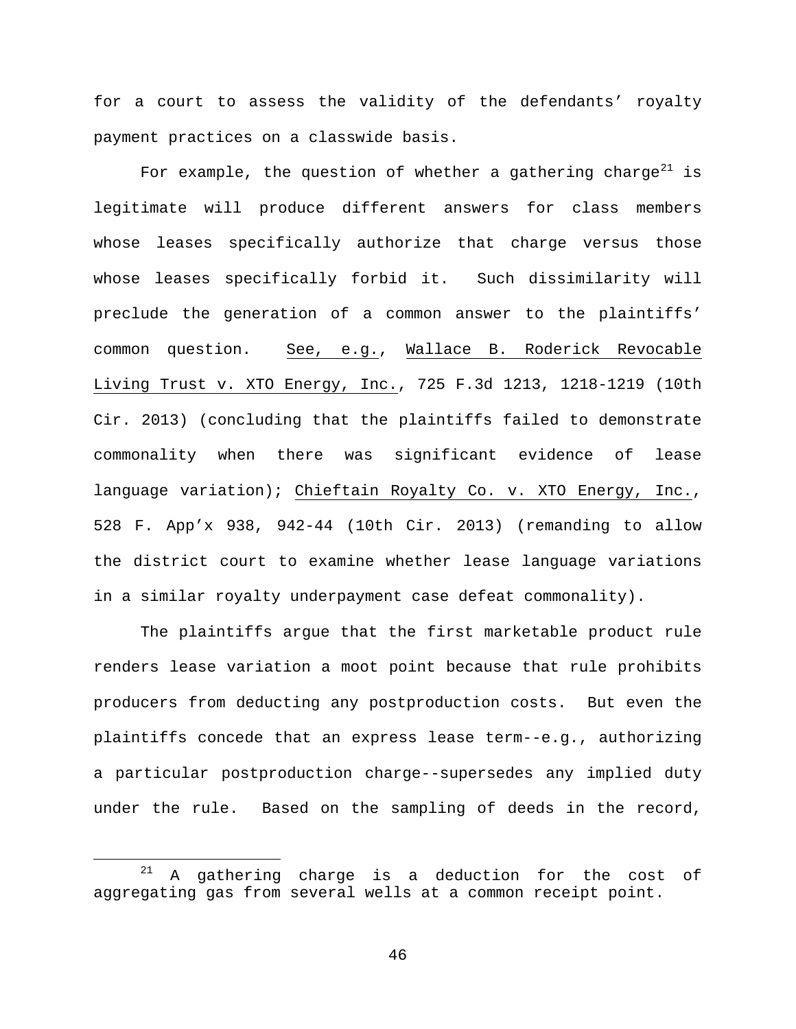for a court to assess the validity of the defendants' royalty payment practices on a classwide basis.

For example, the question of whether a gathering charge[21] is legitimate will produce different answers for class members whose leases specifically authorize that charge versus those whose leases specifically forbid it. Such dissimilarity will preclude the generation of a common answer to the plaintiffs' common question. See, e.g., Wallace B. Roderick Revocable Living Trust v. XTO Energy, Inc., 725 F.3d 1213, 1218-1219 (10th Cir. 2013) (concluding that the plaintiffs failed to demonstrate commonality when there was significant evidence of lease language variation); Chieftain Royalty Co. v. XTO Energy, Inc., 528 F. App'x 938, 942-44 (10th Cir. 2013) (remanding to allow the district court to examine whether lease language variations in a similar royalty underpayment case defeat commonality).

The plaintiffs argue that the first marketable product rule renders lease variation a moot point because that rule prohibits producers from deducting any postproduction costs. But even the plaintiffs concede that an express lease term--e.g., authorizing a particular postproduction charge--supersedes any implied duty under the rule. Based on the sampling of deeds in the record,

[21] A gathering charge is a deduction for the cost of aggregating gas from several wells at a common receipt point.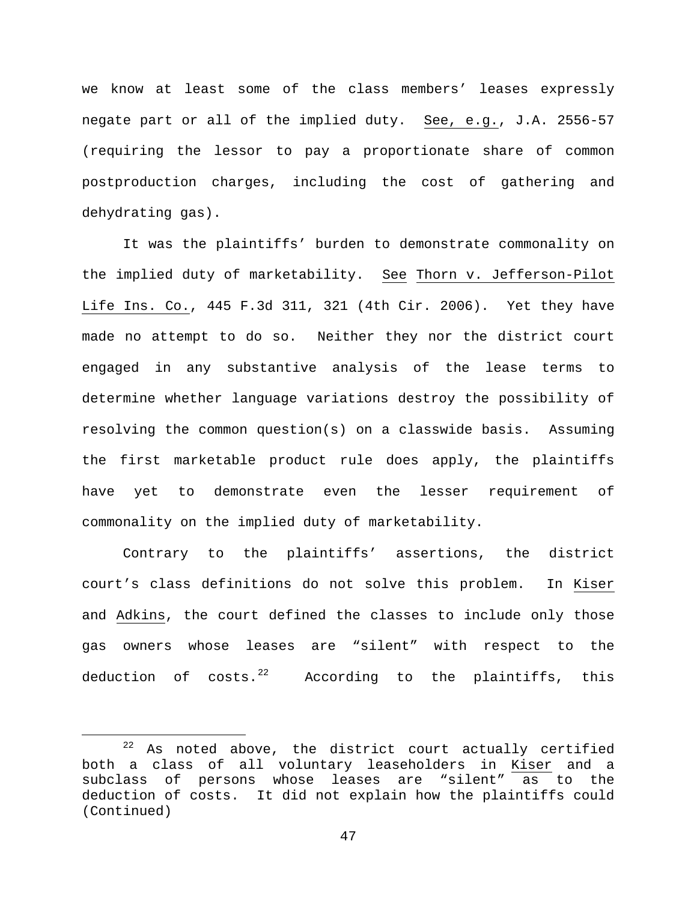we know at least some of the class members' leases expressly negate part or all of the implied duty. See, e.g., J.A. 2556-57 (requiring the lessor to pay a proportionate share of common postproduction charges, including the cost of gathering and dehydrating gas).

It was the plaintiffs' burden to demonstrate commonality on the implied duty of marketability. See Thorn v. Jefferson-Pilot Life Ins. Co., 445 F.3d 311, 321 (4th Cir. 2006). Yet they have made no attempt to do so. Neither they nor the district court engaged in any substantive analysis of the lease terms to determine whether language variations destroy the possibility of resolving the common question(s) on a classwide basis. Assuming the first marketable product rule does apply, the plaintiffs have yet to demonstrate even the lesser requirement of commonality on the implied duty of marketability.

Contrary to the plaintiffs' assertions, the district court's class definitions do not solve this problem. In Kiser and Adkins, the court defined the classes to include only those gas owners whose leases are "silent" with respect to the deduction of costs.[22] According to the plaintiffs, this

---

[22] As noted above, the district court actually certified both a class of all voluntary leaseholders in Kiser and a subclass of persons whose leases are "silent" as to the deduction of costs. It did not explain how the plaintiffs could (Continued)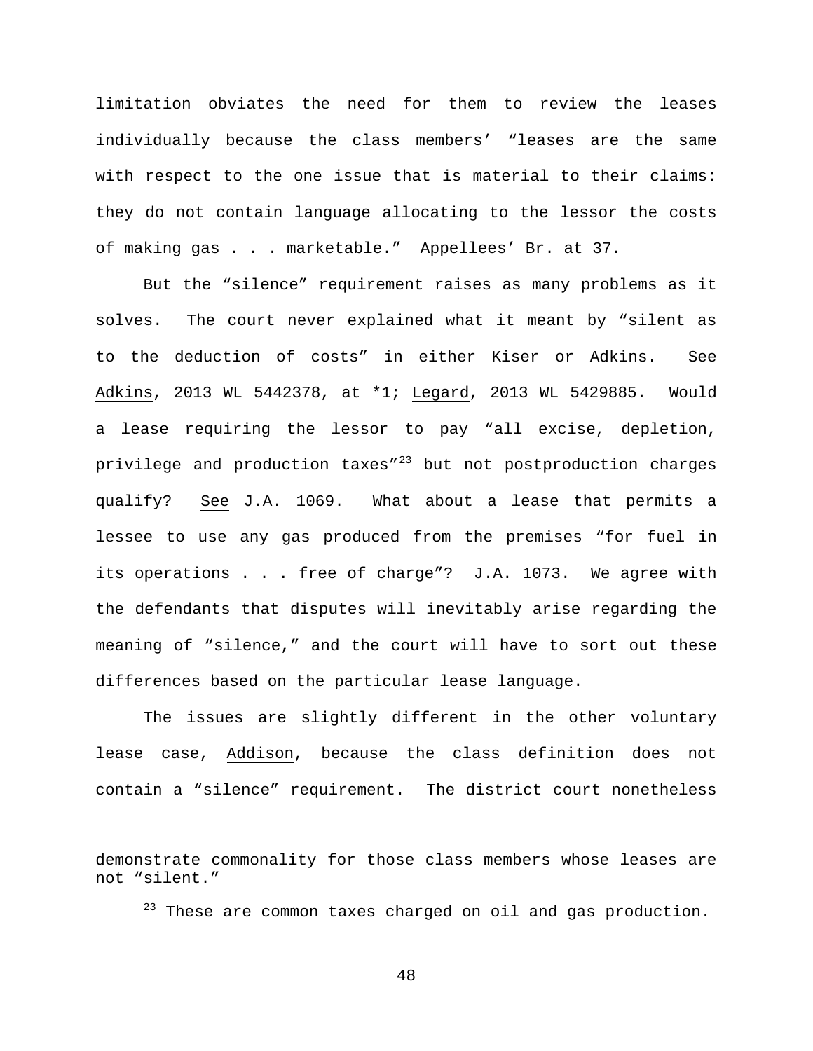limitation obviates the need for them to review the leases individually because the class members' "leases are the same with respect to the one issue that is material to their claims: they do not contain language allocating to the lessor the costs of making gas . . . marketable." Appellees' Br. at 37.

But the "silence" requirement raises as many problems as it solves. The court never explained what it meant by "silent as to the deduction of costs" in either Kiser or Adkins. See Adkins, 2013 WL 5442378, at *1; Legard, 2013 WL 5429885. Would a lease requiring the lessor to pay "all excise, depletion, privilege and production taxes"[23] but not postproduction charges qualify? See J.A. 1069. What about a lease that permits a lessee to use any gas produced from the premises "for fuel in its operations . . . free of charge"? J.A. 1073. We agree with the defendants that disputes will inevitably arise regarding the meaning of "silence," and the court will have to sort out these differences based on the particular lease language.

The issues are slightly different in the other voluntary lease case, Addison, because the class definition does not contain a "silence" requirement. The district court nonetheless

---

demonstrate commonality for those class members whose leases are not "silent."

[23] These are common taxes charged on oil and gas production.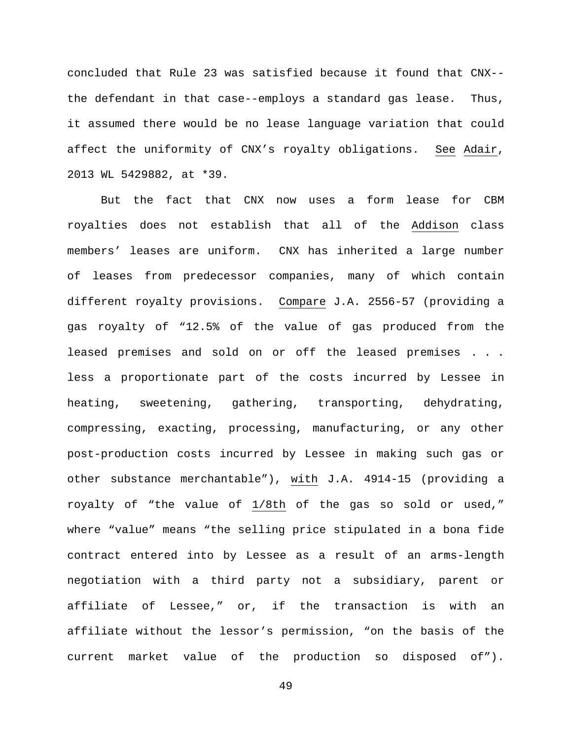concluded that Rule 23 was satisfied because it found that CNX--the defendant in that case--employs a standard gas lease. Thus, it assumed there would be no lease language variation that could affect the uniformity of CNX's royalty obligations. See Adair, 2013 WL 5429882, at *39.

But the fact that CNX now uses a form lease for CBM royalties does not establish that all of the Addison class members' leases are uniform. CNX has inherited a large number of leases from predecessor companies, many of which contain different royalty provisions. Compare J.A. 2556-57 (providing a gas royalty of "12.5% of the value of gas produced from the leased premises and sold on or off the leased premises . . . less a proportionate part of the costs incurred by Lessee in heating, sweetening, gathering, transporting, dehydrating, compressing, exacting, processing, manufacturing, or any other post-production costs incurred by Lessee in making such gas or other substance merchantable"), with J.A. 4914-15 (providing a royalty of "the value of 1/8th of the gas so sold or used," where "value" means "the selling price stipulated in a bona fide contract entered into by Lessee as a result of an arms-length negotiation with a third party not a subsidiary, parent or affiliate of Lessee," or, if the transaction is with an affiliate without the lessor's permission, "on the basis of the current market value of the production so disposed of").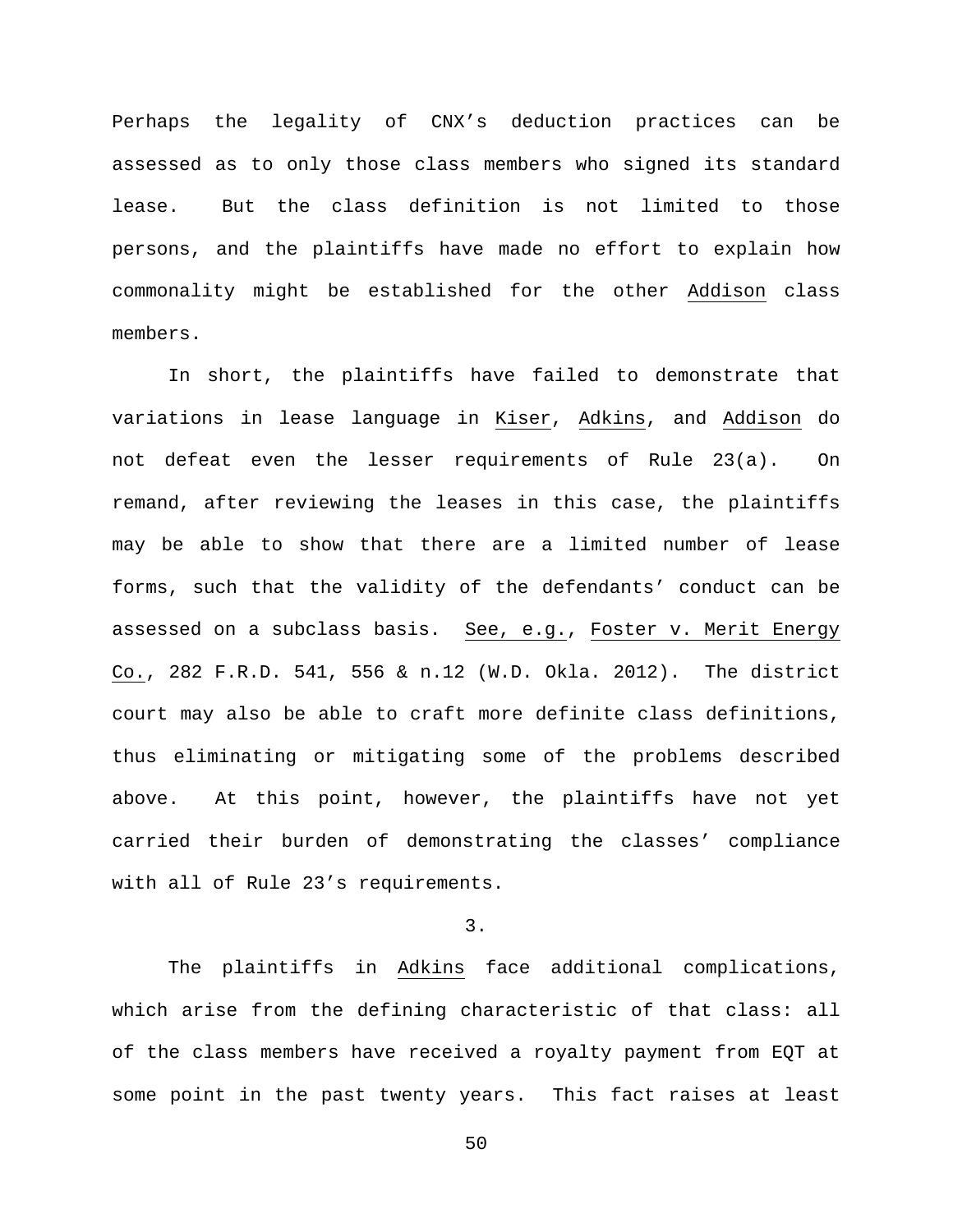Perhaps the legality of CNX's deduction practices can be assessed as to only those class members who signed its standard lease. But the class definition is not limited to those persons, and the plaintiffs have made no effort to explain how commonality might be established for the other Addison class members.

In short, the plaintiffs have failed to demonstrate that variations in lease language in Kiser, Adkins, and Addison do not defeat even the lesser requirements of Rule 23(a). On remand, after reviewing the leases in this case, the plaintiffs may be able to show that there are a limited number of lease forms, such that the validity of the defendants' conduct can be assessed on a subclass basis. See, e.g., Foster v. Merit Energy Co., 282 F.R.D. 541, 556 & n.12 (W.D. Okla. 2012). The district court may also be able to craft more definite class definitions, thus eliminating or mitigating some of the problems described above. At this point, however, the plaintiffs have not yet carried their burden of demonstrating the classes' compliance with all of Rule 23's requirements.

3.

The plaintiffs in Adkins face additional complications, which arise from the defining characteristic of that class: all of the class members have received a royalty payment from EQT at some point in the past twenty years. This fact raises at least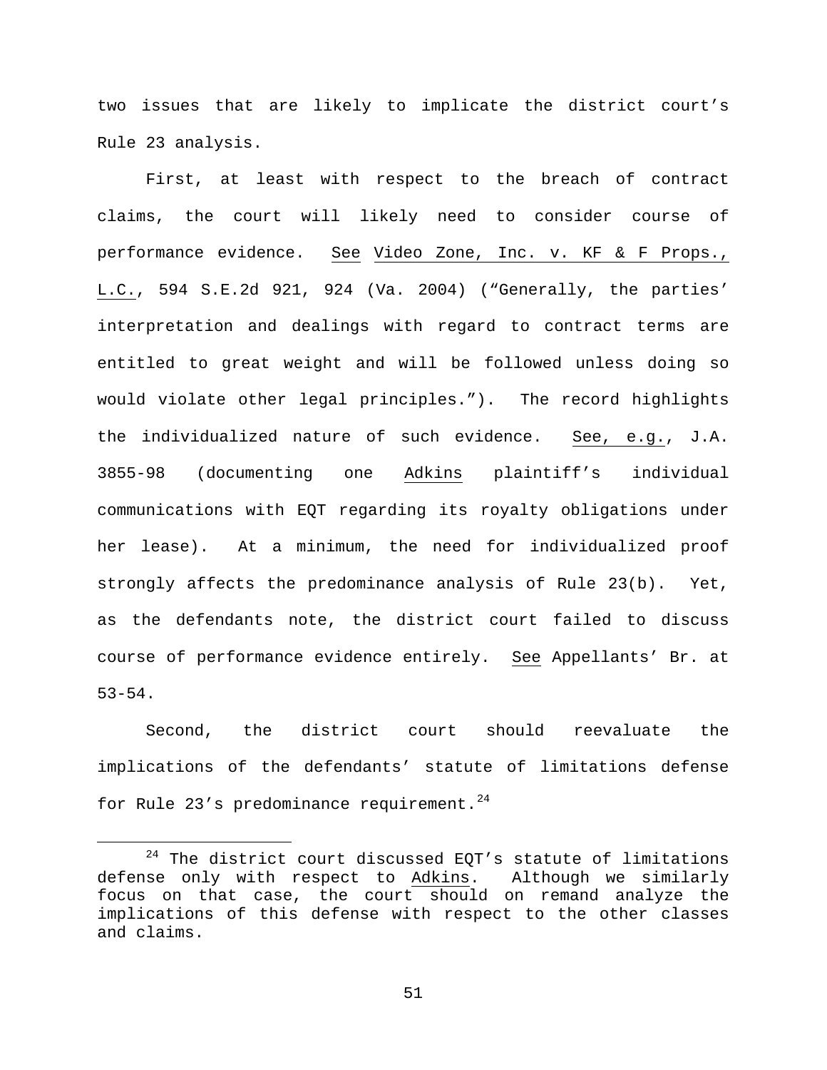two issues that are likely to implicate the district court's Rule 23 analysis.

First, at least with respect to the breach of contract claims, the court will likely need to consider course of performance evidence. See Video Zone, Inc. v. KF & F Props., L.C., 594 S.E.2d 921, 924 (Va. 2004) ("Generally, the parties' interpretation and dealings with regard to contract terms are entitled to great weight and will be followed unless doing so would violate other legal principles."). The record highlights the individualized nature of such evidence. See, e.g., J.A. 3855-98 (documenting one Adkins plaintiff's individual communications with EQT regarding its royalty obligations under her lease). At a minimum, the need for individualized proof strongly affects the predominance analysis of Rule 23(b). Yet, as the defendants note, the district court failed to discuss course of performance evidence entirely. See Appellants' Br. at 53-54.

Second, the district court should reevaluate the implications of the defendants' statute of limitations defense for Rule 23's predominance requirement.[24]

[24] The district court discussed EQT's statute of limitations defense only with respect to Adkins. Although we similarly focus on that case, the court should on remand analyze the implications of this defense with respect to the other classes and claims.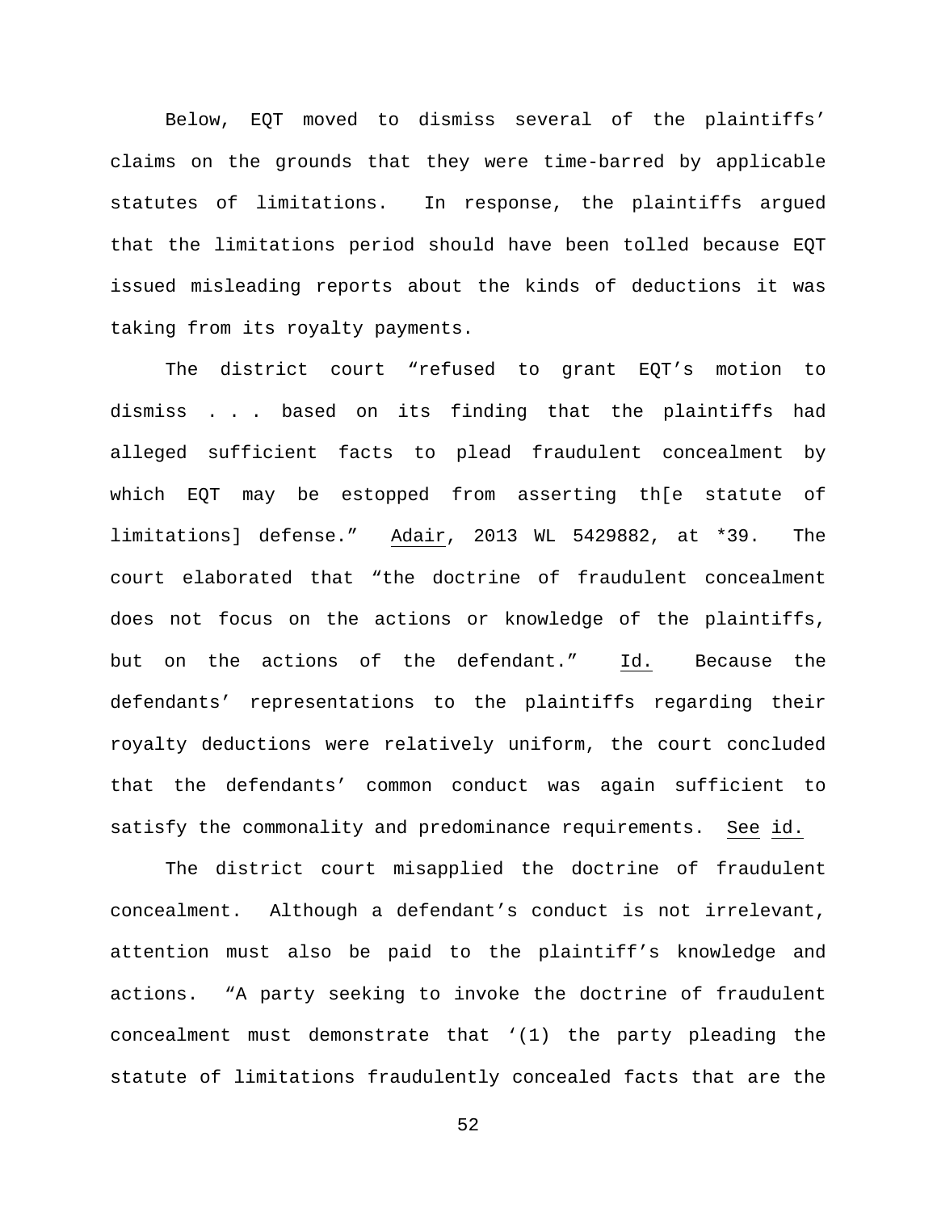Below, EQT moved to dismiss several of the plaintiffs' claims on the grounds that they were time-barred by applicable statutes of limitations. In response, the plaintiffs argued that the limitations period should have been tolled because EQT issued misleading reports about the kinds of deductions it was taking from its royalty payments.

The district court "refused to grant EQT's motion to dismiss . . . based on its finding that the plaintiffs had alleged sufficient facts to plead fraudulent concealment by which EQT may be estopped from asserting th[e statute of limitations] defense." Adair, 2013 WL 5429882, at *39. The court elaborated that "the doctrine of fraudulent concealment does not focus on the actions or knowledge of the plaintiffs, but on the actions of the defendant." Id. Because the defendants' representations to the plaintiffs regarding their royalty deductions were relatively uniform, the court concluded that the defendants' common conduct was again sufficient to satisfy the commonality and predominance requirements. See id.

The district court misapplied the doctrine of fraudulent concealment. Although a defendant's conduct is not irrelevant, attention must also be paid to the plaintiff's knowledge and actions. "A party seeking to invoke the doctrine of fraudulent concealment must demonstrate that '(1) the party pleading the statute of limitations fraudulently concealed facts that are the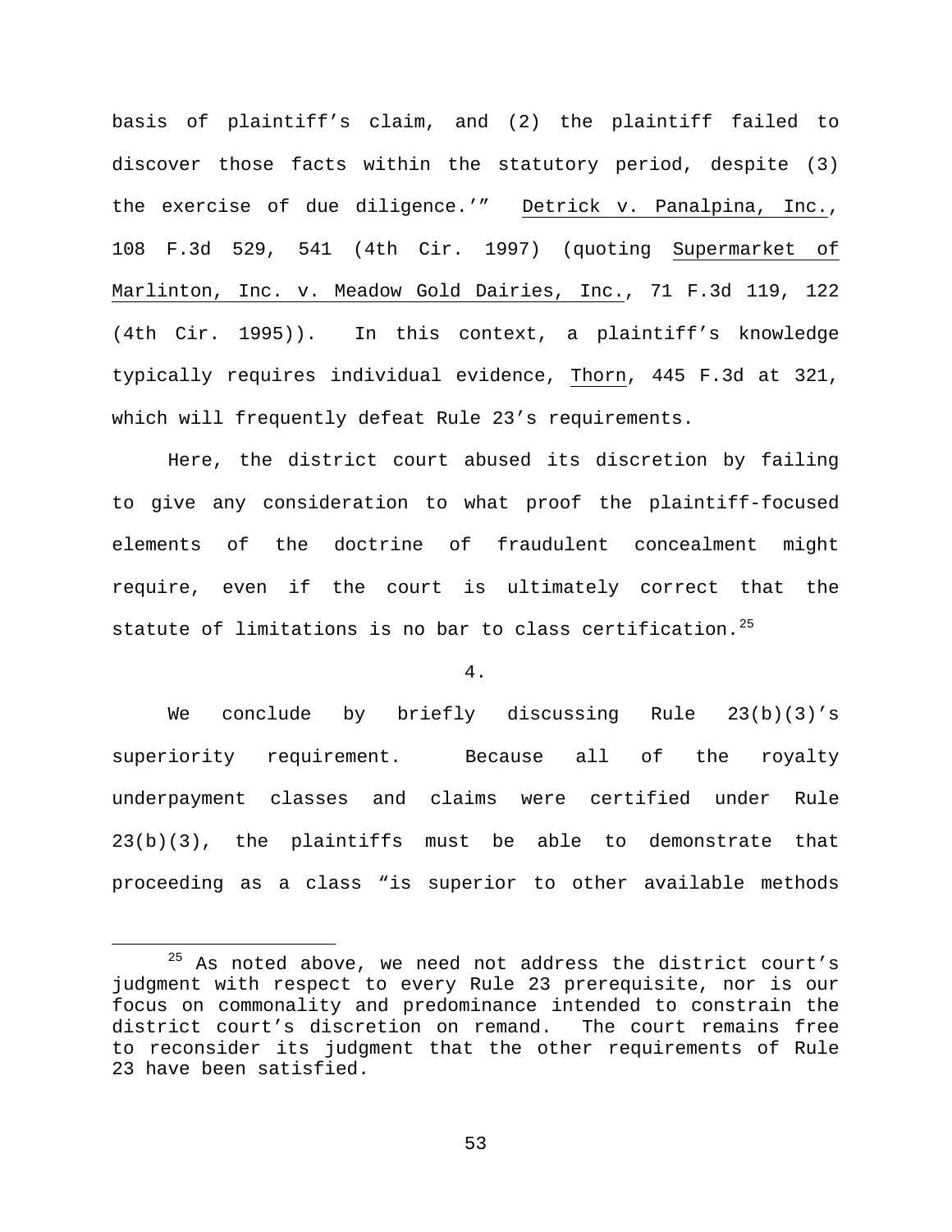basis of plaintiff's claim, and (2) the plaintiff failed to discover those facts within the statutory period, despite (3) the exercise of due diligence.'" Detrick v. Panalpina, Inc., 108 F.3d 529, 541 (4th Cir. 1997) (quoting Supermarket of Marlinton, Inc. v. Meadow Gold Dairies, Inc., 71 F.3d 119, 122 (4th Cir. 1995)). In this context, a plaintiff's knowledge typically requires individual evidence, Thorn, 445 F.3d at 321, which will frequently defeat Rule 23's requirements.

Here, the district court abused its discretion by failing to give any consideration to what proof the plaintiff-focused elements of the doctrine of fraudulent concealment might require, even if the court is ultimately correct that the statute of limitations is no bar to class certification.[25]

4.

We conclude by briefly discussing Rule 23(b)(3)'s superiority requirement. Because all of the royalty underpayment classes and claims were certified under Rule 23(b)(3), the plaintiffs must be able to demonstrate that proceeding as a class "is superior to other available methods

[25] As noted above, we need not address the district court's judgment with respect to every Rule 23 prerequisite, nor is our focus on commonality and predominance intended to constrain the district court's discretion on remand. The court remains free to reconsider its judgment that the other requirements of Rule 23 have been satisfied.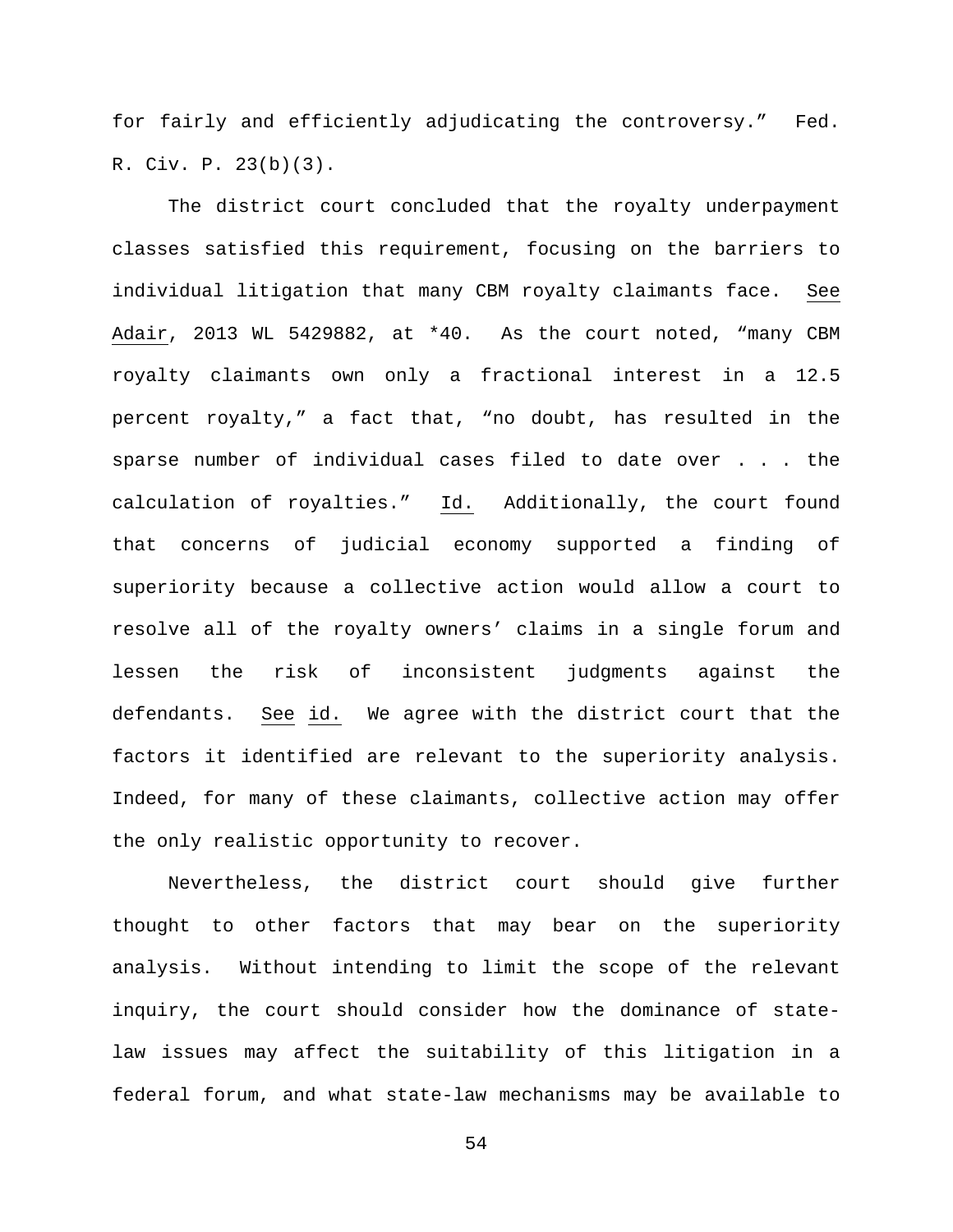for fairly and efficiently adjudicating the controversy." Fed. R. Civ. P. 23(b)(3).

The district court concluded that the royalty underpayment classes satisfied this requirement, focusing on the barriers to individual litigation that many CBM royalty claimants face. See Adair, 2013 WL 5429882, at *40. As the court noted, "many CBM royalty claimants own only a fractional interest in a 12.5 percent royalty," a fact that, "no doubt, has resulted in the sparse number of individual cases filed to date over . . . the calculation of royalties." Id. Additionally, the court found that concerns of judicial economy supported a finding of superiority because a collective action would allow a court to resolve all of the royalty owners' claims in a single forum and lessen the risk of inconsistent judgments against the defendants. See id. We agree with the district court that the factors it identified are relevant to the superiority analysis. Indeed, for many of these claimants, collective action may offer the only realistic opportunity to recover.

Nevertheless, the district court should give further thought to other factors that may bear on the superiority analysis. Without intending to limit the scope of the relevant inquiry, the court should consider how the dominance of state-law issues may affect the suitability of this litigation in a federal forum, and what state-law mechanisms may be available to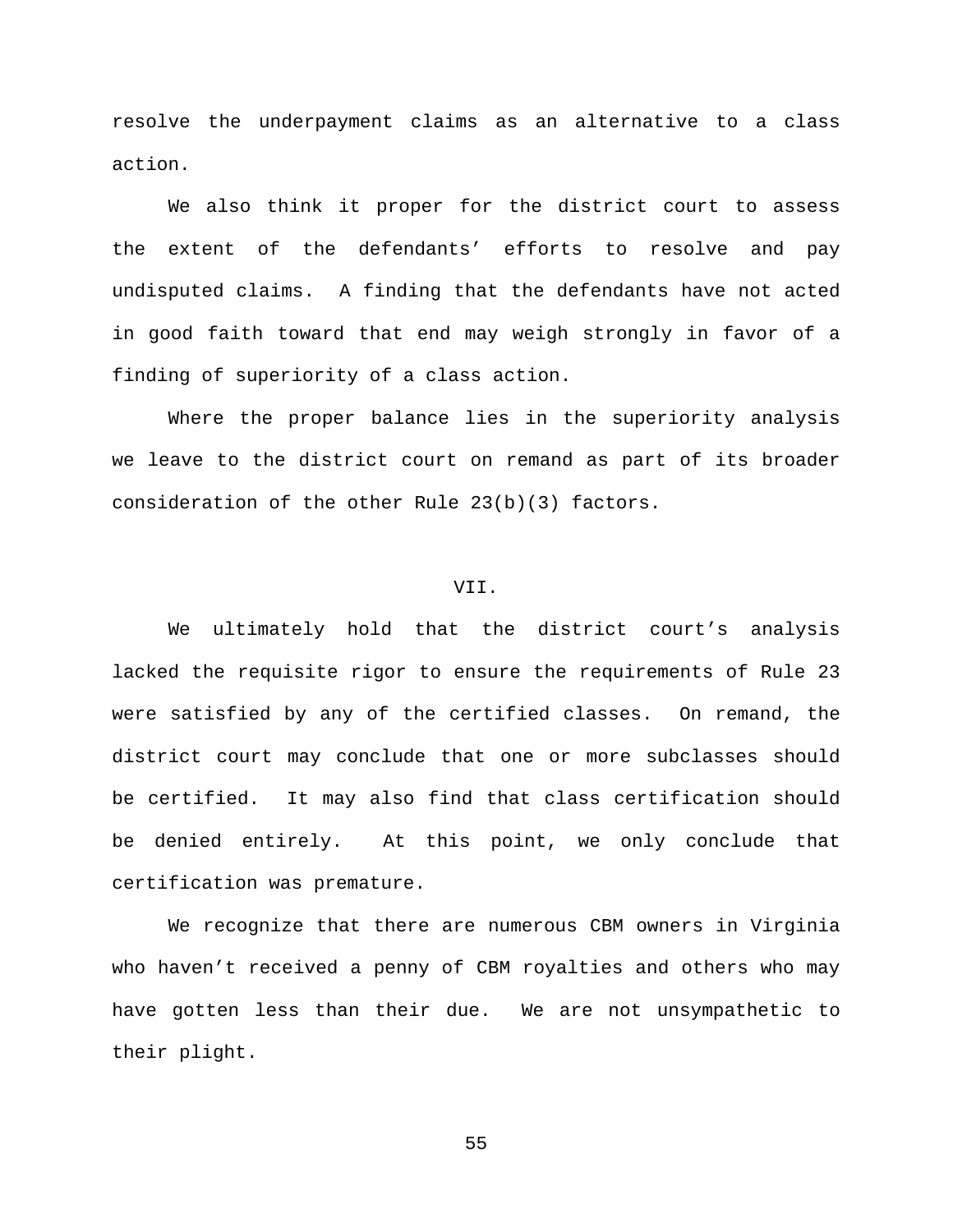resolve the underpayment claims as an alternative to a class action.

We also think it proper for the district court to assess the extent of the defendants' efforts to resolve and pay undisputed claims. A finding that the defendants have not acted in good faith toward that end may weigh strongly in favor of a finding of superiority of a class action.

Where the proper balance lies in the superiority analysis we leave to the district court on remand as part of its broader consideration of the other Rule 23(b)(3) factors.

## VII.

We ultimately hold that the district court's analysis lacked the requisite rigor to ensure the requirements of Rule 23 were satisfied by any of the certified classes. On remand, the district court may conclude that one or more subclasses should be certified. It may also find that class certification should be denied entirely. At this point, we only conclude that certification was premature.

We recognize that there are numerous CBM owners in Virginia who haven't received a penny of CBM royalties and others who may have gotten less than their due. We are not unsympathetic to their plight.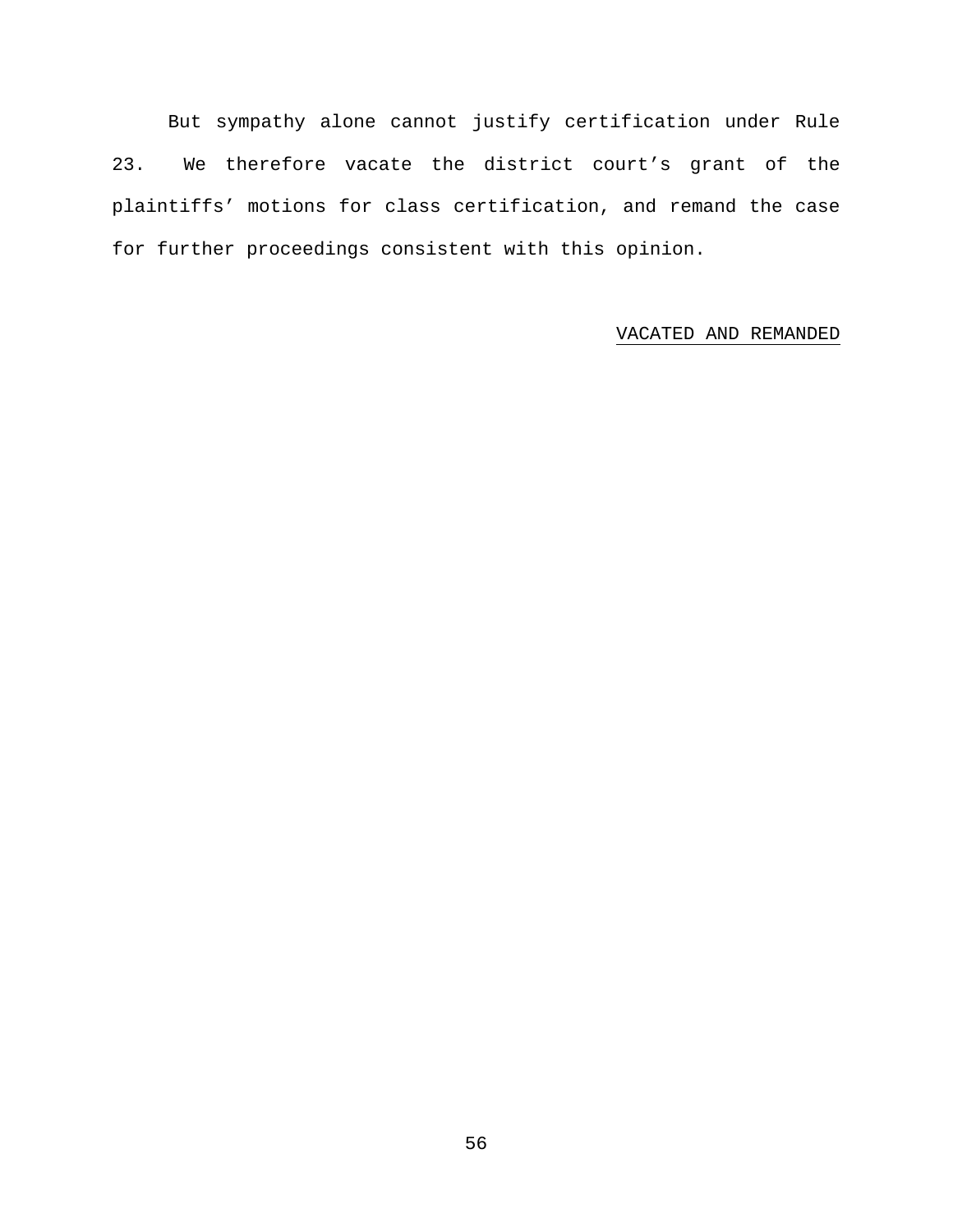But sympathy alone cannot justify certification under Rule 23. We therefore vacate the district court's grant of the plaintiffs' motions for class certification, and remand the case for further proceedings consistent with this opinion.

VACATED AND REMANDED